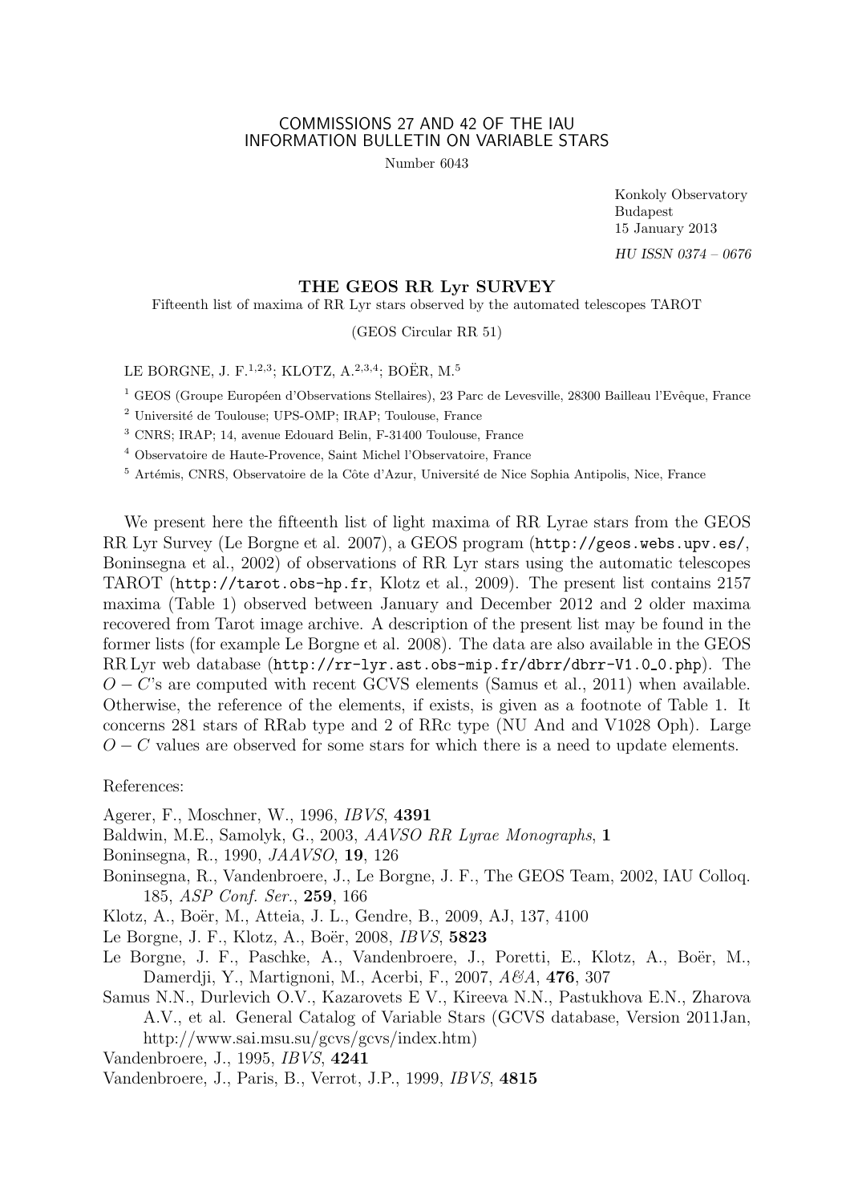COMMISSIONS 27 AND 42 OF THE IAU
INFORMATION BULLETIN ON VARIABLE STARS

Number 6043

Konkoly Observatory
Budapest
15 January 2013

*HU ISSN 0374 – 0676*

# THE GEOS RR Lyr SURVEY

Fifteenth list of maxima of RR Lyr stars observed by the automated telescopes TAROT

(GEOS Circular RR 51)

LE BORGNE, J. F.[1,2,3]; KLOTZ, A.[2,3,4]; BOËR, M.[5]

[1] GEOS (Groupe Européen d'Observations Stellaires), 23 Parc de Levesville, 28300 Bailleau l'Evêque, France

[2] Université de Toulouse; UPS-OMP; IRAP; Toulouse, France

[3] CNRS; IRAP; 14, avenue Edouard Belin, F-31400 Toulouse, France

[4] Observatoire de Haute-Provence, Saint Michel l'Observatoire, France

[5] Artémis, CNRS, Observatoire de la Côte d'Azur, Université de Nice Sophia Antipolis, Nice, France

We present here the fifteenth list of light maxima of RR Lyrae stars from the GEOS RR Lyr Survey (Le Borgne et al. 2007), a GEOS program (`http://geos.webs.upv.es/`, Boninsegna et al., 2002) of observations of RR Lyr stars using the automatic telescopes TAROT (`http://tarot.obs-hp.fr`, Klotz et al., 2009). The present list contains 2157 maxima (Table 1) observed between January and December 2012 and 2 older maxima recovered from Tarot image archive. A description of the present list may be found in the former lists (for example Le Borgne et al. 2008). The data are also available in the GEOS RR Lyr web database (`http://rr-lyr.ast.obs-mip.fr/dbrr/dbrr-V1.0_0.php`). The $O-C$'s are computed with recent GCVS elements (Samus et al., 2011) when available. Otherwise, the reference of the elements, if exists, is given as a footnote of Table 1. It concerns 281 stars of RRab type and 2 of RRc type (NU And and V1028 Oph). Large $O-C$ values are observed for some stars for which there is a need to update elements.

References:

Agerer, F., Moschner, W., 1996, *IBVS*, **4391**

Baldwin, M.E., Samolyk, G., 2003, *AAVSO RR Lyrae Monographs*, **1**

Boninsegna, R., 1990, *JAAVSO*, **19**, 126

Boninsegna, R., Vandenbroere, J., Le Borgne, J. F., The GEOS Team, 2002, IAU Colloq. 185, *ASP Conf. Ser.*, **259**, 166

Klotz, A., Boër, M., Atteia, J. L., Gendre, B., 2009, AJ, 137, 4100

Le Borgne, J. F., Klotz, A., Boër, 2008, *IBVS*, **5823**

Le Borgne, J. F., Paschke, A., Vandenbroere, J., Poretti, E., Klotz, A., Boër, M., Damerdji, Y., Martignoni, M., Acerbi, F., 2007, *A&A*, **476**, 307

Samus N.N., Durlevich O.V., Kazarovets E V., Kireeva N.N., Pastukhova E.N., Zharova A.V., et al. General Catalog of Variable Stars (GCVS database, Version 2011Jan, http://www.sai.msu.su/gcvs/gcvs/index.htm)

Vandenbroere, J., 1995, *IBVS*, **4241**

Vandenbroere, J., Paris, B., Verrot, J.P., 1999, *IBVS*, **4815**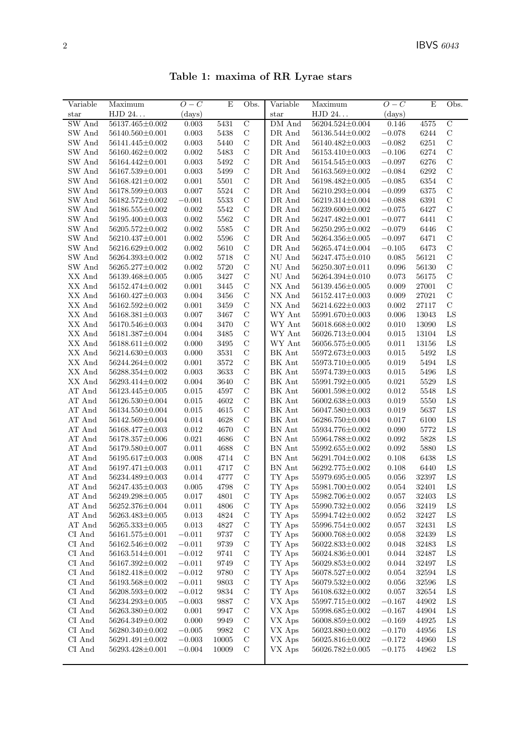**Table 1: maxima of RR Lyrae stars**

| Variable star | Maximum HJD 24... | $O-C$ (days) | E | Obs. | Variable star | Maximum HJD 24... | $O-C$ (days) | E | Obs. |
|---|---|---|---|---|---|---|---|---|---|
| SW And | 56137.465±0.002 | 0.003 | 5431 | C | DM And | 56204.524±0.004 | 0.146 | 4575 | C |
| SW And | 56140.560±0.001 | 0.003 | 5438 | C | DR And | 56136.544±0.002 | −0.078 | 6244 | C |
| SW And | 56141.445±0.002 | 0.003 | 5440 | C | DR And | 56140.482±0.003 | −0.082 | 6251 | C |
| SW And | 56160.462±0.002 | 0.002 | 5483 | C | DR And | 56153.410±0.003 | −0.106 | 6274 | C |
| SW And | 56164.442±0.001 | 0.003 | 5492 | C | DR And | 56154.545±0.003 | −0.097 | 6276 | C |
| SW And | 56167.539±0.001 | 0.003 | 5499 | C | DR And | 56163.569±0.002 | −0.084 | 6292 | C |
| SW And | 56168.421±0.002 | 0.001 | 5501 | C | DR And | 56198.482±0.005 | −0.085 | 6354 | C |
| SW And | 56178.599±0.003 | 0.007 | 5524 | C | DR And | 56210.293±0.004 | −0.099 | 6375 | C |
| SW And | 56182.572±0.002 | −0.001 | 5533 | C | DR And | 56219.314±0.004 | −0.088 | 6391 | C |
| SW And | 56186.555±0.002 | 0.002 | 5542 | C | DR And | 56239.600±0.002 | −0.075 | 6427 | C |
| SW And | 56195.400±0.003 | 0.002 | 5562 | C | DR And | 56247.482±0.001 | −0.077 | 6441 | C |
| SW And | 56205.572±0.002 | 0.002 | 5585 | C | DR And | 56250.295±0.002 | −0.079 | 6446 | C |
| SW And | 56210.437±0.001 | 0.002 | 5596 | C | DR And | 56264.356±0.005 | −0.097 | 6471 | C |
| SW And | 56216.629±0.002 | 0.002 | 5610 | C | DR And | 56265.474±0.004 | −0.105 | 6473 | C |
| SW And | 56264.393±0.002 | 0.002 | 5718 | C | NU And | 56247.475±0.010 | 0.085 | 56121 | C |
| SW And | 56265.277±0.002 | 0.002 | 5720 | C | NU And | 56250.307±0.011 | 0.096 | 56130 | C |
| XX And | 56139.468±0.005 | 0.005 | 3427 | C | NU And | 56264.394±0.010 | 0.073 | 56175 | C |
| XX And | 56152.474±0.002 | 0.001 | 3445 | C | NX And | 56139.456±0.005 | 0.009 | 27001 | C |
| XX And | 56160.427±0.003 | 0.004 | 3456 | C | NX And | 56152.417±0.003 | 0.009 | 27021 | C |
| XX And | 56162.592±0.002 | 0.001 | 3459 | C | NX And | 56214.622±0.003 | 0.002 | 27117 | C |
| XX And | 56168.381±0.003 | 0.007 | 3467 | C | WY Ant | 55991.670±0.003 | 0.006 | 13043 | LS |
| XX And | 56170.546±0.003 | 0.004 | 3470 | C | WY Ant | 56018.668±0.002 | 0.010 | 13090 | LS |
| XX And | 56181.387±0.004 | 0.004 | 3485 | C | WY Ant | 56026.713±0.004 | 0.015 | 13104 | LS |
| XX And | 56188.611±0.002 | 0.000 | 3495 | C | WY Ant | 56056.575±0.005 | 0.011 | 13156 | LS |
| XX And | 56214.630±0.003 | 0.000 | 3531 | C | BK Ant | 55972.673±0.003 | 0.015 | 5492 | LS |
| XX And | 56244.264±0.002 | 0.001 | 3572 | C | BK Ant | 55973.710±0.005 | 0.019 | 5494 | LS |
| XX And | 56288.354±0.002 | 0.003 | 3633 | C | BK Ant | 55974.739±0.003 | 0.015 | 5496 | LS |
| XX And | 56293.414±0.002 | 0.004 | 3640 | C | BK Ant | 55991.792±0.005 | 0.021 | 5529 | LS |
| AT And | 56123.445±0.005 | 0.015 | 4597 | C | BK Ant | 56001.598±0.002 | 0.012 | 5548 | LS |
| AT And | 56126.530±0.004 | 0.015 | 4602 | C | BK Ant | 56002.638±0.003 | 0.019 | 5550 | LS |
| AT And | 56134.550±0.004 | 0.015 | 4615 | C | BK Ant | 56047.580±0.003 | 0.019 | 5637 | LS |
| AT And | 56142.569±0.004 | 0.014 | 4628 | C | BK Ant | 56286.750±0.004 | 0.017 | 6100 | LS |
| AT And | 56168.477±0.003 | 0.012 | 4670 | C | BN Ant | 55934.776±0.002 | 0.090 | 5772 | LS |
| AT And | 56178.357±0.006 | 0.021 | 4686 | C | BN Ant | 55964.788±0.002 | 0.092 | 5828 | LS |
| AT And | 56179.580±0.007 | 0.011 | 4688 | C | BN Ant | 55992.655±0.002 | 0.092 | 5880 | LS |
| AT And | 56195.617±0.003 | 0.008 | 4714 | C | BN Ant | 56291.704±0.002 | 0.108 | 6438 | LS |
| AT And | 56197.471±0.003 | 0.011 | 4717 | C | BN Ant | 56292.775±0.002 | 0.108 | 6440 | LS |
| AT And | 56234.489±0.003 | 0.014 | 4777 | C | TY Aps | 55979.695±0.005 | 0.056 | 32397 | LS |
| AT And | 56247.435±0.003 | 0.005 | 4798 | C | TY Aps | 55981.700±0.002 | 0.054 | 32401 | LS |
| AT And | 56249.298±0.005 | 0.017 | 4801 | C | TY Aps | 55982.706±0.002 | 0.057 | 32403 | LS |
| AT And | 56252.376±0.004 | 0.011 | 4806 | C | TY Aps | 55990.732±0.002 | 0.056 | 32419 | LS |
| AT And | 56263.483±0.005 | 0.013 | 4824 | C | TY Aps | 55994.742±0.002 | 0.052 | 32427 | LS |
| AT And | 56265.333±0.005 | 0.013 | 4827 | C | TY Aps | 55996.754±0.002 | 0.057 | 32431 | LS |
| CI And | 56161.575±0.001 | −0.011 | 9737 | C | TY Aps | 56000.768±0.002 | 0.058 | 32439 | LS |
| CI And | 56162.546±0.002 | −0.011 | 9739 | C | TY Aps | 56022.833±0.002 | 0.048 | 32483 | LS |
| CI And | 56163.514±0.001 | −0.012 | 9741 | C | TY Aps | 56024.836±0.001 | 0.044 | 32487 | LS |
| CI And | 56167.392±0.002 | −0.011 | 9749 | C | TY Aps | 56029.853±0.002 | 0.044 | 32497 | LS |
| CI And | 56182.418±0.002 | −0.012 | 9780 | C | TY Aps | 56078.527±0.002 | 0.054 | 32594 | LS |
| CI And | 56193.568±0.002 | −0.011 | 9803 | C | TY Aps | 56079.532±0.002 | 0.056 | 32596 | LS |
| CI And | 56208.593±0.002 | −0.012 | 9834 | C | TY Aps | 56108.632±0.002 | 0.057 | 32654 | LS |
| CI And | 56234.293±0.005 | −0.003 | 9887 | C | VX Aps | 55997.715±0.002 | −0.167 | 44902 | LS |
| CI And | 56263.380±0.002 | 0.001 | 9947 | C | VX Aps | 55998.685±0.002 | −0.167 | 44904 | LS |
| CI And | 56264.349±0.002 | 0.000 | 9949 | C | VX Aps | 56008.859±0.002 | −0.169 | 44925 | LS |
| CI And | 56280.340±0.002 | −0.005 | 9982 | C | VX Aps | 56023.880±0.002 | −0.170 | 44956 | LS |
| CI And | 56291.491±0.002 | −0.003 | 10005 | C | VX Aps | 56025.816±0.002 | −0.172 | 44960 | LS |
| CI And | 56293.428±0.001 | −0.004 | 10009 | C | VX Aps | 56026.782±0.005 | −0.175 | 44962 | LS |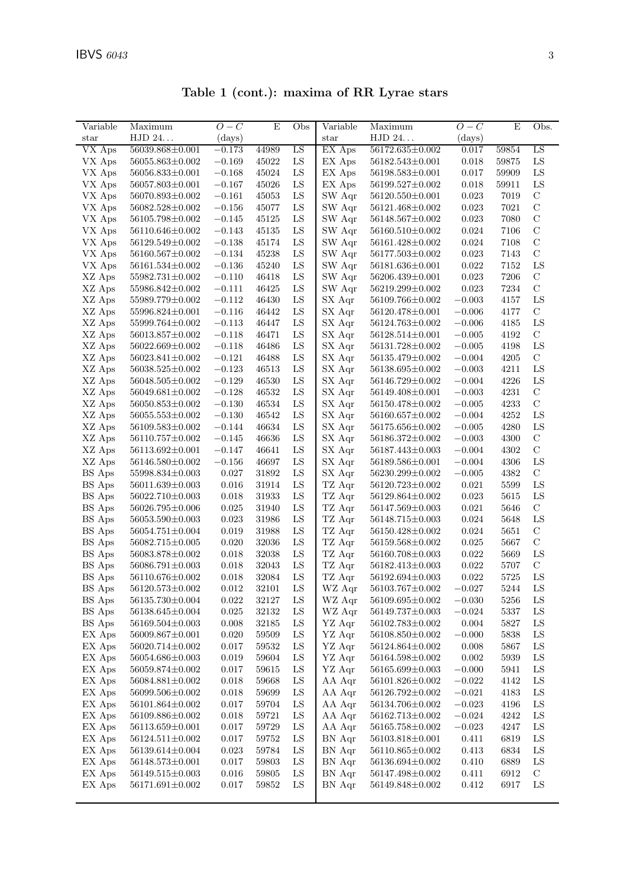**Table 1 (cont.): maxima of RR Lyrae stars**

| Variable star | Maximum HJD 24... | $O-C$ (days) | E | Obs | Variable star | Maximum HJD 24... | $O-C$ (days) | E | Obs. |
|---|---|---|---|---|---|---|---|---|---|
| VX Aps | 56039.868±0.001 | −0.173 | 44989 | LS | EX Aps | 56172.635±0.002 | 0.017 | 59854 | LS |
| VX Aps | 56055.863±0.002 | −0.169 | 45022 | LS | EX Aps | 56182.543±0.001 | 0.018 | 59875 | LS |
| VX Aps | 56056.833±0.001 | −0.168 | 45024 | LS | EX Aps | 56198.583±0.001 | 0.017 | 59909 | LS |
| VX Aps | 56057.803±0.001 | −0.167 | 45026 | LS | EX Aps | 56199.527±0.002 | 0.018 | 59911 | LS |
| VX Aps | 56070.893±0.002 | −0.161 | 45053 | LS | SW Aqr | 56120.550±0.001 | 0.023 | 7019 | C |
| VX Aps | 56082.528±0.002 | −0.156 | 45077 | LS | SW Aqr | 56121.468±0.002 | 0.023 | 7021 | C |
| VX Aps | 56105.798±0.002 | −0.145 | 45125 | LS | SW Aqr | 56148.567±0.002 | 0.023 | 7080 | C |
| VX Aps | 56110.646±0.002 | −0.143 | 45135 | LS | SW Aqr | 56160.510±0.002 | 0.024 | 7106 | C |
| VX Aps | 56129.549±0.002 | −0.138 | 45174 | LS | SW Aqr | 56161.428±0.002 | 0.024 | 7108 | C |
| VX Aps | 56160.567±0.002 | −0.134 | 45238 | LS | SW Aqr | 56177.503±0.002 | 0.023 | 7143 | C |
| VX Aps | 56161.534±0.002 | −0.136 | 45240 | LS | SW Aqr | 56181.636±0.001 | 0.022 | 7152 | LS |
| XZ Aps | 55982.731±0.002 | −0.110 | 46418 | LS | SW Aqr | 56206.439±0.001 | 0.023 | 7206 | C |
| XZ Aps | 55986.842±0.002 | −0.111 | 46425 | LS | SW Aqr | 56219.299±0.002 | 0.023 | 7234 | C |
| XZ Aps | 55989.779±0.002 | −0.112 | 46430 | LS | SX Aqr | 56109.766±0.002 | −0.003 | 4157 | LS |
| XZ Aps | 55996.824±0.001 | −0.116 | 46442 | LS | SX Aqr | 56120.478±0.001 | −0.006 | 4177 | C |
| XZ Aps | 55999.764±0.002 | −0.113 | 46447 | LS | SX Aqr | 56124.763±0.002 | −0.006 | 4185 | LS |
| XZ Aps | 56013.857±0.002 | −0.118 | 46471 | LS | SX Aqr | 56128.514±0.001 | −0.005 | 4192 | C |
| XZ Aps | 56022.669±0.002 | −0.118 | 46486 | LS | SX Aqr | 56131.728±0.002 | −0.005 | 4198 | LS |
| XZ Aps | 56023.841±0.002 | −0.121 | 46488 | LS | SX Aqr | 56135.479±0.002 | −0.004 | 4205 | C |
| XZ Aps | 56038.525±0.002 | −0.123 | 46513 | LS | SX Aqr | 56138.695±0.002 | −0.003 | 4211 | LS |
| XZ Aps | 56048.505±0.002 | −0.129 | 46530 | LS | SX Aqr | 56146.729±0.002 | −0.004 | 4226 | LS |
| XZ Aps | 56049.681±0.002 | −0.128 | 46532 | LS | SX Aqr | 56149.408±0.001 | −0.003 | 4231 | C |
| XZ Aps | 56050.853±0.002 | −0.130 | 46534 | LS | SX Aqr | 56150.478±0.002 | −0.005 | 4233 | C |
| XZ Aps | 56055.553±0.002 | −0.130 | 46542 | LS | SX Aqr | 56160.657±0.002 | −0.004 | 4252 | LS |
| XZ Aps | 56109.583±0.002 | −0.144 | 46634 | LS | SX Aqr | 56175.656±0.002 | −0.005 | 4280 | LS |
| XZ Aps | 56110.757±0.002 | −0.145 | 46636 | LS | SX Aqr | 56186.372±0.002 | −0.003 | 4300 | C |
| XZ Aps | 56113.692±0.001 | −0.147 | 46641 | LS | SX Aqr | 56187.443±0.003 | −0.004 | 4302 | C |
| XZ Aps | 56146.580±0.002 | −0.156 | 46697 | LS | SX Aqr | 56189.586±0.001 | −0.004 | 4306 | LS |
| BS Aps | 55998.834±0.003 | 0.027 | 31892 | LS | SX Aqr | 56230.299±0.002 | −0.005 | 4382 | C |
| BS Aps | 56011.639±0.003 | 0.016 | 31914 | LS | TZ Aqr | 56120.723±0.002 | 0.021 | 5599 | LS |
| BS Aps | 56022.710±0.003 | 0.018 | 31933 | LS | TZ Aqr | 56129.864±0.002 | 0.023 | 5615 | LS |
| BS Aps | 56026.795±0.006 | 0.025 | 31940 | LS | TZ Aqr | 56147.569±0.003 | 0.021 | 5646 | C |
| BS Aps | 56053.590±0.003 | 0.023 | 31986 | LS | TZ Aqr | 56148.715±0.003 | 0.024 | 5648 | LS |
| BS Aps | 56054.751±0.004 | 0.019 | 31988 | LS | TZ Aqr | 56150.428±0.002 | 0.024 | 5651 | C |
| BS Aps | 56082.715±0.005 | 0.020 | 32036 | LS | TZ Aqr | 56159.568±0.002 | 0.025 | 5667 | C |
| BS Aps | 56083.878±0.002 | 0.018 | 32038 | LS | TZ Aqr | 56160.708±0.003 | 0.022 | 5669 | LS |
| BS Aps | 56086.791±0.003 | 0.018 | 32043 | LS | TZ Aqr | 56182.413±0.003 | 0.022 | 5707 | C |
| BS Aps | 56110.676±0.002 | 0.018 | 32084 | LS | TZ Aqr | 56192.694±0.003 | 0.022 | 5725 | LS |
| BS Aps | 56120.573±0.002 | 0.012 | 32101 | LS | WZ Aqr | 56103.767±0.002 | −0.027 | 5244 | LS |
| BS Aps | 56135.730±0.004 | 0.022 | 32127 | LS | WZ Aqr | 56109.695±0.002 | −0.030 | 5256 | LS |
| BS Aps | 56138.645±0.004 | 0.025 | 32132 | LS | WZ Aqr | 56149.737±0.003 | −0.024 | 5337 | LS |
| BS Aps | 56169.504±0.003 | 0.008 | 32185 | LS | YZ Aqr | 56102.783±0.002 | 0.004 | 5827 | LS |
| EX Aps | 56009.867±0.001 | 0.020 | 59509 | LS | YZ Aqr | 56108.850±0.002 | −0.000 | 5838 | LS |
| EX Aps | 56020.714±0.002 | 0.017 | 59532 | LS | YZ Aqr | 56124.864±0.002 | 0.008 | 5867 | LS |
| EX Aps | 56054.686±0.003 | 0.019 | 59604 | LS | YZ Aqr | 56164.598±0.002 | 0.002 | 5939 | LS |
| EX Aps | 56059.874±0.002 | 0.017 | 59615 | LS | YZ Aqr | 56165.699±0.003 | −0.000 | 5941 | LS |
| EX Aps | 56084.881±0.002 | 0.018 | 59668 | LS | AA Aqr | 56101.826±0.002 | −0.022 | 4142 | LS |
| EX Aps | 56099.506±0.002 | 0.018 | 59699 | LS | AA Aqr | 56126.792±0.002 | −0.021 | 4183 | LS |
| EX Aps | 56101.864±0.002 | 0.017 | 59704 | LS | AA Aqr | 56134.706±0.002 | −0.023 | 4196 | LS |
| EX Aps | 56109.886±0.002 | 0.018 | 59721 | LS | AA Aqr | 56162.713±0.002 | −0.024 | 4242 | LS |
| EX Aps | 56113.659±0.001 | 0.017 | 59729 | LS | AA Aqr | 56165.758±0.002 | −0.023 | 4247 | LS |
| EX Aps | 56124.511±0.002 | 0.017 | 59752 | LS | BN Aqr | 56103.818±0.001 | 0.411 | 6819 | LS |
| EX Aps | 56139.614±0.004 | 0.023 | 59784 | LS | BN Aqr | 56110.865±0.002 | 0.413 | 6834 | LS |
| EX Aps | 56148.573±0.001 | 0.017 | 59803 | LS | BN Aqr | 56136.694±0.002 | 0.410 | 6889 | LS |
| EX Aps | 56149.515±0.003 | 0.016 | 59805 | LS | BN Aqr | 56147.498±0.002 | 0.411 | 6912 | C |
| EX Aps | 56171.691±0.002 | 0.017 | 59852 | LS | BN Aqr | 56149.848±0.002 | 0.412 | 6917 | LS |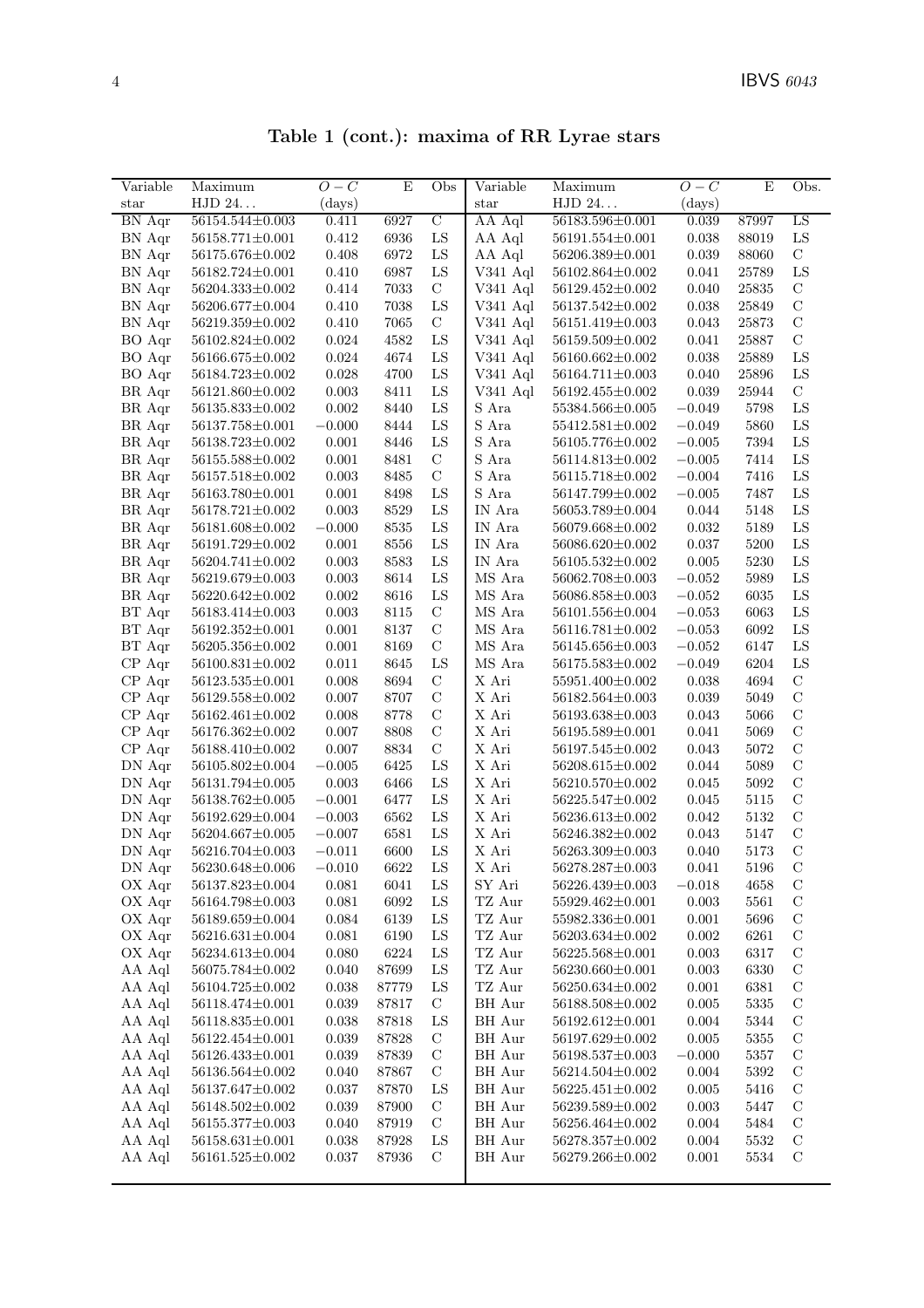**Table 1 (cont.): maxima of RR Lyrae stars**

| Variable star | Maximum HJD 24... | $O-C$ (days) | E | Obs | Variable star | Maximum HJD 24... | $O-C$ (days) | E | Obs. |
|---|---|---|---|---|---|---|---|---|---|
| BN Aqr | 56154.544±0.003 | 0.411 | 6927 | C | AA Aql | 56183.596±0.001 | 0.039 | 87997 | LS |
| BN Aqr | 56158.771±0.001 | 0.412 | 6936 | LS | AA Aql | 56191.554±0.001 | 0.038 | 88019 | LS |
| BN Aqr | 56175.676±0.002 | 0.408 | 6972 | LS | AA Aql | 56206.389±0.001 | 0.039 | 88060 | C |
| BN Aqr | 56182.724±0.001 | 0.410 | 6987 | LS | V341 Aql | 56102.864±0.002 | 0.041 | 25789 | LS |
| BN Aqr | 56204.333±0.002 | 0.414 | 7033 | C | V341 Aql | 56129.452±0.002 | 0.040 | 25835 | C |
| BN Aqr | 56206.677±0.004 | 0.410 | 7038 | LS | V341 Aql | 56137.542±0.002 | 0.038 | 25849 | C |
| BN Aqr | 56219.359±0.002 | 0.410 | 7065 | C | V341 Aql | 56151.419±0.003 | 0.043 | 25873 | C |
| BO Aqr | 56102.824±0.002 | 0.024 | 4582 | LS | V341 Aql | 56159.509±0.002 | 0.041 | 25887 | C |
| BO Aqr | 56166.675±0.002 | 0.024 | 4674 | LS | V341 Aql | 56160.662±0.002 | 0.038 | 25889 | LS |
| BO Aqr | 56184.723±0.002 | 0.028 | 4700 | LS | V341 Aql | 56164.711±0.003 | 0.040 | 25896 | LS |
| BR Aqr | 56121.860±0.002 | 0.003 | 8411 | LS | V341 Aql | 56192.455±0.002 | 0.039 | 25944 | C |
| BR Aqr | 56135.833±0.002 | 0.002 | 8440 | LS | S Ara | 55384.566±0.005 | −0.049 | 5798 | LS |
| BR Aqr | 56137.758±0.001 | −0.000 | 8444 | LS | S Ara | 55412.581±0.002 | −0.049 | 5860 | LS |
| BR Aqr | 56138.723±0.002 | 0.001 | 8446 | LS | S Ara | 56105.776±0.002 | −0.005 | 7394 | LS |
| BR Aqr | 56155.588±0.002 | 0.001 | 8481 | C | S Ara | 56114.813±0.002 | −0.005 | 7414 | LS |
| BR Aqr | 56157.518±0.002 | 0.003 | 8485 | C | S Ara | 56115.718±0.002 | −0.004 | 7416 | LS |
| BR Aqr | 56163.780±0.001 | 0.001 | 8498 | LS | S Ara | 56147.799±0.002 | −0.005 | 7487 | LS |
| BR Aqr | 56178.721±0.002 | 0.003 | 8529 | LS | IN Ara | 56053.789±0.004 | 0.044 | 5148 | LS |
| BR Aqr | 56181.608±0.002 | −0.000 | 8535 | LS | IN Ara | 56079.668±0.002 | 0.032 | 5189 | LS |
| BR Aqr | 56191.729±0.002 | 0.001 | 8556 | LS | IN Ara | 56086.620±0.002 | 0.037 | 5200 | LS |
| BR Aqr | 56204.741±0.002 | 0.003 | 8583 | LS | IN Ara | 56105.532±0.002 | 0.005 | 5230 | LS |
| BR Aqr | 56219.679±0.003 | 0.003 | 8614 | LS | MS Ara | 56062.708±0.003 | −0.052 | 5989 | LS |
| BR Aqr | 56220.642±0.002 | 0.002 | 8616 | LS | MS Ara | 56086.858±0.003 | −0.052 | 6035 | LS |
| BT Aqr | 56183.414±0.003 | 0.003 | 8115 | C | MS Ara | 56101.556±0.004 | −0.053 | 6063 | LS |
| BT Aqr | 56192.352±0.001 | 0.001 | 8137 | C | MS Ara | 56116.781±0.002 | −0.053 | 6092 | LS |
| BT Aqr | 56205.356±0.002 | 0.001 | 8169 | C | MS Ara | 56145.656±0.003 | −0.052 | 6147 | LS |
| CP Aqr | 56100.831±0.002 | 0.011 | 8645 | LS | MS Ara | 56175.583±0.002 | −0.049 | 6204 | LS |
| CP Aqr | 56123.535±0.001 | 0.008 | 8694 | C | X Ari | 55951.400±0.002 | 0.038 | 4694 | C |
| CP Aqr | 56129.558±0.002 | 0.007 | 8707 | C | X Ari | 56182.564±0.003 | 0.039 | 5049 | C |
| CP Aqr | 56162.461±0.002 | 0.008 | 8778 | C | X Ari | 56193.638±0.003 | 0.040 | 5066 | C |
| CP Aqr | 56176.362±0.002 | 0.007 | 8808 | C | X Ari | 56195.589±0.001 | 0.041 | 5069 | C |
| CP Aqr | 56188.410±0.002 | 0.007 | 8834 | C | X Ari | 56197.545±0.002 | 0.043 | 5072 | C |
| DN Aqr | 56105.802±0.004 | −0.005 | 6425 | LS | X Ari | 56208.615±0.002 | 0.044 | 5089 | C |
| DN Aqr | 56131.794±0.005 | 0.003 | 6466 | LS | X Ari | 56210.570±0.002 | 0.045 | 5092 | C |
| DN Aqr | 56138.762±0.005 | −0.001 | 6477 | LS | X Ari | 56225.547±0.002 | 0.045 | 5115 | C |
| DN Aqr | 56192.629±0.004 | −0.003 | 6562 | LS | X Ari | 56236.613±0.002 | 0.042 | 5132 | C |
| DN Aqr | 56204.667±0.005 | −0.007 | 6581 | LS | X Ari | 56246.382±0.002 | 0.043 | 5147 | C |
| DN Aqr | 56216.704±0.003 | −0.011 | 6600 | LS | X Ari | 56263.309±0.003 | 0.040 | 5173 | C |
| DN Aqr | 56230.648±0.006 | −0.010 | 6622 | LS | X Ari | 56278.287±0.003 | 0.041 | 5196 | C |
| OX Aqr | 56137.823±0.004 | 0.081 | 6041 | LS | SY Ari | 56226.439±0.003 | −0.018 | 4658 | C |
| OX Aqr | 56164.798±0.003 | 0.081 | 6092 | LS | TZ Aur | 55929.462±0.001 | 0.003 | 5561 | C |
| OX Aqr | 56189.659±0.004 | 0.084 | 6139 | LS | TZ Aur | 55982.336±0.001 | 0.001 | 5696 | C |
| OX Aqr | 56216.631±0.004 | 0.081 | 6190 | LS | TZ Aur | 56203.634±0.002 | 0.002 | 6261 | C |
| OX Aqr | 56234.613±0.004 | 0.080 | 6224 | LS | TZ Aur | 56225.568±0.001 | 0.003 | 6317 | C |
| AA Aql | 56075.784±0.002 | 0.040 | 87699 | LS | TZ Aur | 56230.660±0.001 | 0.003 | 6330 | C |
| AA Aql | 56104.725±0.002 | 0.038 | 87779 | LS | TZ Aur | 56250.634±0.002 | 0.001 | 6381 | C |
| AA Aql | 56118.474±0.001 | 0.039 | 87817 | C | BH Aur | 56188.508±0.002 | 0.005 | 5335 | C |
| AA Aql | 56118.835±0.001 | 0.038 | 87818 | LS | BH Aur | 56192.612±0.001 | 0.004 | 5344 | C |
| AA Aql | 56122.454±0.001 | 0.039 | 87828 | C | BH Aur | 56197.629±0.002 | 0.005 | 5355 | C |
| AA Aql | 56126.433±0.001 | 0.039 | 87839 | C | BH Aur | 56198.537±0.003 | −0.000 | 5357 | C |
| AA Aql | 56136.564±0.002 | 0.040 | 87867 | C | BH Aur | 56214.504±0.002 | 0.004 | 5392 | C |
| AA Aql | 56137.647±0.002 | 0.037 | 87870 | LS | BH Aur | 56225.451±0.002 | 0.005 | 5416 | C |
| AA Aql | 56148.502±0.002 | 0.039 | 87900 | C | BH Aur | 56239.589±0.002 | 0.003 | 5447 | C |
| AA Aql | 56155.377±0.003 | 0.040 | 87919 | C | BH Aur | 56256.464±0.002 | 0.004 | 5484 | C |
| AA Aql | 56158.631±0.001 | 0.038 | 87928 | LS | BH Aur | 56278.357±0.002 | 0.004 | 5532 | C |
| AA Aql | 56161.525±0.002 | 0.037 | 87936 | C | BH Aur | 56279.266±0.002 | 0.001 | 5534 | C |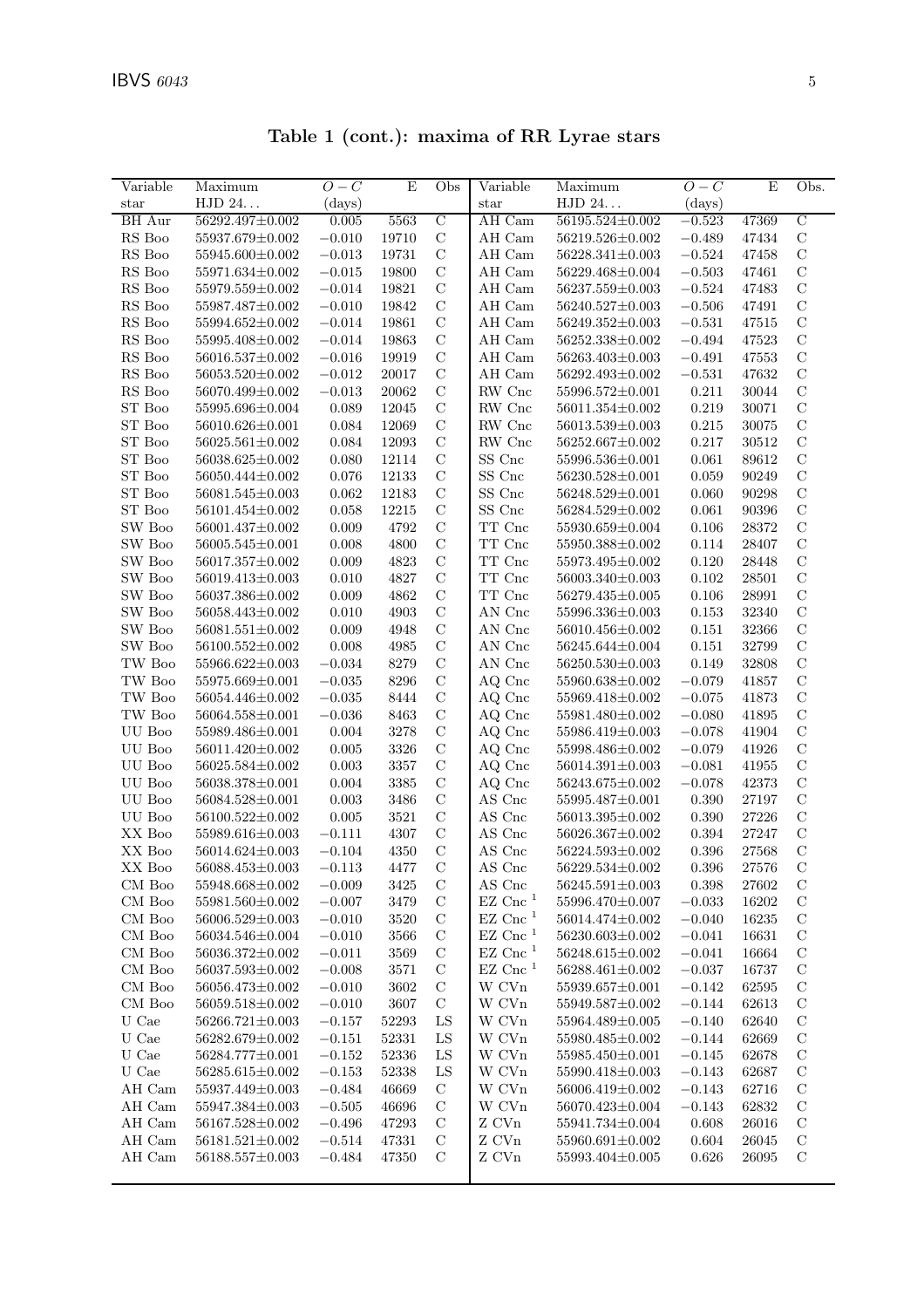**Table 1 (cont.): maxima of RR Lyrae stars**

| Variable star | Maximum HJD 24... | $O-C$ (days) | E | Obs | Variable star | Maximum HJD 24... | $O-C$ (days) | E | Obs. |
|---|---|---|---|---|---|---|---|---|---|
| BH Aur | 56292.497±0.002 | 0.005 | 5563 | C | AH Cam | 56195.524±0.002 | −0.523 | 47369 | C |
| RS Boo | 55937.679±0.002 | −0.010 | 19710 | C | AH Cam | 56219.526±0.002 | −0.489 | 47434 | C |
| RS Boo | 55945.600±0.002 | −0.013 | 19731 | C | AH Cam | 56228.341±0.003 | −0.524 | 47458 | C |
| RS Boo | 55971.634±0.002 | −0.015 | 19800 | C | AH Cam | 56229.468±0.004 | −0.503 | 47461 | C |
| RS Boo | 55979.559±0.002 | −0.014 | 19821 | C | AH Cam | 56237.559±0.003 | −0.524 | 47483 | C |
| RS Boo | 55987.487±0.002 | −0.010 | 19842 | C | AH Cam | 56240.527±0.003 | −0.506 | 47491 | C |
| RS Boo | 55994.652±0.002 | −0.014 | 19861 | C | AH Cam | 56249.352±0.003 | −0.531 | 47515 | C |
| RS Boo | 55995.408±0.002 | −0.014 | 19863 | C | AH Cam | 56252.338±0.002 | −0.494 | 47523 | C |
| RS Boo | 56016.537±0.002 | −0.016 | 19919 | C | AH Cam | 56263.403±0.003 | −0.491 | 47553 | C |
| RS Boo | 56053.520±0.002 | −0.012 | 20017 | C | AH Cam | 56292.493±0.002 | −0.531 | 47632 | C |
| RS Boo | 56070.499±0.002 | −0.013 | 20062 | C | RW Cnc | 55996.572±0.001 | 0.211 | 30044 | C |
| ST Boo | 55995.696±0.004 | 0.089 | 12045 | C | RW Cnc | 56011.354±0.002 | 0.219 | 30071 | C |
| ST Boo | 56010.626±0.001 | 0.084 | 12069 | C | RW Cnc | 56013.539±0.003 | 0.215 | 30075 | C |
| ST Boo | 56025.561±0.002 | 0.084 | 12093 | C | RW Cnc | 56252.667±0.002 | 0.217 | 30512 | C |
| ST Boo | 56038.625±0.002 | 0.080 | 12114 | C | SS Cnc | 55996.536±0.001 | 0.061 | 89612 | C |
| ST Boo | 56050.444±0.002 | 0.076 | 12133 | C | SS Cnc | 56230.528±0.001 | 0.059 | 90249 | C |
| ST Boo | 56081.545±0.003 | 0.062 | 12183 | C | SS Cnc | 56248.529±0.001 | 0.060 | 90298 | C |
| ST Boo | 56101.454±0.002 | 0.058 | 12215 | C | SS Cnc | 56284.529±0.002 | 0.061 | 90396 | C |
| SW Boo | 56001.437±0.002 | 0.009 | 4792 | C | TT Cnc | 55930.659±0.004 | 0.106 | 28372 | C |
| SW Boo | 56005.545±0.001 | 0.008 | 4800 | C | TT Cnc | 55950.388±0.002 | 0.114 | 28407 | C |
| SW Boo | 56017.357±0.002 | 0.009 | 4823 | C | TT Cnc | 55973.495±0.002 | 0.120 | 28448 | C |
| SW Boo | 56019.413±0.003 | 0.010 | 4827 | C | TT Cnc | 56003.340±0.003 | 0.102 | 28501 | C |
| SW Boo | 56037.386±0.002 | 0.009 | 4862 | C | TT Cnc | 56279.435±0.005 | 0.106 | 28991 | C |
| SW Boo | 56058.443±0.002 | 0.010 | 4903 | C | AN Cnc | 55996.336±0.003 | 0.153 | 32340 | C |
| SW Boo | 56081.551±0.002 | 0.009 | 4948 | C | AN Cnc | 56010.456±0.002 | 0.151 | 32366 | C |
| SW Boo | 56100.552±0.002 | 0.008 | 4985 | C | AN Cnc | 56245.644±0.004 | 0.151 | 32799 | C |
| TW Boo | 55966.622±0.003 | −0.034 | 8279 | C | AN Cnc | 56250.530±0.003 | 0.149 | 32808 | C |
| TW Boo | 55975.669±0.001 | −0.035 | 8296 | C | AQ Cnc | 55960.638±0.002 | −0.079 | 41857 | C |
| TW Boo | 56054.446±0.002 | −0.035 | 8444 | C | AQ Cnc | 55969.418±0.002 | −0.075 | 41873 | C |
| TW Boo | 56064.558±0.001 | −0.036 | 8463 | C | AQ Cnc | 55981.480±0.002 | −0.080 | 41895 | C |
| UU Boo | 55989.486±0.001 | 0.004 | 3278 | C | AQ Cnc | 55986.419±0.003 | −0.078 | 41904 | C |
| UU Boo | 56011.420±0.002 | 0.005 | 3326 | C | AQ Cnc | 55998.486±0.002 | −0.079 | 41926 | C |
| UU Boo | 56025.584±0.002 | 0.003 | 3357 | C | AQ Cnc | 56014.391±0.003 | −0.081 | 41955 | C |
| UU Boo | 56038.378±0.001 | 0.004 | 3385 | C | AQ Cnc | 56243.675±0.002 | −0.078 | 42373 | C |
| UU Boo | 56084.528±0.001 | 0.003 | 3486 | C | AS Cnc | 55995.487±0.001 | 0.390 | 27197 | C |
| UU Boo | 56100.522±0.002 | 0.005 | 3521 | C | AS Cnc | 56013.395±0.002 | 0.390 | 27226 | C |
| XX Boo | 55989.616±0.003 | −0.111 | 4307 | C | AS Cnc | 56026.367±0.002 | 0.394 | 27247 | C |
| XX Boo | 56014.624±0.003 | −0.104 | 4350 | C | AS Cnc | 56224.593±0.002 | 0.396 | 27568 | C |
| XX Boo | 56088.453±0.003 | −0.113 | 4477 | C | AS Cnc | 56229.534±0.002 | 0.396 | 27576 | C |
| CM Boo | 55948.668±0.002 | −0.009 | 3425 | C | AS Cnc | 56245.591±0.003 | 0.398 | 27602 | C |
| CM Boo | 55981.560±0.002 | −0.007 | 3479 | C | EZ Cnc [1] | 55996.470±0.007 | −0.033 | 16202 | C |
| CM Boo | 56006.529±0.003 | −0.010 | 3520 | C | EZ Cnc [1] | 56014.474±0.002 | −0.040 | 16235 | C |
| CM Boo | 56034.546±0.004 | −0.010 | 3566 | C | EZ Cnc [1] | 56230.603±0.002 | −0.041 | 16631 | C |
| CM Boo | 56036.372±0.002 | −0.011 | 3569 | C | EZ Cnc [1] | 56248.615±0.002 | −0.041 | 16664 | C |
| CM Boo | 56037.593±0.002 | −0.008 | 3571 | C | EZ Cnc [1] | 56288.461±0.002 | −0.037 | 16737 | C |
| CM Boo | 56056.473±0.002 | −0.010 | 3602 | C | W CVn | 55939.657±0.001 | −0.142 | 62595 | C |
| CM Boo | 56059.518±0.002 | −0.010 | 3607 | C | W CVn | 55949.587±0.002 | −0.144 | 62613 | C |
| U Cae | 56266.721±0.003 | −0.157 | 52293 | LS | W CVn | 55964.489±0.005 | −0.140 | 62640 | C |
| U Cae | 56282.679±0.002 | −0.151 | 52331 | LS | W CVn | 55980.485±0.002 | −0.144 | 62669 | C |
| U Cae | 56284.777±0.002 | −0.152 | 52336 | LS | W CVn | 55985.450±0.001 | −0.145 | 62678 | C |
| U Cae | 56285.615±0.002 | −0.153 | 52338 | LS | W CVn | 55990.418±0.003 | −0.143 | 62687 | C |
| AH Cam | 55937.449±0.003 | −0.484 | 46669 | C | W CVn | 56006.419±0.002 | −0.143 | 62716 | C |
| AH Cam | 55947.384±0.003 | −0.505 | 46696 | C | W CVn | 56070.423±0.004 | −0.143 | 62832 | C |
| AH Cam | 56167.528±0.002 | −0.496 | 47293 | C | Z CVn | 55941.734±0.004 | 0.608 | 26016 | C |
| AH Cam | 56181.521±0.002 | −0.514 | 47331 | C | Z CVn | 55960.691±0.002 | 0.604 | 26045 | C |
| AH Cam | 56188.557±0.003 | −0.484 | 47350 | C | Z CVn | 55993.404±0.005 | 0.626 | 26095 | C |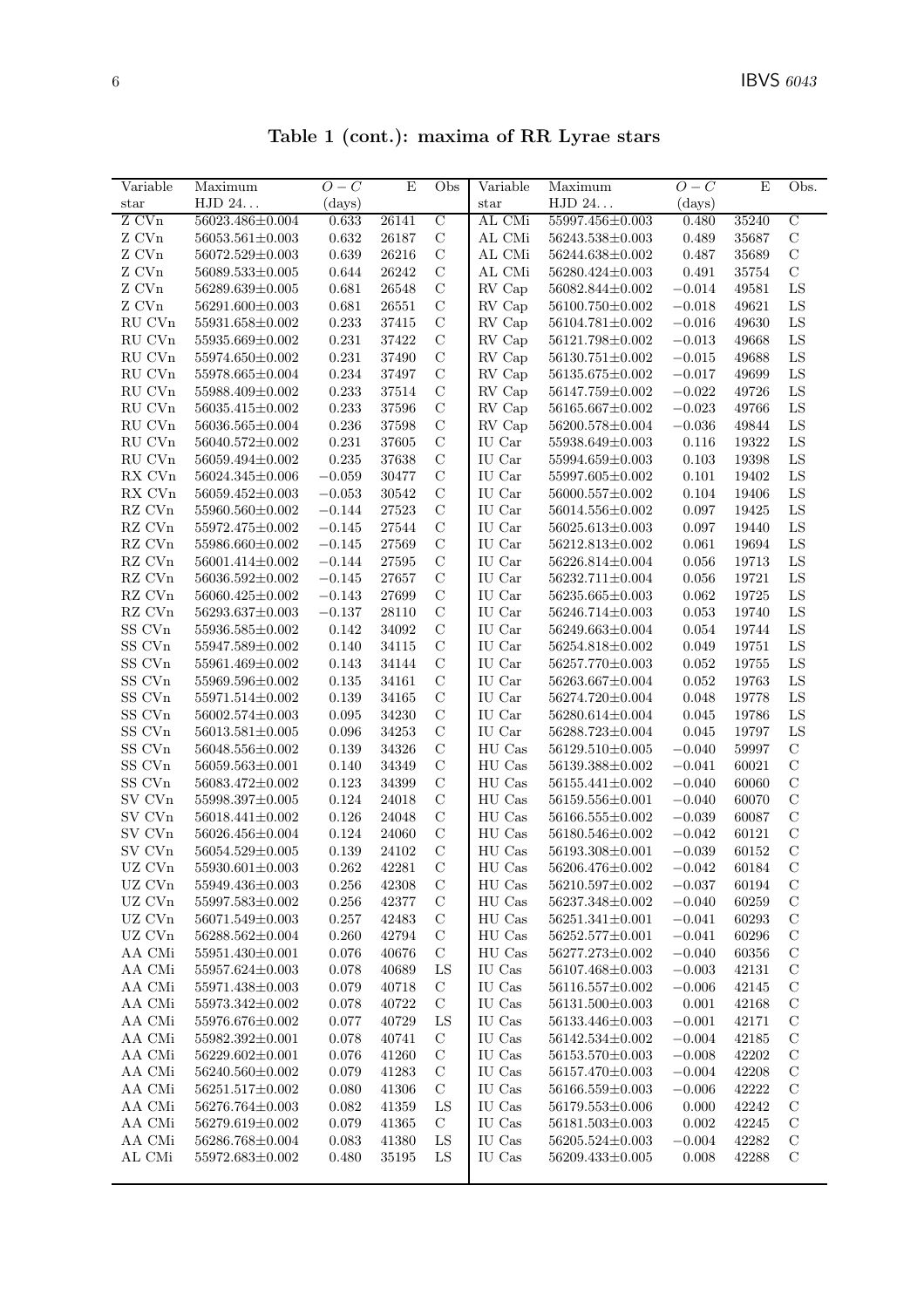**Table 1 (cont.): maxima of RR Lyrae stars**

| Variable star | Maximum HJD 24... | $O-C$ (days) | E | Obs | Variable star | Maximum HJD 24... | $O-C$ (days) | E | Obs. |
|---|---|---|---|---|---|---|---|---|---|
| Z CVn | 56023.486±0.004 | 0.633 | 26141 | C | AL CMi | 55997.456±0.003 | 0.480 | 35240 | C |
| Z CVn | 56053.561±0.003 | 0.632 | 26187 | C | AL CMi | 56243.538±0.003 | 0.489 | 35687 | C |
| Z CVn | 56072.529±0.003 | 0.639 | 26216 | C | AL CMi | 56244.638±0.002 | 0.487 | 35689 | C |
| Z CVn | 56089.533±0.005 | 0.644 | 26242 | C | AL CMi | 56280.424±0.003 | 0.491 | 35754 | C |
| Z CVn | 56289.639±0.005 | 0.681 | 26548 | C | RV Cap | 56082.844±0.002 | −0.014 | 49581 | LS |
| Z CVn | 56291.600±0.003 | 0.681 | 26551 | C | RV Cap | 56100.750±0.002 | −0.018 | 49621 | LS |
| RU CVn | 55931.658±0.002 | 0.233 | 37415 | C | RV Cap | 56104.781±0.002 | −0.016 | 49630 | LS |
| RU CVn | 55935.669±0.002 | 0.231 | 37422 | C | RV Cap | 56121.798±0.002 | −0.013 | 49668 | LS |
| RU CVn | 55974.650±0.002 | 0.231 | 37490 | C | RV Cap | 56130.751±0.002 | −0.015 | 49688 | LS |
| RU CVn | 55978.665±0.004 | 0.234 | 37497 | C | RV Cap | 56135.675±0.002 | −0.017 | 49699 | LS |
| RU CVn | 55988.409±0.002 | 0.233 | 37514 | C | RV Cap | 56147.759±0.002 | −0.022 | 49726 | LS |
| RU CVn | 56035.415±0.002 | 0.233 | 37596 | C | RV Cap | 56165.667±0.002 | −0.023 | 49766 | LS |
| RU CVn | 56036.565±0.004 | 0.236 | 37598 | C | RV Cap | 56200.578±0.004 | −0.036 | 49844 | LS |
| RU CVn | 56040.572±0.002 | 0.231 | 37605 | C | IU Car | 55938.649±0.003 | 0.116 | 19322 | LS |
| RU CVn | 56059.494±0.002 | 0.235 | 37638 | C | IU Car | 55994.659±0.003 | 0.103 | 19398 | LS |
| RX CVn | 56024.345±0.006 | −0.059 | 30477 | C | IU Car | 55997.605±0.002 | 0.101 | 19402 | LS |
| RX CVn | 56059.452±0.003 | −0.053 | 30542 | C | IU Car | 56000.557±0.002 | 0.104 | 19406 | LS |
| RZ CVn | 55960.560±0.002 | −0.144 | 27523 | C | IU Car | 56014.556±0.002 | 0.097 | 19425 | LS |
| RZ CVn | 55972.475±0.002 | −0.145 | 27544 | C | IU Car | 56025.613±0.003 | 0.097 | 19440 | LS |
| RZ CVn | 55986.660±0.002 | −0.145 | 27569 | C | IU Car | 56212.813±0.002 | 0.061 | 19694 | LS |
| RZ CVn | 56001.414±0.002 | −0.144 | 27595 | C | IU Car | 56226.814±0.004 | 0.056 | 19713 | LS |
| RZ CVn | 56036.592±0.002 | −0.145 | 27657 | C | IU Car | 56232.711±0.004 | 0.056 | 19721 | LS |
| RZ CVn | 56060.425±0.002 | −0.143 | 27699 | C | IU Car | 56235.665±0.002 | 0.062 | 19725 | LS |
| RZ CVn | 56293.637±0.003 | −0.137 | 28110 | C | IU Car | 56246.714±0.003 | 0.053 | 19740 | LS |
| SS CVn | 55936.585±0.002 | 0.142 | 34092 | C | IU Car | 56249.663±0.004 | 0.054 | 19744 | LS |
| SS CVn | 55947.589±0.002 | 0.140 | 34115 | C | IU Car | 56254.818±0.002 | 0.049 | 19751 | LS |
| SS CVn | 55961.469±0.002 | 0.143 | 34144 | C | IU Car | 56257.770±0.003 | 0.052 | 19755 | LS |
| SS CVn | 55969.596±0.002 | 0.135 | 34161 | C | IU Car | 56263.667±0.004 | 0.052 | 19763 | LS |
| SS CVn | 55971.514±0.002 | 0.139 | 34165 | C | IU Car | 56274.720±0.004 | 0.048 | 19778 | LS |
| SS CVn | 56002.574±0.003 | 0.095 | 34230 | C | IU Car | 56280.614±0.004 | 0.045 | 19786 | LS |
| SS CVn | 56013.581±0.005 | 0.096 | 34253 | C | IU Car | 56288.723±0.004 | 0.045 | 19797 | LS |
| SS CVn | 56048.556±0.002 | 0.139 | 34326 | C | HU Cas | 56129.510±0.005 | −0.040 | 59997 | C |
| SS CVn | 56059.563±0.001 | 0.140 | 34349 | C | HU Cas | 56139.388±0.002 | −0.041 | 60021 | C |
| SS CVn | 56083.472±0.002 | 0.123 | 34399 | C | HU Cas | 56155.441±0.002 | −0.040 | 60060 | C |
| SV CVn | 55998.397±0.005 | 0.124 | 24018 | C | HU Cas | 56159.556±0.001 | −0.040 | 60070 | C |
| SV CVn | 56018.441±0.002 | 0.126 | 24048 | C | HU Cas | 56166.555±0.002 | −0.039 | 60087 | C |
| SV CVn | 56026.456±0.004 | 0.124 | 24060 | C | HU Cas | 56180.546±0.002 | −0.042 | 60121 | C |
| SV CVn | 56054.529±0.005 | 0.139 | 24102 | C | HU Cas | 56193.308±0.001 | −0.039 | 60152 | C |
| UZ CVn | 55930.601±0.003 | 0.262 | 42281 | C | HU Cas | 56206.476±0.002 | −0.042 | 60184 | C |
| UZ CVn | 55949.436±0.003 | 0.256 | 42308 | C | HU Cas | 56210.597±0.002 | −0.037 | 60194 | C |
| UZ CVn | 55997.583±0.002 | 0.256 | 42377 | C | HU Cas | 56237.348±0.002 | −0.040 | 60259 | C |
| UZ CVn | 56071.549±0.003 | 0.257 | 42483 | C | HU Cas | 56251.341±0.001 | −0.041 | 60293 | C |
| UZ CVn | 56288.562±0.004 | 0.260 | 42794 | C | HU Cas | 56252.577±0.001 | −0.041 | 60296 | C |
| AA CMi | 55951.430±0.001 | 0.076 | 40676 | C | HU Cas | 56277.273±0.002 | −0.040 | 60356 | C |
| AA CMi | 55957.624±0.003 | 0.078 | 40689 | LS | IU Cas | 56107.468±0.003 | −0.003 | 42131 | C |
| AA CMi | 55971.438±0.003 | 0.079 | 40718 | C | IU Cas | 56116.557±0.002 | −0.006 | 42145 | C |
| AA CMi | 55973.342±0.002 | 0.078 | 40722 | C | IU Cas | 56131.500±0.003 | 0.001 | 42168 | C |
| AA CMi | 55976.676±0.002 | 0.077 | 40729 | LS | IU Cas | 56133.446±0.003 | −0.001 | 42171 | C |
| AA CMi | 55982.392±0.001 | 0.078 | 40741 | C | IU Cas | 56142.534±0.002 | −0.004 | 42185 | C |
| AA CMi | 56229.602±0.001 | 0.076 | 41260 | C | IU Cas | 56153.570±0.003 | −0.008 | 42202 | C |
| AA CMi | 56240.560±0.002 | 0.079 | 41283 | C | IU Cas | 56157.470±0.003 | −0.004 | 42208 | C |
| AA CMi | 56251.517±0.002 | 0.080 | 41306 | C | IU Cas | 56166.559±0.003 | −0.006 | 42222 | C |
| AA CMi | 56276.764±0.003 | 0.082 | 41359 | LS | IU Cas | 56179.553±0.006 | 0.000 | 42242 | C |
| AA CMi | 56279.619±0.002 | 0.079 | 41365 | C | IU Cas | 56181.503±0.003 | 0.002 | 42245 | C |
| AA CMi | 56286.768±0.004 | 0.083 | 41380 | LS | IU Cas | 56205.524±0.003 | −0.004 | 42282 | C |
| AL CMi | 55972.683±0.002 | 0.480 | 35195 | LS | IU Cas | 56209.433±0.005 | 0.008 | 42288 | C |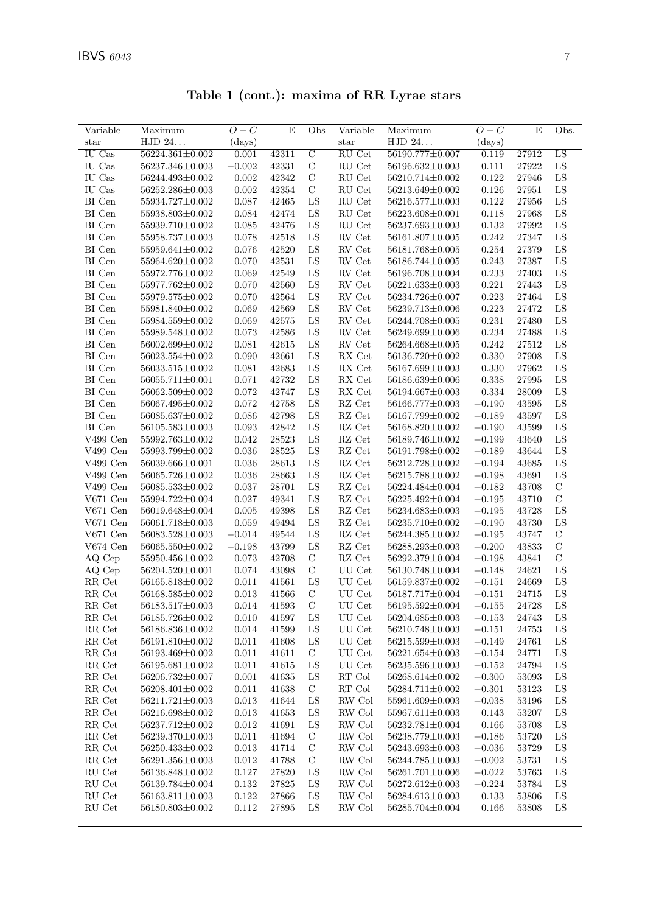**Table 1 (cont.): maxima of RR Lyrae stars**

| Variable star | Maximum HJD 24... | $O-C$ (days) | E | Obs | Variable star | Maximum HJD 24... | $O-C$ (days) | E | Obs. |
|---|---|---|---|---|---|---|---|---|---|
| IU Cas | 56224.361±0.002 | 0.001 | 42311 | C | RU Cet | 56190.777±0.007 | 0.119 | 27912 | LS |
| IU Cas | 56237.346±0.003 | −0.002 | 42331 | C | RU Cet | 56196.632±0.003 | 0.111 | 27922 | LS |
| IU Cas | 56244.493±0.002 | 0.002 | 42342 | C | RU Cet | 56210.714±0.002 | 0.122 | 27946 | LS |
| IU Cas | 56252.286±0.003 | 0.002 | 42354 | C | RU Cet | 56213.649±0.002 | 0.126 | 27951 | LS |
| BI Cen | 55934.727±0.002 | 0.087 | 42465 | LS | RU Cet | 56216.577±0.003 | 0.122 | 27956 | LS |
| BI Cen | 55938.803±0.002 | 0.084 | 42474 | LS | RU Cet | 56223.608±0.001 | 0.118 | 27968 | LS |
| BI Cen | 55939.710±0.002 | 0.085 | 42476 | LS | RU Cet | 56237.693±0.003 | 0.132 | 27992 | LS |
| BI Cen | 55958.737±0.003 | 0.078 | 42518 | LS | RV Cet | 56161.807±0.005 | 0.242 | 27347 | LS |
| BI Cen | 55959.641±0.002 | 0.076 | 42520 | LS | RV Cet | 56181.768±0.005 | 0.254 | 27379 | LS |
| BI Cen | 55964.620±0.002 | 0.070 | 42531 | LS | RV Cet | 56186.744±0.005 | 0.243 | 27387 | LS |
| BI Cen | 55972.776±0.002 | 0.069 | 42549 | LS | RV Cet | 56196.708±0.004 | 0.233 | 27403 | LS |
| BI Cen | 55977.762±0.002 | 0.070 | 42560 | LS | RV Cet | 56221.633±0.003 | 0.221 | 27443 | LS |
| BI Cen | 55979.575±0.002 | 0.070 | 42564 | LS | RV Cet | 56234.726±0.007 | 0.223 | 27464 | LS |
| BI Cen | 55981.840±0.002 | 0.069 | 42569 | LS | RV Cet | 56239.713±0.006 | 0.223 | 27472 | LS |
| BI Cen | 55984.559±0.002 | 0.069 | 42575 | LS | RV Cet | 56244.708±0.005 | 0.231 | 27480 | LS |
| BI Cen | 55989.548±0.002 | 0.073 | 42586 | LS | RV Cet | 56249.699±0.006 | 0.234 | 27488 | LS |
| BI Cen | 56002.699±0.002 | 0.081 | 42615 | LS | RV Cet | 56264.668±0.005 | 0.242 | 27512 | LS |
| BI Cen | 56023.554±0.002 | 0.090 | 42661 | LS | RX Cet | 56136.720±0.002 | 0.330 | 27908 | LS |
| BI Cen | 56033.515±0.002 | 0.081 | 42683 | LS | RX Cet | 56167.699±0.003 | 0.330 | 27962 | LS |
| BI Cen | 56055.711±0.001 | 0.071 | 42732 | LS | RX Cet | 56186.639±0.006 | 0.338 | 27995 | LS |
| BI Cen | 56062.509±0.002 | 0.072 | 42747 | LS | RX Cet | 56194.667±0.003 | 0.334 | 28009 | LS |
| BI Cen | 56067.495±0.002 | 0.072 | 42758 | LS | RZ Cet | 56166.777±0.003 | −0.190 | 43595 | LS |
| BI Cen | 56085.637±0.002 | 0.086 | 42798 | LS | RZ Cet | 56167.799±0.002 | −0.189 | 43597 | LS |
| BI Cen | 56105.583±0.003 | 0.093 | 42842 | LS | RZ Cet | 56168.820±0.002 | −0.190 | 43599 | LS |
| V499 Cen | 55992.763±0.002 | 0.042 | 28523 | LS | RZ Cet | 56189.746±0.002 | −0.199 | 43640 | LS |
| V499 Cen | 55993.799±0.002 | 0.036 | 28525 | LS | RZ Cet | 56191.798±0.002 | −0.189 | 43644 | LS |
| V499 Cen | 56039.666±0.001 | 0.036 | 28613 | LS | RZ Cet | 56212.728±0.002 | −0.194 | 43685 | LS |
| V499 Cen | 56065.726±0.002 | 0.036 | 28663 | LS | RZ Cet | 56215.788±0.002 | −0.198 | 43691 | LS |
| V499 Cen | 56085.533±0.002 | 0.037 | 28701 | LS | RZ Cet | 56224.484±0.004 | −0.182 | 43708 | C |
| V671 Cen | 55994.722±0.004 | 0.027 | 49341 | LS | RZ Cet | 56225.492±0.004 | −0.195 | 43710 | C |
| V671 Cen | 56019.648±0.004 | 0.005 | 49398 | LS | RZ Cet | 56234.683±0.003 | −0.195 | 43728 | LS |
| V671 Cen | 56061.718±0.003 | 0.059 | 49494 | LS | RZ Cet | 56235.710±0.002 | −0.190 | 43730 | LS |
| V671 Cen | 56083.528±0.003 | −0.014 | 49544 | LS | RZ Cet | 56244.385±0.002 | −0.195 | 43747 | C |
| V674 Cen | 56065.550±0.002 | −0.198 | 43799 | LS | RZ Cet | 56288.293±0.003 | −0.200 | 43833 | C |
| AQ Cep | 55950.456±0.002 | 0.073 | 42708 | C | RZ Cet | 56292.379±0.004 | −0.198 | 43841 | C |
| AQ Cep | 56204.520±0.001 | 0.074 | 43098 | C | UU Cet | 56130.748±0.004 | −0.148 | 24621 | LS |
| RR Cet | 56165.818±0.002 | 0.011 | 41561 | LS | UU Cet | 56159.837±0.002 | −0.151 | 24669 | LS |
| RR Cet | 56168.585±0.002 | 0.013 | 41566 | C | UU Cet | 56187.717±0.004 | −0.151 | 24715 | LS |
| RR Cet | 56183.517±0.003 | 0.014 | 41593 | C | UU Cet | 56195.592±0.004 | −0.155 | 24728 | LS |
| RR Cet | 56185.726±0.002 | 0.010 | 41597 | LS | UU Cet | 56204.685±0.003 | −0.153 | 24743 | LS |
| RR Cet | 56186.836±0.002 | 0.014 | 41599 | LS | UU Cet | 56210.748±0.003 | −0.151 | 24753 | LS |
| RR Cet | 56191.810±0.002 | 0.011 | 41608 | LS | UU Cet | 56215.599±0.003 | −0.149 | 24761 | LS |
| RR Cet | 56193.469±0.002 | 0.011 | 41611 | C | UU Cet | 56221.654±0.003 | −0.154 | 24771 | LS |
| RR Cet | 56195.681±0.002 | 0.011 | 41615 | LS | UU Cet | 56235.596±0.003 | −0.152 | 24794 | LS |
| RR Cet | 56206.732±0.007 | 0.001 | 41635 | LS | RT Col | 56268.614±0.002 | −0.300 | 53093 | LS |
| RR Cet | 56208.401±0.002 | 0.011 | 41638 | C | RT Col | 56284.711±0.002 | −0.301 | 53123 | LS |
| RR Cet | 56211.721±0.003 | 0.013 | 41644 | LS | RW Col | 55961.609±0.003 | −0.038 | 53196 | LS |
| RR Cet | 56216.698±0.002 | 0.013 | 41653 | LS | RW Col | 55967.611±0.003 | 0.143 | 53207 | LS |
| RR Cet | 56237.712±0.002 | 0.012 | 41691 | LS | RW Col | 56232.781±0.004 | 0.166 | 53708 | LS |
| RR Cet | 56239.370±0.003 | 0.011 | 41694 | C | RW Col | 56238.779±0.003 | −0.186 | 53720 | LS |
| RR Cet | 56250.433±0.002 | 0.013 | 41714 | C | RW Col | 56243.693±0.003 | −0.036 | 53729 | LS |
| RR Cet | 56291.356±0.003 | 0.012 | 41788 | C | RW Col | 56244.785±0.003 | −0.002 | 53731 | LS |
| RU Cet | 56136.848±0.002 | 0.127 | 27820 | LS | RW Col | 56261.701±0.006 | −0.022 | 53763 | LS |
| RU Cet | 56139.784±0.004 | 0.132 | 27825 | LS | RW Col | 56272.612±0.003 | −0.224 | 53784 | LS |
| RU Cet | 56163.811±0.003 | 0.122 | 27866 | LS | RW Col | 56284.613±0.003 | 0.133 | 53806 | LS |
| RU Cet | 56180.803±0.002 | 0.112 | 27895 | LS | RW Col | 56285.704±0.004 | 0.166 | 53808 | LS |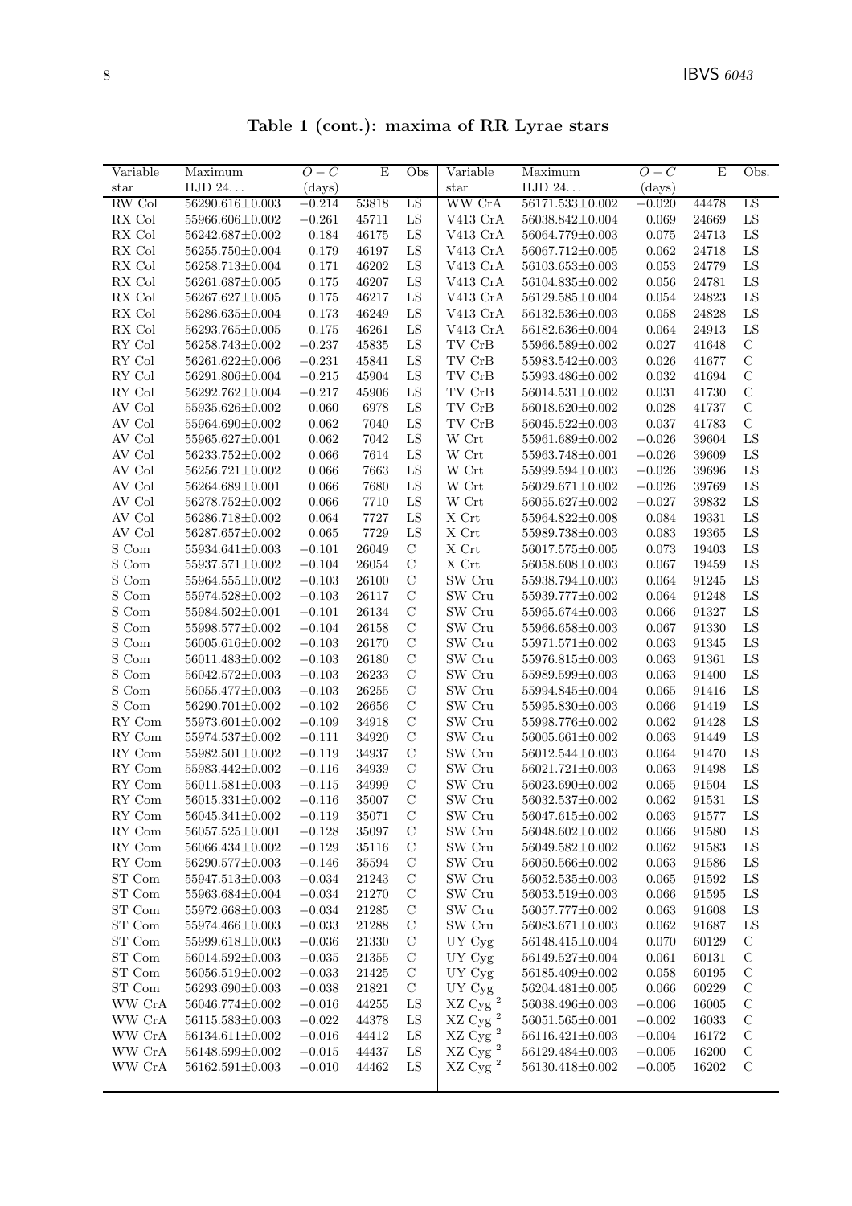**Table 1 (cont.): maxima of RR Lyrae stars**

| Variable star | Maximum HJD 24... | $O-C$ (days) | E | Obs | Variable star | Maximum HJD 24... | $O-C$ (days) | E | Obs. |
|---|---|---|---|---|---|---|---|---|---|
| RW Col | 56290.616±0.003 | −0.214 | 53818 | LS | WW CrA | 56171.533±0.002 | −0.020 | 44478 | LS |
| RX Col | 55966.606±0.002 | −0.261 | 45711 | LS | V413 CrA | 56038.842±0.004 | 0.069 | 24669 | LS |
| RX Col | 56242.687±0.002 | 0.184 | 46175 | LS | V413 CrA | 56064.779±0.003 | 0.075 | 24713 | LS |
| RX Col | 56255.750±0.004 | 0.179 | 46197 | LS | V413 CrA | 56067.712±0.005 | 0.062 | 24718 | LS |
| RX Col | 56258.713±0.004 | 0.171 | 46202 | LS | V413 CrA | 56103.653±0.003 | 0.053 | 24779 | LS |
| RX Col | 56261.687±0.005 | 0.175 | 46207 | LS | V413 CrA | 56104.835±0.002 | 0.056 | 24781 | LS |
| RX Col | 56267.627±0.005 | 0.175 | 46217 | LS | V413 CrA | 56129.585±0.004 | 0.054 | 24823 | LS |
| RX Col | 56286.635±0.004 | 0.173 | 46249 | LS | V413 CrA | 56132.536±0.003 | 0.058 | 24828 | LS |
| RX Col | 56293.765±0.005 | 0.175 | 46261 | LS | V413 CrA | 56182.636±0.004 | 0.064 | 24913 | LS |
| RY Col | 56258.743±0.002 | −0.237 | 45835 | LS | TV CrB | 55966.589±0.002 | 0.027 | 41648 | C |
| RY Col | 56261.622±0.006 | −0.231 | 45841 | LS | TV CrB | 55983.542±0.003 | 0.026 | 41677 | C |
| RY Col | 56291.806±0.004 | −0.215 | 45904 | LS | TV CrB | 55993.486±0.002 | 0.032 | 41694 | C |
| RY Col | 56292.762±0.004 | −0.217 | 45906 | LS | TV CrB | 56014.531±0.002 | 0.031 | 41730 | C |
| AV Col | 55935.626±0.002 | 0.060 | 6978 | LS | TV CrB | 56018.620±0.002 | 0.028 | 41737 | C |
| AV Col | 55964.690±0.002 | 0.062 | 7040 | LS | TV CrB | 56045.522±0.003 | 0.037 | 41783 | C |
| AV Col | 55965.627±0.001 | 0.062 | 7042 | LS | W Crt | 55961.689±0.002 | −0.026 | 39604 | LS |
| AV Col | 56233.752±0.002 | 0.066 | 7614 | LS | W Crt | 55963.748±0.001 | −0.026 | 39609 | LS |
| AV Col | 56256.721±0.002 | 0.066 | 7663 | LS | W Crt | 55999.594±0.003 | −0.026 | 39696 | LS |
| AV Col | 56264.689±0.001 | 0.066 | 7680 | LS | W Crt | 56029.671±0.002 | −0.026 | 39769 | LS |
| AV Col | 56278.752±0.002 | 0.066 | 7710 | LS | W Crt | 56055.627±0.002 | −0.027 | 39832 | LS |
| AV Col | 56286.718±0.002 | 0.064 | 7727 | LS | X Crt | 55964.822±0.008 | 0.084 | 19331 | LS |
| AV Col | 56287.657±0.002 | 0.065 | 7729 | LS | X Crt | 55989.738±0.003 | 0.083 | 19365 | LS |
| S Com | 55934.641±0.003 | −0.101 | 26049 | C | X Crt | 56017.575±0.005 | 0.073 | 19403 | LS |
| S Com | 55937.571±0.002 | −0.104 | 26054 | C | X Crt | 56058.608±0.003 | 0.067 | 19459 | LS |
| S Com | 55964.555±0.002 | −0.103 | 26100 | C | SW Cru | 55938.794±0.003 | 0.064 | 91245 | LS |
| S Com | 55974.528±0.002 | −0.103 | 26117 | C | SW Cru | 55939.777±0.002 | 0.064 | 91248 | LS |
| S Com | 55984.502±0.001 | −0.101 | 26134 | C | SW Cru | 55965.674±0.003 | 0.066 | 91327 | LS |
| S Com | 55998.577±0.002 | −0.104 | 26158 | C | SW Cru | 55966.658±0.003 | 0.067 | 91330 | LS |
| S Com | 56005.616±0.002 | −0.103 | 26170 | C | SW Cru | 55971.571±0.002 | 0.063 | 91345 | LS |
| S Com | 56011.483±0.002 | −0.103 | 26180 | C | SW Cru | 55976.815±0.003 | 0.063 | 91361 | LS |
| S Com | 56042.572±0.003 | −0.103 | 26233 | C | SW Cru | 55989.599±0.003 | 0.063 | 91400 | LS |
| S Com | 56055.477±0.003 | −0.103 | 26255 | C | SW Cru | 55994.845±0.004 | 0.065 | 91416 | LS |
| S Com | 56290.701±0.002 | −0.102 | 26656 | C | SW Cru | 55995.830±0.003 | 0.066 | 91419 | LS |
| RY Com | 55973.601±0.002 | −0.109 | 34918 | C | SW Cru | 55998.776±0.002 | 0.062 | 91428 | LS |
| RY Com | 55974.537±0.002 | −0.111 | 34920 | C | SW Cru | 56005.661±0.002 | 0.063 | 91449 | LS |
| RY Com | 55982.501±0.002 | −0.119 | 34937 | C | SW Cru | 56012.544±0.003 | 0.064 | 91470 | LS |
| RY Com | 55983.442±0.002 | −0.116 | 34939 | C | SW Cru | 56021.721±0.003 | 0.063 | 91498 | LS |
| RY Com | 56011.581±0.003 | −0.115 | 34999 | C | SW Cru | 56023.690±0.002 | 0.065 | 91504 | LS |
| RY Com | 56015.331±0.002 | −0.116 | 35007 | C | SW Cru | 56032.537±0.002 | 0.062 | 91531 | LS |
| RY Com | 56045.341±0.002 | −0.119 | 35071 | C | SW Cru | 56047.615±0.002 | 0.063 | 91577 | LS |
| RY Com | 56057.525±0.001 | −0.128 | 35097 | C | SW Cru | 56048.602±0.002 | 0.066 | 91580 | LS |
| RY Com | 56066.434±0.002 | −0.129 | 35116 | C | SW Cru | 56049.582±0.002 | 0.062 | 91583 | LS |
| RY Com | 56290.577±0.003 | −0.146 | 35594 | C | SW Cru | 56050.566±0.002 | 0.063 | 91586 | LS |
| ST Com | 55947.513±0.003 | −0.034 | 21243 | C | SW Cru | 56052.535±0.003 | 0.065 | 91592 | LS |
| ST Com | 55963.684±0.004 | −0.034 | 21270 | C | SW Cru | 56053.519±0.003 | 0.066 | 91595 | LS |
| ST Com | 55972.668±0.003 | −0.034 | 21285 | C | SW Cru | 56057.777±0.002 | 0.063 | 91608 | LS |
| ST Com | 55974.466±0.003 | −0.033 | 21288 | C | SW Cru | 56083.671±0.003 | 0.062 | 91687 | LS |
| ST Com | 55999.618±0.003 | −0.036 | 21330 | C | UY Cyg | 56148.415±0.004 | 0.070 | 60129 | C |
| ST Com | 56014.592±0.003 | −0.035 | 21355 | C | UY Cyg | 56149.527±0.004 | 0.061 | 60131 | C |
| ST Com | 56056.519±0.002 | −0.033 | 21425 | C | UY Cyg | 56185.409±0.002 | 0.058 | 60195 | C |
| ST Com | 56293.690±0.003 | −0.038 | 21821 | C | UY Cyg | 56204.481±0.005 | 0.066 | 60229 | C |
| WW CrA | 56046.774±0.002 | −0.016 | 44255 | LS | XZ Cyg [2] | 56038.496±0.003 | −0.006 | 16005 | C |
| WW CrA | 56115.583±0.003 | −0.022 | 44378 | LS | XZ Cyg [2] | 56051.565±0.001 | −0.002 | 16033 | C |
| WW CrA | 56134.611±0.002 | −0.016 | 44412 | LS | XZ Cyg [2] | 56116.421±0.003 | −0.004 | 16172 | C |
| WW CrA | 56148.599±0.002 | −0.015 | 44437 | LS | XZ Cyg [2] | 56129.484±0.003 | −0.005 | 16200 | C |
| WW CrA | 56162.591±0.003 | −0.010 | 44462 | LS | XZ Cyg [2] | 56130.418±0.002 | −0.005 | 16202 | C |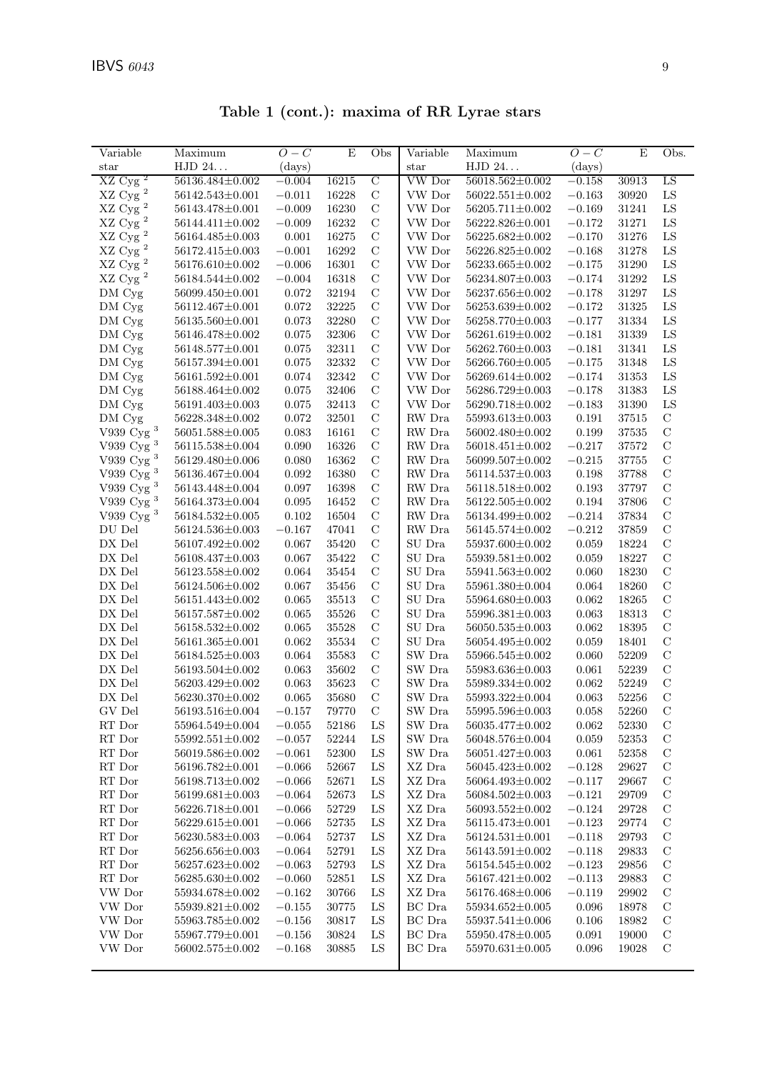**Table 1 (cont.): maxima of RR Lyrae stars**

| Variable star | Maximum HJD 24... | $O-C$ (days) | E | Obs | Variable star | Maximum HJD 24... | $O-C$ (days) | E | Obs. |
|---|---|---|---|---|---|---|---|---|---|
| XZ Cyg [2] | 56136.484±0.002 | −0.004 | 16215 | C | VW Dor | 56018.562±0.002 | −0.158 | 30913 | LS |
| XZ Cyg [2] | 56142.543±0.001 | −0.011 | 16228 | C | VW Dor | 56022.551±0.002 | −0.163 | 30920 | LS |
| XZ Cyg [2] | 56143.478±0.001 | −0.009 | 16230 | C | VW Dor | 56205.711±0.002 | −0.169 | 31241 | LS |
| XZ Cyg [2] | 56144.411±0.002 | −0.009 | 16232 | C | VW Dor | 56222.826±0.001 | −0.172 | 31271 | LS |
| XZ Cyg [2] | 56164.485±0.003 | 0.001 | 16275 | C | VW Dor | 56225.682±0.002 | −0.170 | 31276 | LS |
| XZ Cyg [2] | 56172.415±0.003 | −0.001 | 16292 | C | VW Dor | 56226.825±0.002 | −0.168 | 31278 | LS |
| XZ Cyg [2] | 56176.610±0.002 | −0.006 | 16301 | C | VW Dor | 56233.665±0.002 | −0.175 | 31290 | LS |
| XZ Cyg [2] | 56184.544±0.002 | −0.004 | 16318 | C | VW Dor | 56234.807±0.003 | −0.174 | 31292 | LS |
| DM Cyg | 56099.450±0.001 | 0.072 | 32194 | C | VW Dor | 56237.656±0.002 | −0.178 | 31297 | LS |
| DM Cyg | 56112.467±0.001 | 0.072 | 32225 | C | VW Dor | 56253.639±0.002 | −0.172 | 31325 | LS |
| DM Cyg | 56135.560±0.001 | 0.073 | 32280 | C | VW Dor | 56258.770±0.003 | −0.177 | 31334 | LS |
| DM Cyg | 56146.478±0.002 | 0.075 | 32306 | C | VW Dor | 56261.619±0.002 | −0.181 | 31339 | LS |
| DM Cyg | 56148.577±0.001 | 0.075 | 32311 | C | VW Dor | 56262.760±0.003 | −0.181 | 31341 | LS |
| DM Cyg | 56157.394±0.001 | 0.075 | 32332 | C | VW Dor | 56266.760±0.005 | −0.175 | 31348 | LS |
| DM Cyg | 56161.592±0.001 | 0.074 | 32342 | C | VW Dor | 56269.614±0.002 | −0.174 | 31353 | LS |
| DM Cyg | 56188.464±0.002 | 0.075 | 32406 | C | VW Dor | 56286.729±0.003 | −0.178 | 31383 | LS |
| DM Cyg | 56191.403±0.003 | 0.075 | 32413 | C | VW Dor | 56290.718±0.002 | −0.183 | 31390 | LS |
| DM Cyg | 56228.348±0.002 | 0.072 | 32501 | C | RW Dra | 55993.613±0.003 | 0.191 | 37515 | C |
| V939 Cyg [3] | 56051.588±0.005 | 0.083 | 16161 | C | RW Dra | 56002.480±0.002 | 0.199 | 37535 | C |
| V939 Cyg [3] | 56115.538±0.004 | 0.090 | 16326 | C | RW Dra | 56018.451±0.002 | −0.217 | 37572 | C |
| V939 Cyg [3] | 56129.480±0.006 | 0.080 | 16362 | C | RW Dra | 56099.507±0.002 | −0.215 | 37755 | C |
| V939 Cyg [3] | 56136.467±0.004 | 0.092 | 16380 | C | RW Dra | 56114.537±0.003 | 0.198 | 37788 | C |
| V939 Cyg [3] | 56143.448±0.004 | 0.097 | 16398 | C | RW Dra | 56118.518±0.002 | 0.193 | 37797 | C |
| V939 Cyg [3] | 56164.373±0.004 | 0.095 | 16452 | C | RW Dra | 56122.505±0.002 | 0.194 | 37806 | C |
| V939 Cyg [3] | 56184.532±0.005 | 0.102 | 16504 | C | RW Dra | 56134.499±0.002 | −0.214 | 37834 | C |
| DU Del | 56124.536±0.003 | −0.167 | 47041 | C | RW Dra | 56145.574±0.002 | −0.212 | 37859 | C |
| DX Del | 56107.492±0.002 | 0.067 | 35420 | C | SU Dra | 55937.600±0.002 | 0.059 | 18224 | C |
| DX Del | 56108.437±0.003 | 0.067 | 35422 | C | SU Dra | 55939.581±0.002 | 0.059 | 18227 | C |
| DX Del | 56123.558±0.002 | 0.064 | 35454 | C | SU Dra | 55941.563±0.002 | 0.060 | 18230 | C |
| DX Del | 56124.506±0.002 | 0.067 | 35456 | C | SU Dra | 55961.380±0.004 | 0.064 | 18260 | C |
| DX Del | 56151.443±0.002 | 0.065 | 35513 | C | SU Dra | 55964.680±0.003 | 0.062 | 18265 | C |
| DX Del | 56157.587±0.002 | 0.065 | 35526 | C | SU Dra | 55996.381±0.003 | 0.063 | 18313 | C |
| DX Del | 56158.532±0.002 | 0.065 | 35528 | C | SU Dra | 56050.535±0.003 | 0.062 | 18395 | C |
| DX Del | 56161.365±0.001 | 0.062 | 35534 | C | SU Dra | 56054.495±0.002 | 0.059 | 18401 | C |
| DX Del | 56184.525±0.003 | 0.064 | 35583 | C | SW Dra | 55966.545±0.002 | 0.060 | 52209 | C |
| DX Del | 56193.504±0.002 | 0.063 | 35602 | C | SW Dra | 55983.636±0.003 | 0.061 | 52239 | C |
| DX Del | 56203.429±0.002 | 0.063 | 35623 | C | SW Dra | 55989.334±0.002 | 0.062 | 52249 | C |
| DX Del | 56230.370±0.002 | 0.065 | 35680 | C | SW Dra | 55993.322±0.004 | 0.063 | 52256 | C |
| GV Del | 56193.516±0.004 | −0.157 | 79770 | C | SW Dra | 55995.596±0.003 | 0.058 | 52260 | C |
| RT Dor | 55964.549±0.004 | −0.055 | 52186 | LS | SW Dra | 56035.477±0.002 | 0.062 | 52330 | C |
| RT Dor | 55992.551±0.002 | −0.057 | 52244 | LS | SW Dra | 56048.576±0.004 | 0.059 | 52353 | C |
| RT Dor | 56019.586±0.002 | −0.061 | 52300 | LS | SW Dra | 56051.427±0.003 | 0.061 | 52358 | C |
| RT Dor | 56196.782±0.001 | −0.066 | 52667 | LS | XZ Dra | 56045.423±0.002 | −0.128 | 29627 | C |
| RT Dor | 56198.713±0.002 | −0.066 | 52671 | LS | XZ Dra | 56064.493±0.002 | −0.117 | 29667 | C |
| RT Dor | 56199.681±0.003 | −0.064 | 52673 | LS | XZ Dra | 56084.502±0.003 | −0.121 | 29709 | C |
| RT Dor | 56226.718±0.001 | −0.066 | 52729 | LS | XZ Dra | 56093.552±0.002 | −0.124 | 29728 | C |
| RT Dor | 56229.615±0.001 | −0.066 | 52735 | LS | XZ Dra | 56115.473±0.001 | −0.123 | 29774 | C |
| RT Dor | 56230.583±0.003 | −0.064 | 52737 | LS | XZ Dra | 56124.531±0.001 | −0.118 | 29793 | C |
| RT Dor | 56256.656±0.003 | −0.064 | 52791 | LS | XZ Dra | 56143.591±0.002 | −0.118 | 29833 | C |
| RT Dor | 56257.623±0.002 | −0.063 | 52793 | LS | XZ Dra | 56154.545±0.002 | −0.123 | 29856 | C |
| RT Dor | 56285.630±0.002 | −0.060 | 52851 | LS | XZ Dra | 56167.421±0.002 | −0.113 | 29883 | C |
| VW Dor | 55934.678±0.002 | −0.162 | 30766 | LS | XZ Dra | 56176.468±0.006 | −0.119 | 29902 | C |
| VW Dor | 55939.821±0.004 | −0.155 | 30775 | LS | BC Dra | 55934.652±0.005 | 0.096 | 18978 | C |
| VW Dor | 55963.785±0.002 | −0.156 | 30817 | LS | BC Dra | 55937.541±0.006 | 0.106 | 18982 | C |
| VW Dor | 55967.779±0.001 | −0.156 | 30824 | LS | BC Dra | 55950.478±0.005 | 0.091 | 19000 | C |
| VW Dor | 56002.575±0.002 | −0.168 | 30885 | LS | BC Dra | 55970.631±0.005 | 0.096 | 19028 | C |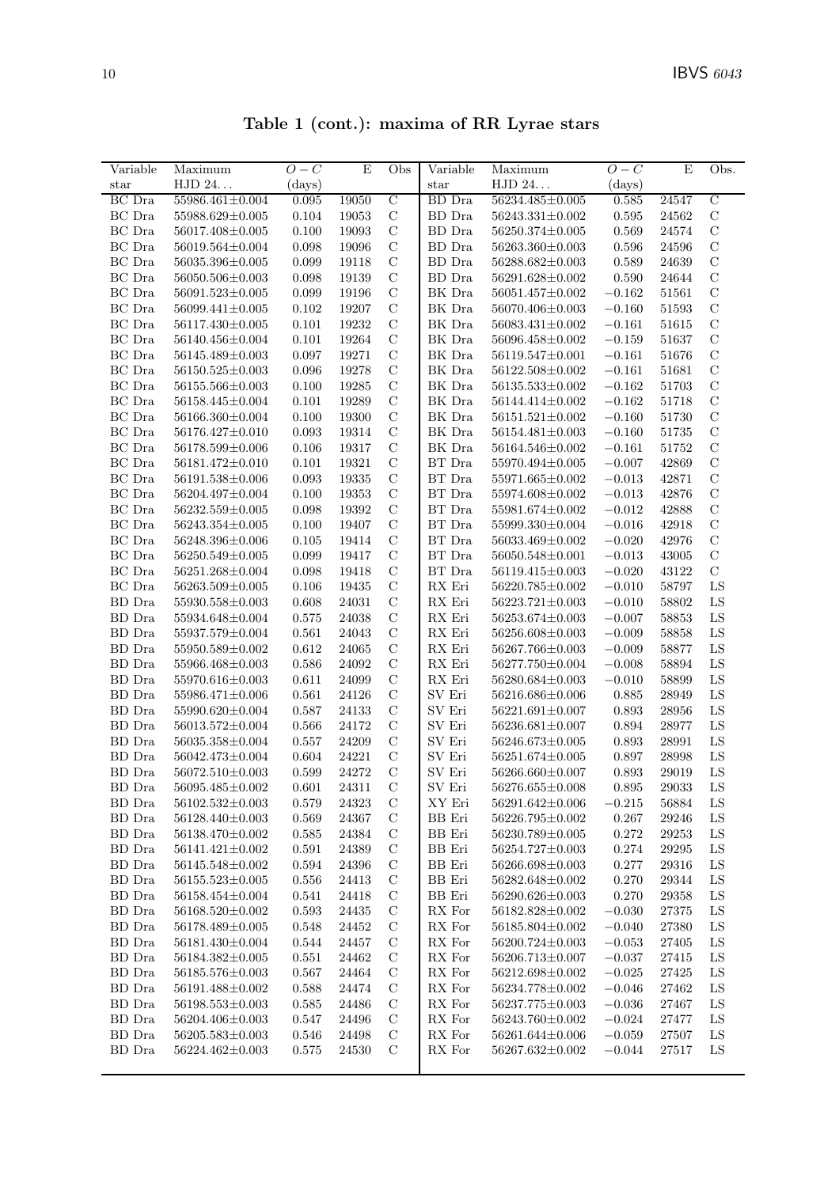**Table 1 (cont.): maxima of RR Lyrae stars**

| Variable star | Maximum HJD 24... | $O-C$ (days) | E | Obs | Variable star | Maximum HJD 24... | $O-C$ (days) | E | Obs. |
|---|---|---|---|---|---|---|---|---|---|
| BC Dra | 55986.461±0.004 | 0.095 | 19050 | C | BD Dra | 56234.485±0.005 | 0.585 | 24547 | C |
| BC Dra | 55988.629±0.005 | 0.104 | 19053 | C | BD Dra | 56243.331±0.002 | 0.595 | 24562 | C |
| BC Dra | 56017.408±0.005 | 0.100 | 19093 | C | BD Dra | 56250.374±0.005 | 0.569 | 24574 | C |
| BC Dra | 56019.564±0.004 | 0.098 | 19096 | C | BD Dra | 56263.360±0.003 | 0.596 | 24596 | C |
| BC Dra | 56035.396±0.005 | 0.099 | 19118 | C | BD Dra | 56288.682±0.003 | 0.589 | 24639 | C |
| BC Dra | 56050.506±0.003 | 0.098 | 19139 | C | BD Dra | 56291.628±0.002 | 0.590 | 24644 | C |
| BC Dra | 56091.523±0.005 | 0.099 | 19196 | C | BK Dra | 56051.457±0.002 | −0.162 | 51561 | C |
| BC Dra | 56099.441±0.005 | 0.102 | 19207 | C | BK Dra | 56070.406±0.003 | −0.160 | 51593 | C |
| BC Dra | 56117.430±0.005 | 0.101 | 19232 | C | BK Dra | 56083.431±0.002 | −0.161 | 51615 | C |
| BC Dra | 56140.456±0.004 | 0.101 | 19264 | C | BK Dra | 56096.458±0.002 | −0.159 | 51637 | C |
| BC Dra | 56145.489±0.003 | 0.097 | 19271 | C | BK Dra | 56119.547±0.001 | −0.161 | 51676 | C |
| BC Dra | 56150.525±0.003 | 0.096 | 19278 | C | BK Dra | 56122.508±0.002 | −0.161 | 51681 | C |
| BC Dra | 56155.566±0.003 | 0.100 | 19285 | C | BK Dra | 56135.533±0.002 | −0.162 | 51703 | C |
| BC Dra | 56158.445±0.004 | 0.101 | 19289 | C | BK Dra | 56144.414±0.002 | −0.162 | 51718 | C |
| BC Dra | 56166.360±0.004 | 0.100 | 19300 | C | BK Dra | 56151.521±0.002 | −0.160 | 51730 | C |
| BC Dra | 56176.427±0.010 | 0.093 | 19314 | C | BK Dra | 56154.481±0.003 | −0.160 | 51735 | C |
| BC Dra | 56178.599±0.006 | 0.106 | 19317 | C | BK Dra | 56164.546±0.002 | −0.161 | 51752 | C |
| BC Dra | 56181.472±0.010 | 0.101 | 19321 | C | BT Dra | 55970.494±0.005 | −0.007 | 42869 | C |
| BC Dra | 56191.538±0.006 | 0.093 | 19335 | C | BT Dra | 55971.665±0.002 | −0.013 | 42871 | C |
| BC Dra | 56204.497±0.004 | 0.100 | 19353 | C | BT Dra | 55974.608±0.002 | −0.013 | 42876 | C |
| BC Dra | 56232.559±0.005 | 0.098 | 19392 | C | BT Dra | 55981.674±0.002 | −0.012 | 42888 | C |
| BC Dra | 56243.354±0.005 | 0.100 | 19407 | C | BT Dra | 55999.330±0.004 | −0.016 | 42918 | C |
| BC Dra | 56248.396±0.006 | 0.105 | 19414 | C | BT Dra | 56033.469±0.002 | −0.020 | 42976 | C |
| BC Dra | 56250.549±0.005 | 0.099 | 19417 | C | BT Dra | 56050.548±0.001 | −0.013 | 43005 | C |
| BC Dra | 56251.268±0.004 | 0.098 | 19418 | C | BT Dra | 56119.415±0.003 | −0.020 | 43122 | C |
| BC Dra | 56263.509±0.005 | 0.106 | 19435 | C | RX Eri | 56220.785±0.002 | −0.010 | 58797 | LS |
| BD Dra | 55930.558±0.003 | 0.608 | 24031 | C | RX Eri | 56223.721±0.003 | −0.010 | 58802 | LS |
| BD Dra | 55934.648±0.004 | 0.575 | 24038 | C | RX Eri | 56253.674±0.003 | −0.007 | 58853 | LS |
| BD Dra | 55937.579±0.004 | 0.561 | 24043 | C | RX Eri | 56256.608±0.003 | −0.009 | 58858 | LS |
| BD Dra | 55950.589±0.002 | 0.612 | 24065 | C | RX Eri | 56267.766±0.003 | −0.009 | 58877 | LS |
| BD Dra | 55966.468±0.003 | 0.586 | 24092 | C | RX Eri | 56277.750±0.004 | −0.008 | 58894 | LS |
| BD Dra | 55970.616±0.003 | 0.611 | 24099 | C | RX Eri | 56280.684±0.003 | −0.010 | 58899 | LS |
| BD Dra | 55986.471±0.006 | 0.561 | 24126 | C | SV Eri | 56216.686±0.006 | 0.885 | 28949 | LS |
| BD Dra | 55990.620±0.004 | 0.587 | 24133 | C | SV Eri | 56221.691±0.007 | 0.893 | 28956 | LS |
| BD Dra | 56013.572±0.004 | 0.566 | 24172 | C | SV Eri | 56236.681±0.007 | 0.894 | 28977 | LS |
| BD Dra | 56035.358±0.004 | 0.557 | 24209 | C | SV Eri | 56246.673±0.005 | 0.893 | 28991 | LS |
| BD Dra | 56042.473±0.004 | 0.604 | 24221 | C | SV Eri | 56251.674±0.005 | 0.897 | 28998 | LS |
| BD Dra | 56072.510±0.003 | 0.599 | 24272 | C | SV Eri | 56266.660±0.007 | 0.893 | 29019 | LS |
| BD Dra | 56095.485±0.002 | 0.601 | 24311 | C | SV Eri | 56276.655±0.008 | 0.895 | 29033 | LS |
| BD Dra | 56102.532±0.003 | 0.579 | 24323 | C | XY Eri | 56291.642±0.006 | −0.215 | 56884 | LS |
| BD Dra | 56128.440±0.003 | 0.569 | 24367 | C | BB Eri | 56226.795±0.002 | 0.267 | 29246 | LS |
| BD Dra | 56138.470±0.002 | 0.585 | 24384 | C | BB Eri | 56230.789±0.005 | 0.272 | 29253 | LS |
| BD Dra | 56141.421±0.002 | 0.591 | 24389 | C | BB Eri | 56254.727±0.003 | 0.274 | 29295 | LS |
| BD Dra | 56145.548±0.002 | 0.594 | 24396 | C | BB Eri | 56266.698±0.003 | 0.277 | 29316 | LS |
| BD Dra | 56155.523±0.005 | 0.556 | 24413 | C | BB Eri | 56282.648±0.002 | 0.270 | 29344 | LS |
| BD Dra | 56158.454±0.004 | 0.541 | 24418 | C | BB Eri | 56290.626±0.003 | 0.270 | 29358 | LS |
| BD Dra | 56168.520±0.002 | 0.593 | 24435 | C | RX For | 56182.828±0.002 | −0.030 | 27375 | LS |
| BD Dra | 56178.489±0.005 | 0.548 | 24452 | C | RX For | 56185.804±0.002 | −0.040 | 27380 | LS |
| BD Dra | 56181.430±0.004 | 0.544 | 24457 | C | RX For | 56200.724±0.003 | −0.053 | 27405 | LS |
| BD Dra | 56184.382±0.005 | 0.551 | 24462 | C | RX For | 56206.713±0.007 | −0.037 | 27415 | LS |
| BD Dra | 56185.576±0.003 | 0.567 | 24464 | C | RX For | 56212.698±0.002 | −0.025 | 27425 | LS |
| BD Dra | 56191.488±0.002 | 0.588 | 24474 | C | RX For | 56234.778±0.002 | −0.046 | 27462 | LS |
| BD Dra | 56198.553±0.003 | 0.585 | 24486 | C | RX For | 56237.775±0.003 | −0.036 | 27467 | LS |
| BD Dra | 56204.406±0.003 | 0.547 | 24496 | C | RX For | 56243.760±0.002 | −0.024 | 27477 | LS |
| BD Dra | 56205.583±0.003 | 0.546 | 24498 | C | RX For | 56261.644±0.006 | −0.059 | 27507 | LS |
| BD Dra | 56224.462±0.003 | 0.575 | 24530 | C | RX For | 56267.632±0.002 | −0.044 | 27517 | LS |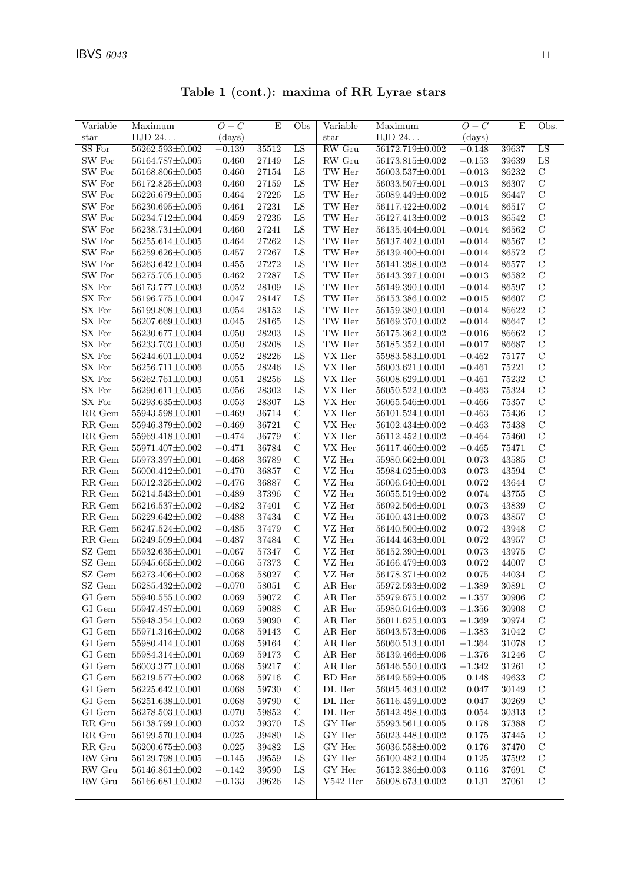**Table 1 (cont.): maxima of RR Lyrae stars**

| Variable star | Maximum HJD 24... | $O-C$ (days) | E | Obs | Variable star | Maximum HJD 24... | $O-C$ (days) | E | Obs. |
|---|---|---|---|---|---|---|---|---|---|
| SS For | 56262.593±0.002 | −0.139 | 35512 | LS | RW Gru | 56172.719±0.002 | −0.148 | 39637 | LS |
| SW For | 56164.787±0.005 | 0.460 | 27149 | LS | RW Gru | 56173.815±0.002 | −0.153 | 39639 | LS |
| SW For | 56168.806±0.005 | 0.460 | 27154 | LS | TW Her | 56003.537±0.001 | −0.013 | 86232 | C |
| SW For | 56172.825±0.003 | 0.460 | 27159 | LS | TW Her | 56033.507±0.001 | −0.013 | 86307 | C |
| SW For | 56226.679±0.005 | 0.464 | 27226 | LS | TW Her | 56089.449±0.002 | −0.015 | 86447 | C |
| SW For | 56230.695±0.005 | 0.461 | 27231 | LS | TW Her | 56117.422±0.002 | −0.014 | 86517 | C |
| SW For | 56234.712±0.004 | 0.459 | 27236 | LS | TW Her | 56127.413±0.002 | −0.013 | 86542 | C |
| SW For | 56238.731±0.004 | 0.460 | 27241 | LS | TW Her | 56135.404±0.001 | −0.014 | 86562 | C |
| SW For | 56255.614±0.005 | 0.464 | 27262 | LS | TW Her | 56137.402±0.001 | −0.014 | 86567 | C |
| SW For | 56259.626±0.005 | 0.457 | 27267 | LS | TW Her | 56139.400±0.001 | −0.014 | 86572 | C |
| SW For | 56263.642±0.004 | 0.455 | 27272 | LS | TW Her | 56141.398±0.002 | −0.014 | 86577 | C |
| SW For | 56275.705±0.005 | 0.462 | 27287 | LS | TW Her | 56143.397±0.001 | −0.013 | 86582 | C |
| SX For | 56173.777±0.003 | 0.052 | 28109 | LS | TW Her | 56149.390±0.001 | −0.014 | 86597 | C |
| SX For | 56196.775±0.004 | 0.047 | 28147 | LS | TW Her | 56153.386±0.002 | −0.015 | 86607 | C |
| SX For | 56199.808±0.003 | 0.054 | 28152 | LS | TW Her | 56159.380±0.001 | −0.014 | 86622 | C |
| SX For | 56207.669±0.003 | 0.045 | 28165 | LS | TW Her | 56169.370±0.002 | −0.014 | 86647 | C |
| SX For | 56230.677±0.004 | 0.050 | 28203 | LS | TW Her | 56175.362±0.002 | −0.016 | 86662 | C |
| SX For | 56233.703±0.003 | 0.050 | 28208 | LS | TW Her | 56185.352±0.001 | −0.017 | 86687 | C |
| SX For | 56244.601±0.004 | 0.052 | 28226 | LS | VX Her | 55983.583±0.001 | −0.462 | 75177 | C |
| SX For | 56256.711±0.006 | 0.055 | 28246 | LS | VX Her | 56003.621±0.001 | −0.461 | 75221 | C |
| SX For | 56262.761±0.003 | 0.051 | 28256 | LS | VX Her | 56008.629±0.001 | −0.461 | 75232 | C |
| SX For | 56290.611±0.005 | 0.056 | 28302 | LS | VX Her | 56050.522±0.002 | −0.463 | 75324 | C |
| SX For | 56293.635±0.003 | 0.053 | 28307 | LS | VX Her | 56065.546±0.001 | −0.466 | 75357 | C |
| RR Gem | 55943.598±0.001 | −0.469 | 36714 | C | VX Her | 56101.524±0.001 | −0.463 | 75436 | C |
| RR Gem | 55946.379±0.002 | −0.469 | 36721 | C | VX Her | 56102.434±0.002 | −0.463 | 75438 | C |
| RR Gem | 55969.418±0.001 | −0.474 | 36779 | C | VX Her | 56112.452±0.002 | −0.464 | 75460 | C |
| RR Gem | 55971.407±0.002 | −0.471 | 36784 | C | VX Her | 56117.460±0.002 | −0.465 | 75471 | C |
| RR Gem | 55973.397±0.001 | −0.468 | 36789 | C | VZ Her | 55980.662±0.001 | 0.073 | 43585 | C |
| RR Gem | 56000.412±0.001 | −0.470 | 36857 | C | VZ Her | 55984.625±0.003 | 0.073 | 43594 | C |
| RR Gem | 56012.325±0.002 | −0.476 | 36887 | C | VZ Her | 56006.640±0.001 | 0.072 | 43644 | C |
| RR Gem | 56214.543±0.001 | −0.489 | 37396 | C | VZ Her | 56055.519±0.002 | 0.074 | 43755 | C |
| RR Gem | 56216.537±0.002 | −0.482 | 37401 | C | VZ Her | 56092.506±0.001 | 0.073 | 43839 | C |
| RR Gem | 56229.642±0.002 | −0.488 | 37434 | C | VZ Her | 56100.431±0.002 | 0.073 | 43857 | C |
| RR Gem | 56247.524±0.002 | −0.485 | 37479 | C | VZ Her | 56140.500±0.002 | 0.072 | 43948 | C |
| RR Gem | 56249.509±0.004 | −0.487 | 37484 | C | VZ Her | 56144.463±0.001 | 0.072 | 43957 | C |
| SZ Gem | 55932.635±0.001 | −0.067 | 57347 | C | VZ Her | 56152.390±0.001 | 0.073 | 43975 | C |
| SZ Gem | 55945.665±0.002 | −0.066 | 57373 | C | VZ Her | 56166.479±0.003 | 0.072 | 44007 | C |
| SZ Gem | 56273.406±0.002 | −0.068 | 58027 | C | VZ Her | 56178.371±0.002 | 0.075 | 44034 | C |
| SZ Gem | 56285.432±0.002 | −0.070 | 58051 | C | AR Her | 55972.593±0.002 | −1.389 | 30891 | C |
| GI Gem | 55940.555±0.002 | 0.069 | 59072 | C | AR Her | 55979.675±0.002 | −1.357 | 30906 | C |
| GI Gem | 55947.487±0.001 | 0.069 | 59088 | C | AR Her | 55980.616±0.003 | −1.356 | 30908 | C |
| GI Gem | 55948.354±0.002 | 0.069 | 59090 | C | AR Her | 56011.625±0.003 | −1.369 | 30974 | C |
| GI Gem | 55971.316±0.002 | 0.068 | 59143 | C | AR Her | 56043.573±0.006 | −1.383 | 31042 | C |
| GI Gem | 55980.414±0.001 | 0.068 | 59164 | C | AR Her | 56060.513±0.001 | −1.364 | 31078 | C |
| GI Gem | 55984.314±0.001 | 0.069 | 59173 | C | AR Her | 56139.466±0.006 | −1.376 | 31246 | C |
| GI Gem | 56003.377±0.001 | 0.068 | 59217 | C | AR Her | 56146.550±0.003 | −1.342 | 31261 | C |
| GI Gem | 56219.577±0.002 | 0.068 | 59716 | C | BD Her | 56149.559±0.005 | 0.148 | 49633 | C |
| GI Gem | 56225.642±0.001 | 0.068 | 59730 | C | DL Her | 56045.463±0.002 | 0.047 | 30149 | C |
| GI Gem | 56251.638±0.001 | 0.068 | 59790 | C | DL Her | 56116.459±0.002 | 0.047 | 30269 | C |
| GI Gem | 56278.503±0.003 | 0.070 | 59852 | C | DL Her | 56142.498±0.003 | 0.054 | 30313 | C |
| RR Gru | 56138.799±0.003 | 0.032 | 39370 | LS | GY Her | 55993.561±0.005 | 0.178 | 37388 | C |
| RR Gru | 56199.570±0.004 | 0.025 | 39480 | LS | GY Her | 56023.448±0.002 | 0.175 | 37445 | C |
| RR Gru | 56200.675±0.003 | 0.025 | 39482 | LS | GY Her | 56036.558±0.002 | 0.176 | 37470 | C |
| RW Gru | 56129.798±0.005 | −0.145 | 39559 | LS | GY Her | 56100.482±0.004 | 0.125 | 37592 | C |
| RW Gru | 56146.861±0.002 | −0.142 | 39590 | LS | GY Her | 56152.386±0.003 | 0.116 | 37691 | C |
| RW Gru | 56166.681±0.002 | −0.133 | 39626 | LS | V542 Her | 56008.673±0.002 | 0.131 | 27061 | C |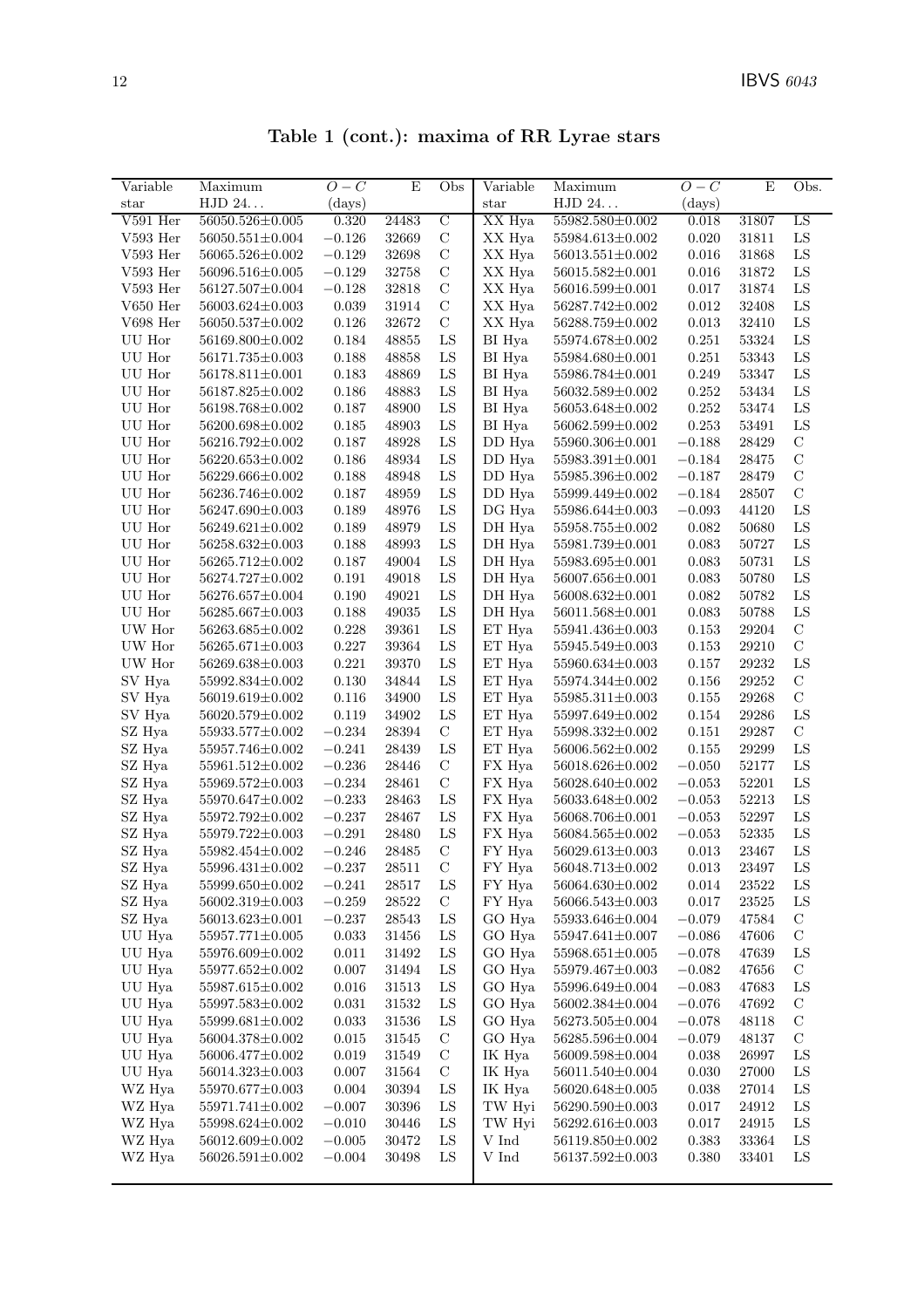**Table 1 (cont.): maxima of RR Lyrae stars**

| Variable star | Maximum HJD 24... | $O-C$ (days) | E | Obs | Variable star | Maximum HJD 24... | $O-C$ (days) | E | Obs. |
|---|---|---|---|---|---|---|---|---|---|
| V591 Her | 56050.526±0.005 | 0.320 | 24483 | C | XX Hya | 55982.580±0.002 | 0.018 | 31807 | LS |
| V593 Her | 56050.551±0.004 | −0.126 | 32669 | C | XX Hya | 55984.613±0.002 | 0.020 | 31811 | LS |
| V593 Her | 56065.526±0.002 | −0.129 | 32698 | C | XX Hya | 56013.551±0.002 | 0.016 | 31868 | LS |
| V593 Her | 56096.516±0.005 | −0.129 | 32758 | C | XX Hya | 56015.582±0.001 | 0.016 | 31872 | LS |
| V593 Her | 56127.507±0.004 | −0.128 | 32818 | C | XX Hya | 56016.599±0.001 | 0.017 | 31874 | LS |
| V650 Her | 56003.624±0.003 | 0.039 | 31914 | C | XX Hya | 56287.742±0.002 | 0.012 | 32408 | LS |
| V698 Her | 56050.537±0.002 | 0.126 | 32672 | C | XX Hya | 56288.759±0.002 | 0.013 | 32410 | LS |
| UU Hor | 56169.800±0.002 | 0.184 | 48855 | LS | BI Hya | 55974.678±0.002 | 0.251 | 53324 | LS |
| UU Hor | 56171.735±0.003 | 0.188 | 48858 | LS | BI Hya | 55984.680±0.001 | 0.251 | 53343 | LS |
| UU Hor | 56178.811±0.001 | 0.183 | 48869 | LS | BI Hya | 55986.784±0.001 | 0.249 | 53347 | LS |
| UU Hor | 56187.825±0.002 | 0.186 | 48883 | LS | BI Hya | 56032.589±0.002 | 0.252 | 53434 | LS |
| UU Hor | 56198.768±0.002 | 0.187 | 48900 | LS | BI Hya | 56053.648±0.002 | 0.252 | 53474 | LS |
| UU Hor | 56200.698±0.002 | 0.185 | 48903 | LS | BI Hya | 56062.599±0.002 | 0.253 | 53491 | LS |
| UU Hor | 56216.792±0.002 | 0.187 | 48928 | LS | DD Hya | 55960.306±0.001 | −0.188 | 28429 | C |
| UU Hor | 56220.653±0.002 | 0.186 | 48934 | LS | DD Hya | 55983.391±0.001 | −0.184 | 28475 | C |
| UU Hor | 56229.666±0.002 | 0.188 | 48948 | LS | DD Hya | 55985.396±0.002 | −0.187 | 28479 | C |
| UU Hor | 56236.746±0.002 | 0.187 | 48959 | LS | DD Hya | 55999.449±0.002 | −0.184 | 28507 | C |
| UU Hor | 56247.690±0.003 | 0.189 | 48976 | LS | DG Hya | 55986.644±0.003 | −0.093 | 44120 | LS |
| UU Hor | 56249.621±0.002 | 0.189 | 48979 | LS | DH Hya | 55958.755±0.002 | 0.082 | 50680 | LS |
| UU Hor | 56258.632±0.003 | 0.188 | 48993 | LS | DH Hya | 55981.739±0.001 | 0.083 | 50727 | LS |
| UU Hor | 56265.712±0.002 | 0.187 | 49004 | LS | DH Hya | 55983.695±0.001 | 0.083 | 50731 | LS |
| UU Hor | 56274.727±0.002 | 0.191 | 49018 | LS | DH Hya | 56007.656±0.001 | 0.083 | 50780 | LS |
| UU Hor | 56276.657±0.004 | 0.190 | 49021 | LS | DH Hya | 56008.632±0.001 | 0.082 | 50782 | LS |
| UU Hor | 56285.667±0.003 | 0.188 | 49035 | LS | DH Hya | 56011.568±0.001 | 0.083 | 50788 | LS |
| UW Hor | 56263.685±0.002 | 0.228 | 39361 | LS | ET Hya | 55941.436±0.003 | 0.153 | 29204 | C |
| UW Hor | 56265.671±0.003 | 0.227 | 39364 | LS | ET Hya | 55945.549±0.003 | 0.153 | 29210 | C |
| UW Hor | 56269.638±0.003 | 0.221 | 39370 | LS | ET Hya | 55960.634±0.003 | 0.157 | 29232 | LS |
| SV Hya | 55992.834±0.002 | 0.130 | 34844 | LS | ET Hya | 55974.344±0.002 | 0.156 | 29252 | C |
| SV Hya | 56019.619±0.002 | 0.116 | 34900 | LS | ET Hya | 55985.311±0.003 | 0.155 | 29268 | C |
| SV Hya | 56020.579±0.002 | 0.119 | 34902 | LS | ET Hya | 55997.649±0.002 | 0.154 | 29286 | LS |
| SZ Hya | 55933.577±0.002 | −0.234 | 28394 | C | ET Hya | 55998.332±0.002 | 0.151 | 29287 | C |
| SZ Hya | 55957.746±0.002 | −0.241 | 28439 | LS | ET Hya | 56006.562±0.002 | 0.155 | 29299 | LS |
| SZ Hya | 55961.512±0.002 | −0.236 | 28446 | C | FX Hya | 56018.626±0.002 | −0.050 | 52177 | LS |
| SZ Hya | 55969.572±0.003 | −0.234 | 28461 | C | FX Hya | 56028.640±0.002 | −0.053 | 52201 | LS |
| SZ Hya | 55970.647±0.002 | −0.233 | 28463 | LS | FX Hya | 56033.648±0.002 | −0.053 | 52213 | LS |
| SZ Hya | 55972.792±0.002 | −0.237 | 28467 | LS | FX Hya | 56068.706±0.001 | −0.053 | 52297 | LS |
| SZ Hya | 55979.722±0.003 | −0.291 | 28480 | LS | FX Hya | 56084.565±0.002 | −0.053 | 52335 | LS |
| SZ Hya | 55982.454±0.002 | −0.246 | 28485 | C | FY Hya | 56029.613±0.003 | 0.013 | 23467 | LS |
| SZ Hya | 55996.431±0.002 | −0.237 | 28511 | C | FY Hya | 56048.713±0.002 | 0.013 | 23497 | LS |
| SZ Hya | 55999.650±0.002 | −0.241 | 28517 | LS | FY Hya | 56064.630±0.002 | 0.014 | 23522 | LS |
| SZ Hya | 56002.319±0.003 | −0.259 | 28522 | C | FY Hya | 56066.543±0.003 | 0.017 | 23525 | LS |
| SZ Hya | 56013.623±0.001 | −0.237 | 28543 | LS | GO Hya | 55933.646±0.004 | −0.079 | 47584 | C |
| UU Hya | 55957.771±0.005 | 0.033 | 31456 | LS | GO Hya | 55947.641±0.007 | −0.086 | 47606 | C |
| UU Hya | 55976.609±0.002 | 0.011 | 31492 | LS | GO Hya | 55968.651±0.005 | −0.078 | 47639 | LS |
| UU Hya | 55977.652±0.002 | 0.007 | 31494 | LS | GO Hya | 55979.467±0.003 | −0.082 | 47656 | C |
| UU Hya | 55987.615±0.002 | 0.016 | 31513 | LS | GO Hya | 55996.649±0.004 | −0.083 | 47683 | LS |
| UU Hya | 55997.583±0.002 | 0.031 | 31532 | LS | GO Hya | 56002.384±0.004 | −0.076 | 47692 | C |
| UU Hya | 55999.681±0.002 | 0.033 | 31536 | LS | GO Hya | 56273.505±0.004 | −0.078 | 48118 | C |
| UU Hya | 56004.378±0.002 | 0.015 | 31545 | C | GO Hya | 56285.596±0.004 | −0.079 | 48137 | C |
| UU Hya | 56006.477±0.002 | 0.019 | 31549 | C | IK Hya | 56009.598±0.004 | 0.038 | 26997 | LS |
| UU Hya | 56014.323±0.003 | 0.007 | 31564 | C | IK Hya | 56011.540±0.004 | 0.030 | 27000 | LS |
| WZ Hya | 55970.677±0.003 | 0.004 | 30394 | LS | IK Hya | 56020.648±0.005 | 0.038 | 27014 | LS |
| WZ Hya | 55971.741±0.002 | −0.007 | 30396 | LS | TW Hyi | 56290.590±0.003 | 0.017 | 24912 | LS |
| WZ Hya | 55998.624±0.002 | −0.010 | 30446 | LS | TW Hyi | 56292.616±0.003 | 0.017 | 24915 | LS |
| WZ Hya | 56012.609±0.002 | −0.005 | 30472 | LS | V Ind | 56119.850±0.002 | 0.383 | 33364 | LS |
| WZ Hya | 56026.591±0.002 | −0.004 | 30498 | LS | V Ind | 56137.592±0.003 | 0.380 | 33401 | LS |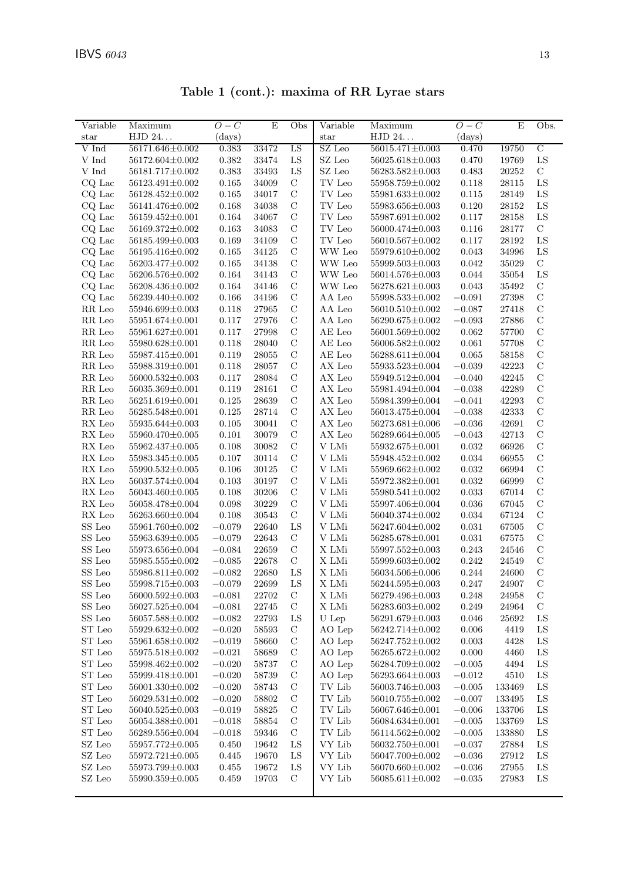**Table 1 (cont.): maxima of RR Lyrae stars**

| Variable star | Maximum HJD 24... | $O-C$ (days) | E | Obs | Variable star | Maximum HJD 24... | $O-C$ (days) | E | Obs. |
|---|---|---|---|---|---|---|---|---|---|
| V Ind | 56171.646±0.002 | 0.383 | 33472 | LS | SZ Leo | 56015.471±0.003 | 0.470 | 19750 | C |
| V Ind | 56172.604±0.002 | 0.382 | 33474 | LS | SZ Leo | 56025.618±0.003 | 0.470 | 19769 | LS |
| V Ind | 56181.717±0.002 | 0.383 | 33493 | LS | SZ Leo | 56283.582±0.003 | 0.483 | 20252 | C |
| CQ Lac | 56123.491±0.002 | 0.165 | 34009 | C | TV Leo | 55958.759±0.002 | 0.118 | 28115 | LS |
| CQ Lac | 56128.452±0.002 | 0.165 | 34017 | C | TV Leo | 55981.633±0.002 | 0.115 | 28149 | LS |
| CQ Lac | 56141.476±0.002 | 0.168 | 34038 | C | TV Leo | 55983.656±0.003 | 0.120 | 28152 | LS |
| CQ Lac | 56159.452±0.001 | 0.164 | 34067 | C | TV Leo | 55987.691±0.002 | 0.117 | 28158 | LS |
| CQ Lac | 56169.372±0.002 | 0.163 | 34083 | C | TV Leo | 56000.474±0.003 | 0.116 | 28177 | C |
| CQ Lac | 56185.499±0.003 | 0.169 | 34109 | C | TV Leo | 56010.567±0.002 | 0.117 | 28192 | LS |
| CQ Lac | 56195.416±0.002 | 0.165 | 34125 | C | WW Leo | 55979.610±0.002 | 0.043 | 34996 | LS |
| CQ Lac | 56203.477±0.002 | 0.165 | 34138 | C | WW Leo | 55999.503±0.003 | 0.042 | 35029 | C |
| CQ Lac | 56206.576±0.002 | 0.164 | 34143 | C | WW Leo | 56014.576±0.003 | 0.044 | 35054 | LS |
| CQ Lac | 56208.436±0.002 | 0.164 | 34146 | C | WW Leo | 56278.621±0.003 | 0.043 | 35492 | C |
| CQ Lac | 56239.440±0.002 | 0.166 | 34196 | C | AA Leo | 55998.533±0.002 | −0.091 | 27398 | C |
| RR Leo | 55946.699±0.003 | 0.118 | 27965 | C | AA Leo | 56010.510±0.002 | −0.087 | 27418 | C |
| RR Leo | 55951.674±0.001 | 0.117 | 27976 | C | AA Leo | 56290.675±0.002 | −0.093 | 27886 | C |
| RR Leo | 55961.627±0.001 | 0.117 | 27998 | C | AE Leo | 56001.569±0.002 | 0.062 | 57700 | C |
| RR Leo | 55980.628±0.001 | 0.118 | 28040 | C | AE Leo | 56006.582±0.002 | 0.061 | 57708 | C |
| RR Leo | 55987.415±0.001 | 0.119 | 28055 | C | AE Leo | 56288.611±0.004 | 0.065 | 58158 | C |
| RR Leo | 55988.319±0.001 | 0.118 | 28057 | C | AX Leo | 55933.523±0.004 | −0.039 | 42223 | C |
| RR Leo | 56000.532±0.003 | 0.117 | 28084 | C | AX Leo | 55949.512±0.004 | −0.040 | 42245 | C |
| RR Leo | 56035.369±0.001 | 0.119 | 28161 | C | AX Leo | 55981.494±0.004 | −0.038 | 42289 | C |
| RR Leo | 56251.619±0.001 | 0.125 | 28639 | C | AX Leo | 55984.399±0.004 | −0.041 | 42293 | C |
| RR Leo | 56285.548±0.001 | 0.125 | 28714 | C | AX Leo | 56013.475±0.004 | −0.038 | 42333 | C |
| RX Leo | 55935.644±0.003 | 0.105 | 30041 | C | AX Leo | 56273.681±0.006 | −0.036 | 42691 | C |
| RX Leo | 55960.470±0.005 | 0.101 | 30079 | C | AX Leo | 56289.664±0.005 | −0.043 | 42713 | C |
| RX Leo | 55962.437±0.005 | 0.108 | 30082 | C | V LMi | 55932.675±0.001 | 0.032 | 66926 | C |
| RX Leo | 55983.345±0.005 | 0.107 | 30114 | C | V LMi | 55948.452±0.002 | 0.034 | 66955 | C |
| RX Leo | 55990.532±0.005 | 0.106 | 30125 | C | V LMi | 55969.662±0.002 | 0.032 | 66994 | C |
| RX Leo | 56037.574±0.004 | 0.103 | 30197 | C | V LMi | 55972.382±0.001 | 0.032 | 66999 | C |
| RX Leo | 56043.460±0.005 | 0.108 | 30206 | C | V LMi | 55980.541±0.002 | 0.033 | 67014 | C |
| RX Leo | 56058.478±0.004 | 0.098 | 30229 | C | V LMi | 55997.406±0.004 | 0.036 | 67045 | C |
| RX Leo | 56263.660±0.004 | 0.108 | 30543 | C | V LMi | 56040.374±0.002 | 0.034 | 67124 | C |
| SS Leo | 55961.760±0.002 | −0.079 | 22640 | LS | V LMi | 56247.604±0.002 | 0.031 | 67505 | C |
| SS Leo | 55963.639±0.005 | −0.079 | 22643 | C | V LMi | 56285.678±0.001 | 0.031 | 67575 | C |
| SS Leo | 55973.656±0.004 | −0.084 | 22659 | C | X LMi | 55997.552±0.003 | 0.243 | 24546 | C |
| SS Leo | 55985.555±0.002 | −0.085 | 22678 | C | X LMi | 55999.603±0.002 | 0.242 | 24549 | C |
| SS Leo | 55986.811±0.002 | −0.082 | 22680 | LS | X LMi | 56034.506±0.006 | 0.244 | 24600 | C |
| SS Leo | 55998.715±0.003 | −0.079 | 22699 | LS | X LMi | 56244.595±0.003 | 0.247 | 24907 | C |
| SS Leo | 56000.592±0.003 | −0.081 | 22702 | C | X LMi | 56279.496±0.003 | 0.248 | 24958 | C |
| SS Leo | 56027.525±0.004 | −0.081 | 22745 | C | X LMi | 56283.603±0.002 | 0.249 | 24964 | C |
| SS Leo | 56057.588±0.002 | −0.082 | 22793 | LS | U Lep | 56291.679±0.003 | 0.046 | 25692 | LS |
| ST Leo | 55929.632±0.002 | −0.020 | 58593 | C | AO Lep | 56242.714±0.002 | 0.006 | 4419 | LS |
| ST Leo | 55961.658±0.002 | −0.019 | 58660 | C | AO Lep | 56247.752±0.002 | 0.003 | 4428 | LS |
| ST Leo | 55975.518±0.002 | −0.021 | 58689 | C | AO Lep | 56265.672±0.002 | 0.000 | 4460 | LS |
| ST Leo | 55998.462±0.002 | −0.020 | 58737 | C | AO Lep | 56284.709±0.002 | −0.005 | 4494 | LS |
| ST Leo | 55999.418±0.001 | −0.020 | 58739 | C | AO Lep | 56293.664±0.003 | −0.012 | 4510 | LS |
| ST Leo | 56001.330±0.002 | −0.020 | 58743 | C | TV Lib | 56003.746±0.003 | −0.005 | 133469 | LS |
| ST Leo | 56029.531±0.002 | −0.020 | 58802 | C | TV Lib | 56010.755±0.002 | −0.007 | 133495 | LS |
| ST Leo | 56040.525±0.003 | −0.019 | 58825 | C | TV Lib | 56067.646±0.001 | −0.006 | 133706 | LS |
| ST Leo | 56054.388±0.001 | −0.018 | 58854 | C | TV Lib | 56084.634±0.001 | −0.005 | 133769 | LS |
| ST Leo | 56289.556±0.004 | −0.018 | 59346 | C | TV Lib | 56114.562±0.002 | −0.005 | 133880 | LS |
| SZ Leo | 55957.772±0.005 | 0.450 | 19642 | LS | VY Lib | 56032.750±0.001 | −0.037 | 27884 | LS |
| SZ Leo | 55972.721±0.005 | 0.445 | 19670 | LS | VY Lib | 56047.700±0.002 | −0.036 | 27912 | LS |
| SZ Leo | 55973.799±0.003 | 0.455 | 19672 | LS | VY Lib | 56070.660±0.002 | −0.036 | 27955 | LS |
| SZ Leo | 55990.359±0.005 | 0.459 | 19703 | C | VY Lib | 56085.611±0.002 | −0.035 | 27983 | LS |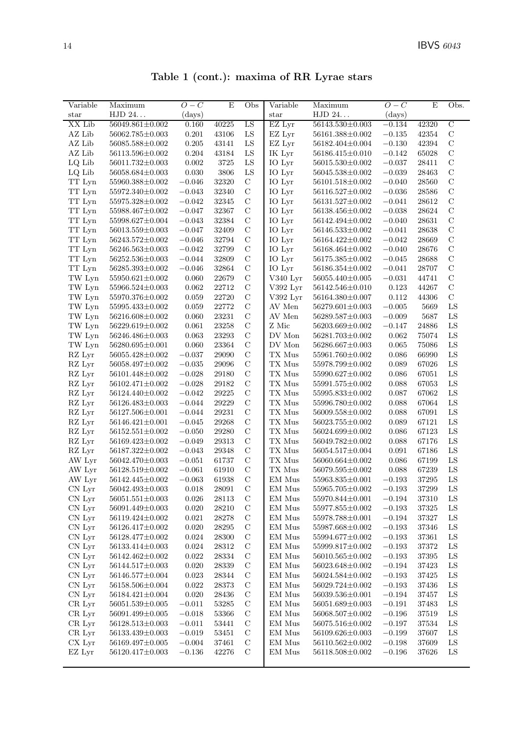**Table 1 (cont.): maxima of RR Lyrae stars**

| Variable star | Maximum HJD 24... | $O-C$ (days) | E | Obs | Variable star | Maximum HJD 24... | $O-C$ (days) | E | Obs. |
|---|---|---|---|---|---|---|---|---|---|
| XX Lib | 56049.861±0.002 | 0.160 | 40225 | LS | EZ Lyr | 56143.530±0.003 | −0.134 | 42320 | C |
| AZ Lib | 56062.785±0.003 | 0.201 | 43106 | LS | EZ Lyr | 56161.388±0.002 | −0.135 | 42354 | C |
| AZ Lib | 56085.588±0.002 | 0.205 | 43141 | LS | EZ Lyr | 56182.404±0.004 | −0.130 | 42394 | C |
| AZ Lib | 56113.596±0.002 | 0.204 | 43184 | LS | IK Lyr | 56186.415±0.010 | −0.142 | 65028 | C |
| LQ Lib | 56011.732±0.003 | 0.002 | 3725 | LS | IO Lyr | 56015.530±0.002 | −0.037 | 28411 | C |
| LQ Lib | 56058.684±0.003 | 0.030 | 3806 | LS | IO Lyr | 56045.538±0.002 | −0.039 | 28463 | C |
| TT Lyn | 55960.388±0.002 | −0.046 | 32320 | C | IO Lyr | 56101.518±0.002 | −0.040 | 28560 | C |
| TT Lyn | 55972.340±0.002 | −0.043 | 32340 | C | IO Lyr | 56116.527±0.002 | −0.036 | 28586 | C |
| TT Lyn | 55975.328±0.002 | −0.042 | 32345 | C | IO Lyr | 56131.527±0.002 | −0.041 | 28612 | C |
| TT Lyn | 55988.467±0.002 | −0.047 | 32367 | C | IO Lyr | 56138.456±0.002 | −0.038 | 28624 | C |
| TT Lyn | 55998.627±0.004 | −0.043 | 32384 | C | IO Lyr | 56142.494±0.002 | −0.040 | 28631 | C |
| TT Lyn | 56013.559±0.003 | −0.047 | 32409 | C | IO Lyr | 56146.533±0.002 | −0.041 | 28638 | C |
| TT Lyn | 56243.572±0.002 | −0.046 | 32794 | C | IO Lyr | 56164.422±0.002 | −0.042 | 28669 | C |
| TT Lyn | 56246.563±0.003 | −0.042 | 32799 | C | IO Lyr | 56168.464±0.002 | −0.040 | 28676 | C |
| TT Lyn | 56252.536±0.003 | −0.044 | 32809 | C | IO Lyr | 56175.385±0.002 | −0.045 | 28688 | C |
| TT Lyn | 56285.393±0.002 | −0.046 | 32864 | C | IO Lyr | 56186.354±0.002 | −0.041 | 28707 | C |
| TW Lyn | 55950.621±0.002 | 0.060 | 22679 | C | V340 Lyr | 56055.440±0.005 | −0.031 | 44741 | C |
| TW Lyn | 55966.524±0.003 | 0.062 | 22712 | C | V392 Lyr | 56142.546±0.010 | 0.123 | 44267 | C |
| TW Lyn | 55970.376±0.002 | 0.059 | 22720 | C | V392 Lyr | 56164.380±0.007 | 0.112 | 44306 | C |
| TW Lyn | 55995.433±0.002 | 0.059 | 22772 | C | AV Men | 56279.601±0.003 | −0.005 | 5669 | LS |
| TW Lyn | 56216.608±0.002 | 0.060 | 23231 | C | AV Men | 56289.587±0.003 | −0.009 | 5687 | LS |
| TW Lyn | 56229.619±0.002 | 0.061 | 23258 | C | Z Mic | 56203.669±0.002 | −0.147 | 24886 | LS |
| TW Lyn | 56246.486±0.003 | 0.063 | 23293 | C | DV Mon | 56281.703±0.002 | 0.062 | 75074 | LS |
| TW Lyn | 56280.695±0.001 | 0.060 | 23364 | C | DV Mon | 56286.667±0.003 | 0.065 | 75086 | LS |
| RZ Lyr | 56055.428±0.002 | −0.037 | 29090 | C | TX Mus | 55961.760±0.002 | 0.086 | 66990 | LS |
| RZ Lyr | 56058.497±0.002 | −0.035 | 29096 | C | TX Mus | 55978.799±0.002 | 0.089 | 67026 | LS |
| RZ Lyr | 56101.448±0.002 | −0.028 | 29180 | C | TX Mus | 55990.627±0.002 | 0.086 | 67051 | LS |
| RZ Lyr | 56102.471±0.002 | −0.028 | 29182 | C | TX Mus | 55991.575±0.002 | 0.088 | 67053 | LS |
| RZ Lyr | 56124.440±0.002 | −0.042 | 29225 | C | TX Mus | 55995.833±0.002 | 0.087 | 67062 | LS |
| RZ Lyr | 56126.483±0.003 | −0.044 | 29229 | C | TX Mus | 55996.780±0.002 | 0.088 | 67064 | LS |
| RZ Lyr | 56127.506±0.001 | −0.044 | 29231 | C | TX Mus | 56009.558±0.002 | 0.088 | 67091 | LS |
| RZ Lyr | 56146.421±0.001 | −0.045 | 29268 | C | TX Mus | 56023.755±0.002 | 0.089 | 67121 | LS |
| RZ Lyr | 56152.551±0.002 | −0.050 | 29280 | C | TX Mus | 56024.699±0.002 | 0.086 | 67123 | LS |
| RZ Lyr | 56169.423±0.002 | −0.049 | 29313 | C | TX Mus | 56049.782±0.002 | 0.088 | 67176 | LS |
| RZ Lyr | 56187.322±0.002 | −0.043 | 29348 | C | TX Mus | 56054.517±0.004 | 0.091 | 67186 | LS |
| AW Lyr | 56042.470±0.003 | −0.051 | 61737 | C | TX Mus | 56060.664±0.002 | 0.086 | 67199 | LS |
| AW Lyr | 56128.519±0.002 | −0.061 | 61910 | C | TX Mus | 56079.595±0.002 | 0.088 | 67239 | LS |
| AW Lyr | 56142.445±0.002 | −0.063 | 61938 | C | EM Mus | 55963.835±0.001 | −0.193 | 37295 | LS |
| CN Lyr | 56042.493±0.003 | 0.018 | 28091 | C | EM Mus | 55965.705±0.002 | −0.193 | 37299 | LS |
| CN Lyr | 56051.551±0.003 | 0.026 | 28113 | C | EM Mus | 55970.844±0.001 | −0.194 | 37310 | LS |
| CN Lyr | 56091.449±0.003 | 0.020 | 28210 | C | EM Mus | 55977.855±0.002 | −0.193 | 37325 | LS |
| CN Lyr | 56119.424±0.002 | 0.021 | 28278 | C | EM Mus | 55978.788±0.001 | −0.194 | 37327 | LS |
| CN Lyr | 56126.417±0.002 | 0.020 | 28295 | C | EM Mus | 55987.668±0.002 | −0.193 | 37346 | LS |
| CN Lyr | 56128.477±0.002 | 0.024 | 28300 | C | EM Mus | 55994.677±0.002 | −0.193 | 37361 | LS |
| CN Lyr | 56133.414±0.003 | 0.024 | 28312 | C | EM Mus | 55999.817±0.002 | −0.193 | 37372 | LS |
| CN Lyr | 56142.462±0.002 | 0.022 | 28334 | C | EM Mus | 56010.565±0.002 | −0.193 | 37395 | LS |
| CN Lyr | 56144.517±0.003 | 0.020 | 28339 | C | EM Mus | 56023.648±0.002 | −0.194 | 37423 | LS |
| CN Lyr | 56146.577±0.004 | 0.023 | 28344 | C | EM Mus | 56024.584±0.002 | −0.193 | 37425 | LS |
| CN Lyr | 56158.506±0.004 | 0.022 | 28373 | C | EM Mus | 56029.724±0.002 | −0.193 | 37436 | LS |
| CN Lyr | 56184.421±0.004 | 0.020 | 28436 | C | EM Mus | 56039.536±0.001 | −0.194 | 37457 | LS |
| CR Lyr | 56051.539±0.005 | −0.011 | 53285 | C | EM Mus | 56051.689±0.003 | −0.191 | 37483 | LS |
| CR Lyr | 56091.499±0.005 | −0.018 | 53366 | C | EM Mus | 56068.507±0.002 | −0.196 | 37519 | LS |
| CR Lyr | 56128.513±0.003 | −0.011 | 53441 | C | EM Mus | 56075.516±0.002 | −0.197 | 37534 | LS |
| CR Lyr | 56133.439±0.003 | −0.019 | 53451 | C | EM Mus | 56109.626±0.003 | −0.199 | 37607 | LS |
| CX Lyr | 56169.497±0.005 | −0.004 | 37461 | C | EM Mus | 56110.562±0.002 | −0.198 | 37609 | LS |
| EZ Lyr | 56120.417±0.003 | −0.136 | 42276 | C | EM Mus | 56118.508±0.002 | −0.196 | 37626 | LS |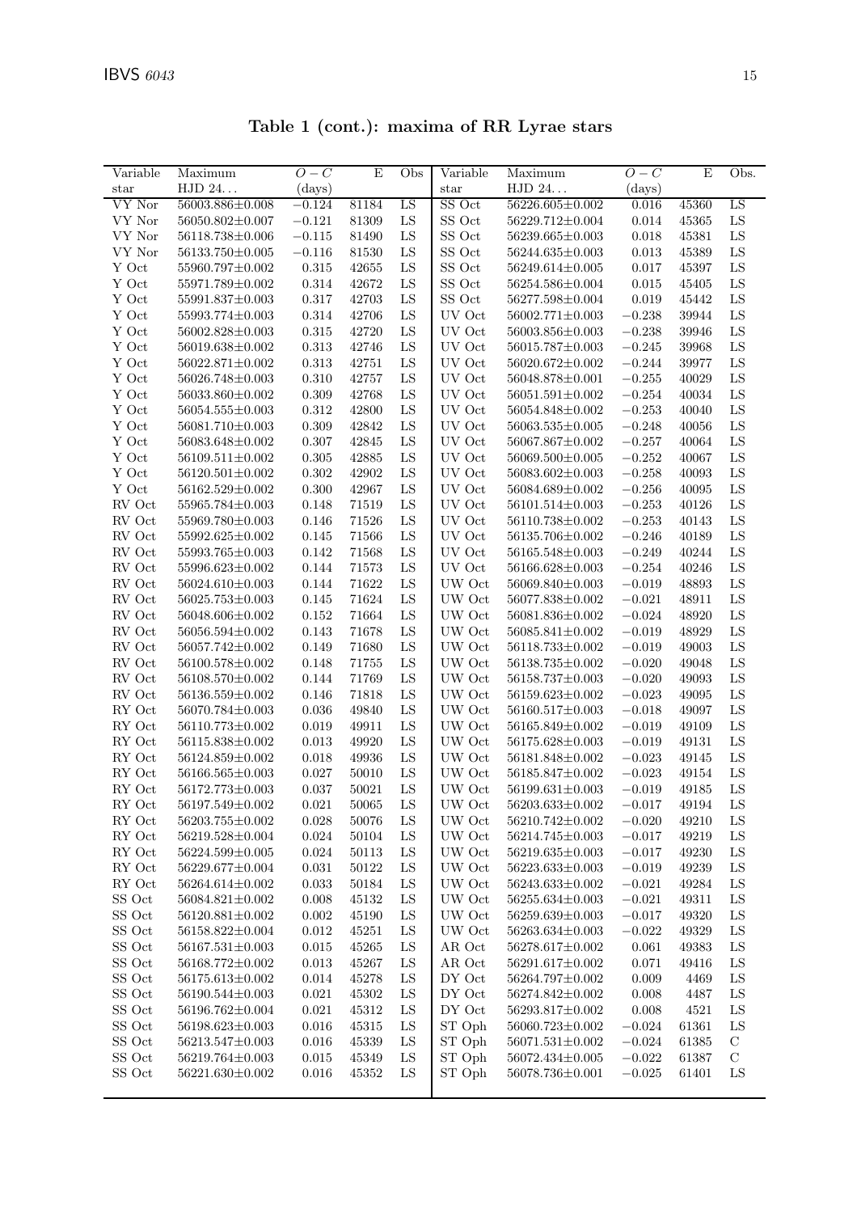**Table 1 (cont.): maxima of RR Lyrae stars**

| Variable star | Maximum HJD 24... | $O-C$ (days) | E | Obs | Variable star | Maximum HJD 24... | $O-C$ (days) | E | Obs. |
|---|---|---|---|---|---|---|---|---|---|
| VY Nor | 56003.886±0.008 | −0.124 | 81184 | LS | SS Oct | 56226.605±0.002 | 0.016 | 45360 | LS |
| VY Nor | 56050.802±0.007 | −0.121 | 81309 | LS | SS Oct | 56229.712±0.004 | 0.014 | 45365 | LS |
| VY Nor | 56118.738±0.006 | −0.115 | 81490 | LS | SS Oct | 56239.665±0.003 | 0.018 | 45381 | LS |
| VY Nor | 56133.750±0.005 | −0.116 | 81530 | LS | SS Oct | 56244.635±0.003 | 0.013 | 45389 | LS |
| Y Oct | 55960.797±0.002 | 0.315 | 42655 | LS | SS Oct | 56249.614±0.005 | 0.017 | 45397 | LS |
| Y Oct | 55971.789±0.002 | 0.314 | 42672 | LS | SS Oct | 56254.586±0.004 | 0.015 | 45405 | LS |
| Y Oct | 55991.837±0.003 | 0.317 | 42703 | LS | SS Oct | 56277.598±0.004 | 0.019 | 45442 | LS |
| Y Oct | 55993.774±0.003 | 0.314 | 42706 | LS | UV Oct | 56002.771±0.003 | −0.238 | 39944 | LS |
| Y Oct | 56002.828±0.003 | 0.315 | 42720 | LS | UV Oct | 56003.856±0.003 | −0.238 | 39946 | LS |
| Y Oct | 56019.638±0.002 | 0.313 | 42746 | LS | UV Oct | 56015.787±0.003 | −0.245 | 39968 | LS |
| Y Oct | 56022.871±0.002 | 0.313 | 42751 | LS | UV Oct | 56020.672±0.002 | −0.244 | 39977 | LS |
| Y Oct | 56026.748±0.003 | 0.310 | 42757 | LS | UV Oct | 56048.878±0.001 | −0.255 | 40029 | LS |
| Y Oct | 56033.860±0.002 | 0.309 | 42768 | LS | UV Oct | 56051.591±0.002 | −0.254 | 40034 | LS |
| Y Oct | 56054.555±0.003 | 0.312 | 42800 | LS | UV Oct | 56054.848±0.002 | −0.253 | 40040 | LS |
| Y Oct | 56081.710±0.003 | 0.309 | 42842 | LS | UV Oct | 56063.535±0.005 | −0.248 | 40056 | LS |
| Y Oct | 56083.648±0.002 | 0.307 | 42845 | LS | UV Oct | 56067.867±0.002 | −0.257 | 40064 | LS |
| Y Oct | 56109.511±0.002 | 0.305 | 42885 | LS | UV Oct | 56069.500±0.005 | −0.252 | 40067 | LS |
| Y Oct | 56120.501±0.002 | 0.302 | 42902 | LS | UV Oct | 56083.602±0.003 | −0.258 | 40093 | LS |
| Y Oct | 56162.529±0.002 | 0.300 | 42967 | LS | UV Oct | 56084.689±0.002 | −0.256 | 40095 | LS |
| RV Oct | 55965.784±0.003 | 0.148 | 71519 | LS | UV Oct | 56101.514±0.003 | −0.253 | 40126 | LS |
| RV Oct | 55969.780±0.003 | 0.146 | 71526 | LS | UV Oct | 56110.738±0.002 | −0.253 | 40143 | LS |
| RV Oct | 55992.625±0.002 | 0.145 | 71566 | LS | UV Oct | 56135.706±0.002 | −0.246 | 40189 | LS |
| RV Oct | 55993.765±0.003 | 0.142 | 71568 | LS | UV Oct | 56165.548±0.003 | −0.249 | 40244 | LS |
| RV Oct | 55996.623±0.002 | 0.144 | 71573 | LS | UV Oct | 56166.628±0.003 | −0.254 | 40246 | LS |
| RV Oct | 56024.610±0.003 | 0.144 | 71622 | LS | UW Oct | 56069.840±0.003 | −0.019 | 48893 | LS |
| RV Oct | 56025.753±0.003 | 0.145 | 71624 | LS | UW Oct | 56077.838±0.002 | −0.021 | 48911 | LS |
| RV Oct | 56048.606±0.002 | 0.152 | 71664 | LS | UW Oct | 56081.836±0.002 | −0.024 | 48920 | LS |
| RV Oct | 56056.594±0.002 | 0.143 | 71678 | LS | UW Oct | 56085.841±0.002 | −0.019 | 48929 | LS |
| RV Oct | 56057.742±0.002 | 0.149 | 71680 | LS | UW Oct | 56118.733±0.002 | −0.019 | 49003 | LS |
| RV Oct | 56100.578±0.002 | 0.148 | 71755 | LS | UW Oct | 56138.735±0.002 | −0.020 | 49048 | LS |
| RV Oct | 56108.570±0.002 | 0.144 | 71769 | LS | UW Oct | 56158.737±0.003 | −0.020 | 49093 | LS |
| RV Oct | 56136.559±0.002 | 0.146 | 71818 | LS | UW Oct | 56159.623±0.002 | −0.023 | 49095 | LS |
| RY Oct | 56070.784±0.003 | 0.036 | 49840 | LS | UW Oct | 56160.517±0.003 | −0.018 | 49097 | LS |
| RY Oct | 56110.773±0.002 | 0.019 | 49911 | LS | UW Oct | 56165.849±0.002 | −0.019 | 49109 | LS |
| RY Oct | 56115.838±0.002 | 0.013 | 49920 | LS | UW Oct | 56175.628±0.003 | −0.019 | 49131 | LS |
| RY Oct | 56124.859±0.002 | 0.018 | 49936 | LS | UW Oct | 56181.848±0.002 | −0.023 | 49145 | LS |
| RY Oct | 56166.565±0.003 | 0.027 | 50010 | LS | UW Oct | 56185.847±0.002 | −0.023 | 49154 | LS |
| RY Oct | 56172.773±0.003 | 0.037 | 50021 | LS | UW Oct | 56199.631±0.003 | −0.019 | 49185 | LS |
| RY Oct | 56197.549±0.002 | 0.021 | 50065 | LS | UW Oct | 56203.633±0.002 | −0.017 | 49194 | LS |
| RY Oct | 56203.755±0.002 | 0.028 | 50076 | LS | UW Oct | 56210.742±0.002 | −0.020 | 49210 | LS |
| RY Oct | 56219.528±0.004 | 0.024 | 50104 | LS | UW Oct | 56214.745±0.003 | −0.017 | 49219 | LS |
| RY Oct | 56224.599±0.005 | 0.024 | 50113 | LS | UW Oct | 56219.635±0.003 | −0.017 | 49230 | LS |
| RY Oct | 56229.677±0.004 | 0.031 | 50122 | LS | UW Oct | 56223.633±0.003 | −0.019 | 49239 | LS |
| RY Oct | 56264.614±0.002 | 0.033 | 50184 | LS | UW Oct | 56243.633±0.002 | −0.021 | 49284 | LS |
| SS Oct | 56084.821±0.002 | 0.008 | 45132 | LS | UW Oct | 56255.634±0.003 | −0.021 | 49311 | LS |
| SS Oct | 56120.881±0.002 | 0.002 | 45190 | LS | UW Oct | 56259.639±0.003 | −0.017 | 49320 | LS |
| SS Oct | 56158.822±0.004 | 0.012 | 45251 | LS | UW Oct | 56263.634±0.003 | −0.022 | 49329 | LS |
| SS Oct | 56167.531±0.003 | 0.015 | 45265 | LS | AR Oct | 56278.617±0.002 | 0.061 | 49383 | LS |
| SS Oct | 56168.772±0.002 | 0.013 | 45267 | LS | AR Oct | 56291.617±0.002 | 0.071 | 49416 | LS |
| SS Oct | 56175.613±0.002 | 0.014 | 45278 | LS | DY Oct | 56264.797±0.002 | 0.009 | 4469 | LS |
| SS Oct | 56190.544±0.003 | 0.021 | 45302 | LS | DY Oct | 56274.842±0.002 | 0.008 | 4487 | LS |
| SS Oct | 56196.762±0.004 | 0.021 | 45312 | LS | DY Oct | 56293.817±0.002 | 0.008 | 4521 | LS |
| SS Oct | 56198.623±0.003 | 0.016 | 45315 | LS | ST Oph | 56060.723±0.002 | −0.024 | 61361 | LS |
| SS Oct | 56213.547±0.003 | 0.016 | 45339 | LS | ST Oph | 56071.531±0.002 | −0.024 | 61385 | C |
| SS Oct | 56219.764±0.003 | 0.015 | 45349 | LS | ST Oph | 56072.434±0.005 | −0.022 | 61387 | C |
| SS Oct | 56221.630±0.002 | 0.016 | 45352 | LS | ST Oph | 56078.736±0.001 | −0.025 | 61401 | LS |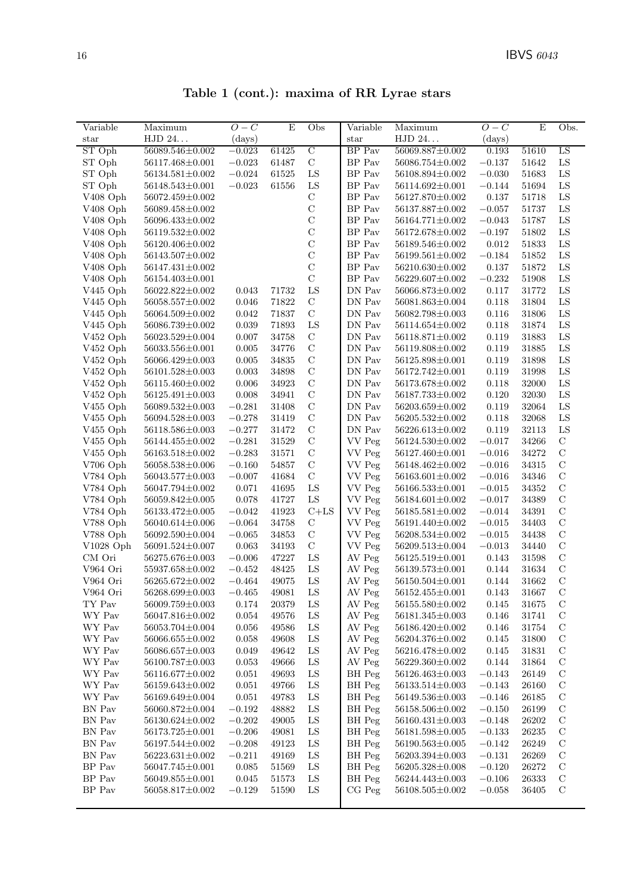**Table 1 (cont.): maxima of RR Lyrae stars**

| Variable star | Maximum HJD 24... | $O-C$ (days) | E | Obs | Variable star | Maximum HJD 24... | $O-C$ (days) | E | Obs. |
|---|---|---|---|---|---|---|---|---|---|
| ST Oph | 56089.546±0.002 | −0.023 | 61425 | C | BP Pav | 56069.887±0.002 | 0.193 | 51610 | LS |
| ST Oph | 56117.468±0.001 | −0.023 | 61487 | C | BP Pav | 56086.754±0.002 | −0.137 | 51642 | LS |
| ST Oph | 56134.581±0.002 | −0.024 | 61525 | LS | BP Pav | 56108.894±0.002 | −0.030 | 51683 | LS |
| ST Oph | 56148.543±0.001 | −0.023 | 61556 | LS | BP Pav | 56114.692±0.001 | −0.144 | 51694 | LS |
| V408 Oph | 56072.459±0.002 | | | C | BP Pav | 56127.870±0.002 | 0.137 | 51718 | LS |
| V408 Oph | 56089.458±0.002 | | | C | BP Pav | 56137.887±0.002 | −0.057 | 51737 | LS |
| V408 Oph | 56096.433±0.002 | | | C | BP Pav | 56164.771±0.002 | −0.043 | 51787 | LS |
| V408 Oph | 56119.532±0.002 | | | C | BP Pav | 56172.678±0.002 | −0.197 | 51802 | LS |
| V408 Oph | 56120.406±0.002 | | | C | BP Pav | 56189.546±0.002 | 0.012 | 51833 | LS |
| V408 Oph | 56143.507±0.002 | | | C | BP Pav | 56199.561±0.002 | −0.184 | 51852 | LS |
| V408 Oph | 56147.431±0.002 | | | C | BP Pav | 56210.630±0.002 | 0.137 | 51872 | LS |
| V408 Oph | 56154.403±0.001 | | | C | BP Pav | 56229.607±0.002 | −0.232 | 51908 | LS |
| V445 Oph | 56022.822±0.002 | 0.043 | 71732 | LS | DN Pav | 56066.873±0.002 | 0.117 | 31772 | LS |
| V445 Oph | 56058.557±0.002 | 0.046 | 71822 | C | DN Pav | 56081.863±0.004 | 0.118 | 31804 | LS |
| V445 Oph | 56064.509±0.002 | 0.042 | 71837 | C | DN Pav | 56082.798±0.003 | 0.116 | 31806 | LS |
| V445 Oph | 56086.739±0.002 | 0.039 | 71893 | LS | DN Pav | 56114.654±0.002 | 0.118 | 31874 | LS |
| V452 Oph | 56023.529±0.004 | 0.007 | 34758 | C | DN Pav | 56118.871±0.002 | 0.119 | 31883 | LS |
| V452 Oph | 56033.556±0.001 | 0.005 | 34776 | C | DN Pav | 56119.808±0.002 | 0.119 | 31885 | LS |
| V452 Oph | 56066.429±0.003 | 0.005 | 34835 | C | DN Pav | 56125.898±0.001 | 0.119 | 31898 | LS |
| V452 Oph | 56101.528±0.003 | 0.003 | 34898 | C | DN Pav | 56172.742±0.001 | 0.119 | 31998 | LS |
| V452 Oph | 56115.460±0.002 | 0.006 | 34923 | C | DN Pav | 56173.678±0.002 | 0.118 | 32000 | LS |
| V452 Oph | 56125.491±0.003 | 0.008 | 34941 | C | DN Pav | 56187.733±0.002 | 0.120 | 32030 | LS |
| V455 Oph | 56089.532±0.003 | −0.281 | 31408 | C | DN Pav | 56203.659±0.002 | 0.119 | 32064 | LS |
| V455 Oph | 56094.528±0.003 | −0.278 | 31419 | C | DN Pav | 56205.532±0.002 | 0.118 | 32068 | LS |
| V455 Oph | 56118.586±0.003 | −0.277 | 31472 | C | DN Pav | 56226.613±0.002 | 0.119 | 32113 | LS |
| V455 Oph | 56144.455±0.002 | −0.281 | 31529 | C | VV Peg | 56124.530±0.002 | −0.017 | 34266 | C |
| V455 Oph | 56163.518±0.002 | −0.283 | 31571 | C | VV Peg | 56127.460±0.001 | −0.016 | 34272 | C |
| V706 Oph | 56058.538±0.006 | −0.160 | 54857 | C | VV Peg | 56148.462±0.002 | −0.016 | 34315 | C |
| V784 Oph | 56043.577±0.003 | −0.007 | 41684 | C | VV Peg | 56163.601±0.002 | −0.016 | 34346 | C |
| V784 Oph | 56047.794±0.002 | 0.071 | 41695 | LS | VV Peg | 56166.533±0.001 | −0.015 | 34352 | C |
| V784 Oph | 56059.842±0.005 | 0.078 | 41727 | LS | VV Peg | 56184.601±0.002 | −0.017 | 34389 | C |
| V784 Oph | 56133.472±0.005 | −0.042 | 41923 | C+LS | VV Peg | 56185.581±0.002 | −0.014 | 34391 | C |
| V788 Oph | 56040.614±0.006 | −0.064 | 34758 | C | VV Peg | 56191.440±0.002 | −0.015 | 34403 | C |
| V788 Oph | 56092.590±0.004 | −0.065 | 34853 | C | VV Peg | 56208.534±0.002 | −0.015 | 34438 | C |
| V1028 Oph | 56091.524±0.007 | 0.063 | 34193 | C | VV Peg | 56209.513±0.004 | −0.013 | 34440 | C |
| CM Ori | 56275.676±0.003 | −0.006 | 47227 | LS | AV Peg | 56125.519±0.001 | 0.143 | 31598 | C |
| V964 Ori | 55937.658±0.002 | −0.452 | 48425 | LS | AV Peg | 56139.573±0.001 | 0.144 | 31634 | C |
| V964 Ori | 56265.672±0.002 | −0.464 | 49075 | LS | AV Peg | 56150.504±0.001 | 0.144 | 31662 | C |
| V964 Ori | 56268.699±0.003 | −0.465 | 49081 | LS | AV Peg | 56152.455±0.001 | 0.143 | 31667 | C |
| TY Pav | 56009.759±0.003 | 0.174 | 20379 | LS | AV Peg | 56155.580±0.002 | 0.145 | 31675 | C |
| WY Pav | 56047.816±0.002 | 0.054 | 49576 | LS | AV Peg | 56181.345±0.003 | 0.146 | 31741 | C |
| WY Pav | 56053.704±0.004 | 0.056 | 49586 | LS | AV Peg | 56186.420±0.002 | 0.146 | 31754 | C |
| WY Pav | 56066.655±0.002 | 0.058 | 49608 | LS | AV Peg | 56204.376±0.002 | 0.145 | 31800 | C |
| WY Pav | 56086.657±0.003 | 0.049 | 49642 | LS | AV Peg | 56216.478±0.002 | 0.145 | 31831 | C |
| WY Pav | 56100.787±0.003 | 0.053 | 49666 | LS | AV Peg | 56229.360±0.002 | 0.144 | 31864 | C |
| WY Pav | 56116.677±0.002 | 0.051 | 49693 | LS | BH Peg | 56126.463±0.003 | −0.143 | 26149 | C |
| WY Pav | 56159.643±0.002 | 0.051 | 49766 | LS | BH Peg | 56133.514±0.003 | −0.143 | 26160 | C |
| WY Pav | 56169.649±0.004 | 0.051 | 49783 | LS | BH Peg | 56149.536±0.003 | −0.146 | 26185 | C |
| BN Pav | 56060.872±0.004 | −0.192 | 48882 | LS | BH Peg | 56158.506±0.002 | −0.150 | 26199 | C |
| BN Pav | 56130.624±0.002 | −0.202 | 49005 | LS | BH Peg | 56160.431±0.003 | −0.148 | 26202 | C |
| BN Pav | 56173.725±0.001 | −0.206 | 49081 | LS | BH Peg | 56181.598±0.005 | −0.133 | 26235 | C |
| BN Pav | 56197.544±0.002 | −0.208 | 49123 | LS | BH Peg | 56190.563±0.005 | −0.142 | 26249 | C |
| BN Pav | 56223.631±0.002 | −0.211 | 49169 | LS | BH Peg | 56203.394±0.003 | −0.131 | 26269 | C |
| BP Pav | 56047.745±0.001 | 0.085 | 51569 | LS | BH Peg | 56205.328±0.008 | −0.120 | 26272 | C |
| BP Pav | 56049.855±0.001 | 0.045 | 51573 | LS | BH Peg | 56244.443±0.003 | −0.106 | 26333 | C |
| BP Pav | 56058.817±0.002 | −0.129 | 51590 | LS | CG Peg | 56108.505±0.002 | −0.058 | 36405 | C |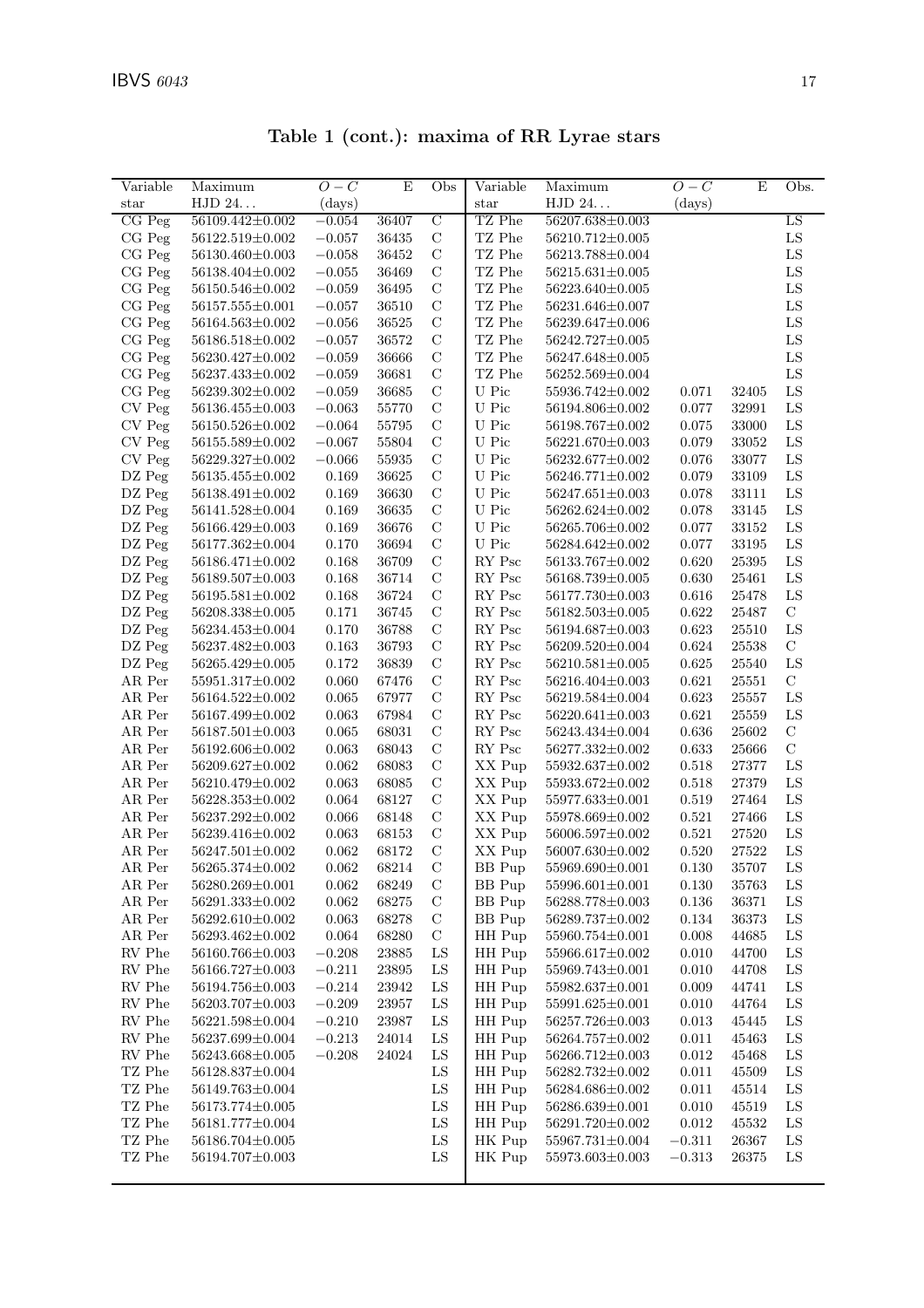**Table 1 (cont.): maxima of RR Lyrae stars**

| Variable star | Maximum HJD 24... | $O-C$ (days) | E | Obs | Variable star | Maximum HJD 24... | $O-C$ (days) | E | Obs. |
|---|---|---|---|---|---|---|---|---|---|
| CG Peg | 56109.442±0.002 | −0.054 | 36407 | C | TZ Phe | 56207.638±0.003 | | | LS |
| CG Peg | 56122.519±0.002 | −0.057 | 36435 | C | TZ Phe | 56210.712±0.005 | | | LS |
| CG Peg | 56130.460±0.003 | −0.058 | 36452 | C | TZ Phe | 56213.788±0.004 | | | LS |
| CG Peg | 56138.404±0.002 | −0.055 | 36469 | C | TZ Phe | 56215.631±0.005 | | | LS |
| CG Peg | 56150.546±0.002 | −0.059 | 36495 | C | TZ Phe | 56223.640±0.005 | | | LS |
| CG Peg | 56157.555±0.001 | −0.057 | 36510 | C | TZ Phe | 56231.646±0.007 | | | LS |
| CG Peg | 56164.563±0.002 | −0.056 | 36525 | C | TZ Phe | 56239.647±0.006 | | | LS |
| CG Peg | 56186.518±0.002 | −0.057 | 36572 | C | TZ Phe | 56242.727±0.005 | | | LS |
| CG Peg | 56230.427±0.002 | −0.059 | 36666 | C | TZ Phe | 56247.648±0.005 | | | LS |
| CG Peg | 56237.433±0.002 | −0.059 | 36681 | C | TZ Phe | 56252.569±0.004 | | | LS |
| CG Peg | 56239.302±0.002 | −0.059 | 36685 | C | U Pic | 55936.742±0.002 | 0.071 | 32405 | LS |
| CV Peg | 56136.455±0.003 | −0.063 | 55770 | C | U Pic | 56194.806±0.002 | 0.077 | 32991 | LS |
| CV Peg | 56150.526±0.002 | −0.064 | 55795 | C | U Pic | 56198.767±0.002 | 0.075 | 33000 | LS |
| CV Peg | 56155.589±0.002 | −0.067 | 55804 | C | U Pic | 56221.670±0.003 | 0.079 | 33052 | LS |
| CV Peg | 56229.327±0.002 | −0.066 | 55935 | C | U Pic | 56232.677±0.002 | 0.076 | 33077 | LS |
| DZ Peg | 56135.455±0.002 | 0.169 | 36625 | C | U Pic | 56246.771±0.002 | 0.079 | 33109 | LS |
| DZ Peg | 56138.491±0.002 | 0.169 | 36630 | C | U Pic | 56247.651±0.003 | 0.078 | 33111 | LS |
| DZ Peg | 56141.528±0.004 | 0.169 | 36635 | C | U Pic | 56262.624±0.002 | 0.078 | 33145 | LS |
| DZ Peg | 56166.429±0.003 | 0.169 | 36676 | C | U Pic | 56265.706±0.002 | 0.077 | 33152 | LS |
| DZ Peg | 56177.362±0.004 | 0.170 | 36694 | C | U Pic | 56284.642±0.002 | 0.077 | 33195 | LS |
| DZ Peg | 56186.471±0.002 | 0.168 | 36709 | C | RY Psc | 56133.767±0.002 | 0.620 | 25395 | LS |
| DZ Peg | 56189.507±0.003 | 0.168 | 36714 | C | RY Psc | 56168.739±0.005 | 0.630 | 25461 | LS |
| DZ Peg | 56195.581±0.002 | 0.168 | 36724 | C | RY Psc | 56177.730±0.003 | 0.616 | 25478 | LS |
| DZ Peg | 56208.338±0.005 | 0.171 | 36745 | C | RY Psc | 56182.503±0.005 | 0.622 | 25487 | C |
| DZ Peg | 56234.453±0.004 | 0.170 | 36788 | C | RY Psc | 56194.687±0.003 | 0.623 | 25510 | LS |
| DZ Peg | 56237.482±0.003 | 0.163 | 36793 | C | RY Psc | 56209.520±0.004 | 0.624 | 25538 | C |
| DZ Peg | 56265.429±0.005 | 0.172 | 36839 | C | RY Psc | 56210.581±0.005 | 0.625 | 25540 | LS |
| AR Per | 55951.317±0.002 | 0.060 | 67476 | C | RY Psc | 56216.404±0.003 | 0.621 | 25551 | C |
| AR Per | 56164.522±0.002 | 0.065 | 67977 | C | RY Psc | 56219.584±0.004 | 0.623 | 25557 | LS |
| AR Per | 56167.499±0.002 | 0.063 | 67984 | C | RY Psc | 56220.641±0.003 | 0.621 | 25559 | LS |
| AR Per | 56187.501±0.003 | 0.065 | 68031 | C | RY Psc | 56243.434±0.004 | 0.636 | 25602 | C |
| AR Per | 56192.606±0.002 | 0.063 | 68043 | C | RY Psc | 56277.332±0.002 | 0.633 | 25666 | C |
| AR Per | 56209.627±0.002 | 0.062 | 68083 | C | XX Pup | 55932.637±0.002 | 0.518 | 27377 | LS |
| AR Per | 56210.479±0.002 | 0.063 | 68085 | C | XX Pup | 55933.672±0.002 | 0.518 | 27379 | LS |
| AR Per | 56228.353±0.002 | 0.064 | 68127 | C | XX Pup | 55977.633±0.001 | 0.519 | 27464 | LS |
| AR Per | 56237.292±0.002 | 0.066 | 68148 | C | XX Pup | 55978.669±0.002 | 0.521 | 27466 | LS |
| AR Per | 56239.416±0.002 | 0.063 | 68153 | C | XX Pup | 56006.597±0.002 | 0.521 | 27520 | LS |
| AR Per | 56247.501±0.002 | 0.062 | 68172 | C | XX Pup | 56007.630±0.002 | 0.520 | 27522 | LS |
| AR Per | 56265.374±0.002 | 0.062 | 68214 | C | BB Pup | 55969.690±0.001 | 0.130 | 35707 | LS |
| AR Per | 56280.269±0.001 | 0.062 | 68249 | C | BB Pup | 55996.601±0.001 | 0.130 | 35763 | LS |
| AR Per | 56291.333±0.002 | 0.062 | 68275 | C | BB Pup | 56288.778±0.003 | 0.136 | 36371 | LS |
| AR Per | 56292.610±0.002 | 0.063 | 68278 | C | BB Pup | 56289.737±0.002 | 0.134 | 36373 | LS |
| AR Per | 56293.462±0.002 | 0.064 | 68280 | C | HH Pup | 55960.754±0.001 | 0.008 | 44685 | LS |
| RV Phe | 56160.766±0.003 | −0.208 | 23885 | LS | HH Pup | 55966.617±0.002 | 0.010 | 44700 | LS |
| RV Phe | 56166.727±0.003 | −0.211 | 23895 | LS | HH Pup | 55969.743±0.001 | 0.010 | 44708 | LS |
| RV Phe | 56194.756±0.003 | −0.214 | 23942 | LS | HH Pup | 55982.637±0.001 | 0.009 | 44741 | LS |
| RV Phe | 56203.707±0.003 | −0.209 | 23957 | LS | HH Pup | 55991.625±0.001 | 0.010 | 44764 | LS |
| RV Phe | 56221.598±0.004 | −0.210 | 23987 | LS | HH Pup | 56257.726±0.003 | 0.013 | 45445 | LS |
| RV Phe | 56237.699±0.004 | −0.213 | 24014 | LS | HH Pup | 56264.757±0.002 | 0.011 | 45463 | LS |
| RV Phe | 56243.668±0.005 | −0.208 | 24024 | LS | HH Pup | 56266.712±0.003 | 0.012 | 45468 | LS |
| TZ Phe | 56128.837±0.004 | | | LS | HH Pup | 56282.732±0.002 | 0.011 | 45509 | LS |
| TZ Phe | 56149.763±0.004 | | | LS | HH Pup | 56284.686±0.002 | 0.011 | 45514 | LS |
| TZ Phe | 56173.774±0.005 | | | LS | HH Pup | 56286.639±0.001 | 0.010 | 45519 | LS |
| TZ Phe | 56181.777±0.004 | | | LS | HH Pup | 56291.720±0.002 | 0.012 | 45532 | LS |
| TZ Phe | 56186.704±0.005 | | | LS | HK Pup | 55967.731±0.004 | −0.311 | 26367 | LS |
| TZ Phe | 56194.707±0.003 | | | LS | HK Pup | 55973.603±0.003 | −0.313 | 26375 | LS |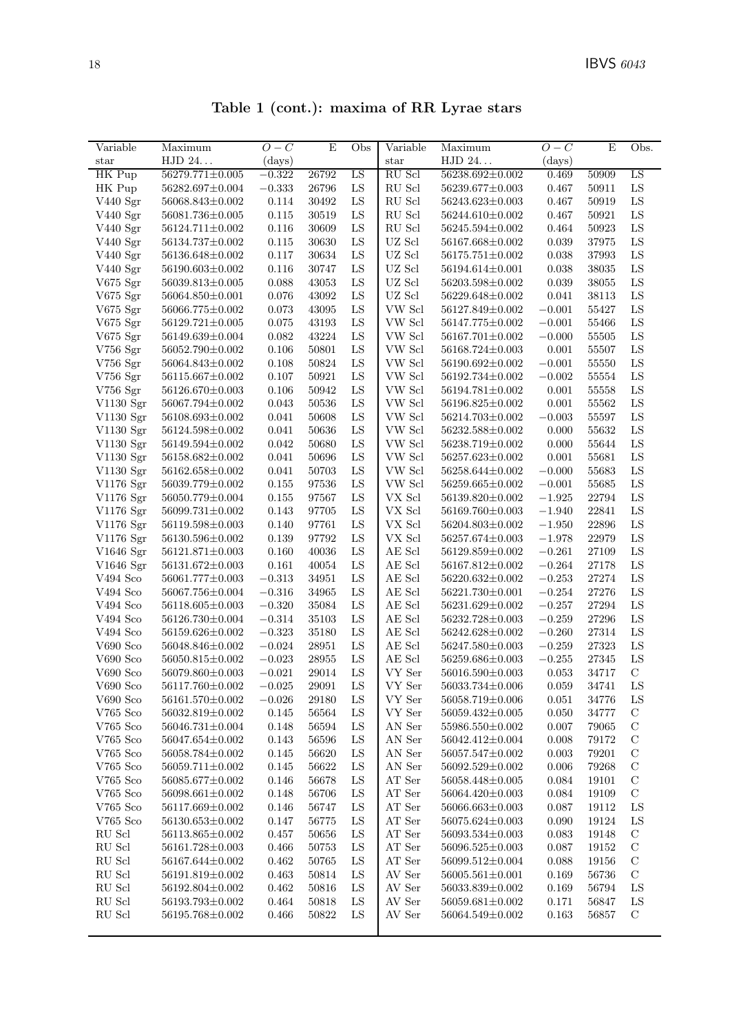**Table 1 (cont.): maxima of RR Lyrae stars**

| Variable star | Maximum HJD 24... | $O-C$ (days) | E | Obs | Variable star | Maximum HJD 24... | $O-C$ (days) | E | Obs. |
|---|---|---|---|---|---|---|---|---|---|
| HK Pup | 56279.771±0.005 | −0.322 | 26792 | LS | RU Scl | 56238.692±0.002 | 0.469 | 50909 | LS |
| HK Pup | 56282.697±0.004 | −0.333 | 26796 | LS | RU Scl | 56239.677±0.003 | 0.467 | 50911 | LS |
| V440 Sgr | 56068.843±0.002 | 0.114 | 30492 | LS | RU Scl | 56243.623±0.003 | 0.467 | 50919 | LS |
| V440 Sgr | 56081.736±0.005 | 0.115 | 30519 | LS | RU Scl | 56244.610±0.002 | 0.467 | 50921 | LS |
| V440 Sgr | 56124.711±0.002 | 0.116 | 30609 | LS | RU Scl | 56245.594±0.002 | 0.464 | 50923 | LS |
| V440 Sgr | 56134.737±0.002 | 0.115 | 30630 | LS | UZ Scl | 56167.668±0.002 | 0.039 | 37975 | LS |
| V440 Sgr | 56136.648±0.002 | 0.117 | 30634 | LS | UZ Scl | 56175.751±0.002 | 0.038 | 37993 | LS |
| V440 Sgr | 56190.603±0.002 | 0.116 | 30747 | LS | UZ Scl | 56194.614±0.001 | 0.038 | 38035 | LS |
| V675 Sgr | 56039.813±0.005 | 0.088 | 43053 | LS | UZ Scl | 56203.598±0.002 | 0.039 | 38055 | LS |
| V675 Sgr | 56064.850±0.001 | 0.076 | 43092 | LS | UZ Scl | 56229.648±0.002 | 0.041 | 38113 | LS |
| V675 Sgr | 56066.775±0.002 | 0.073 | 43095 | LS | VW Scl | 56127.849±0.002 | −0.001 | 55427 | LS |
| V675 Sgr | 56129.721±0.005 | 0.075 | 43193 | LS | VW Scl | 56147.775±0.002 | −0.001 | 55466 | LS |
| V675 Sgr | 56149.639±0.004 | 0.082 | 43224 | LS | VW Scl | 56167.701±0.002 | −0.000 | 55505 | LS |
| V756 Sgr | 56052.790±0.002 | 0.106 | 50801 | LS | VW Scl | 56168.724±0.003 | 0.001 | 55507 | LS |
| V756 Sgr | 56064.843±0.002 | 0.108 | 50824 | LS | VW Scl | 56190.692±0.002 | −0.001 | 55550 | LS |
| V756 Sgr | 56115.667±0.002 | 0.107 | 50921 | LS | VW Scl | 56192.734±0.002 | −0.002 | 55554 | LS |
| V756 Sgr | 56126.670±0.003 | 0.106 | 50942 | LS | VW Scl | 56194.781±0.002 | 0.001 | 55558 | LS |
| V1130 Sgr | 56067.794±0.002 | 0.043 | 50536 | LS | VW Scl | 56196.825±0.002 | 0.001 | 55562 | LS |
| V1130 Sgr | 56108.693±0.002 | 0.041 | 50608 | LS | VW Scl | 56214.703±0.002 | −0.003 | 55597 | LS |
| V1130 Sgr | 56124.598±0.002 | 0.041 | 50636 | LS | VW Scl | 56232.588±0.002 | 0.000 | 55632 | LS |
| V1130 Sgr | 56149.594±0.002 | 0.042 | 50680 | LS | VW Scl | 56238.719±0.002 | 0.000 | 55644 | LS |
| V1130 Sgr | 56158.682±0.002 | 0.041 | 50696 | LS | VW Scl | 56257.623±0.002 | 0.001 | 55681 | LS |
| V1130 Sgr | 56162.658±0.002 | 0.041 | 50703 | LS | VW Scl | 56258.644±0.002 | −0.000 | 55683 | LS |
| V1176 Sgr | 56039.779±0.002 | 0.155 | 97536 | LS | VW Scl | 56259.665±0.002 | −0.001 | 55685 | LS |
| V1176 Sgr | 56050.779±0.004 | 0.155 | 97567 | LS | VX Scl | 56139.820±0.002 | −1.925 | 22794 | LS |
| V1176 Sgr | 56099.731±0.002 | 0.143 | 97705 | LS | VX Scl | 56169.760±0.003 | −1.940 | 22841 | LS |
| V1176 Sgr | 56119.598±0.003 | 0.140 | 97761 | LS | VX Scl | 56204.803±0.002 | −1.950 | 22896 | LS |
| V1176 Sgr | 56130.596±0.002 | 0.139 | 97792 | LS | VX Scl | 56257.674±0.003 | −1.978 | 22979 | LS |
| V1646 Sgr | 56121.871±0.003 | 0.160 | 40036 | LS | AE Scl | 56129.859±0.002 | −0.261 | 27109 | LS |
| V1646 Sgr | 56131.672±0.003 | 0.161 | 40054 | LS | AE Scl | 56167.812±0.002 | −0.264 | 27178 | LS |
| V494 Sco | 56061.777±0.003 | −0.313 | 34951 | LS | AE Scl | 56220.632±0.002 | −0.253 | 27274 | LS |
| V494 Sco | 56067.756±0.004 | −0.316 | 34965 | LS | AE Scl | 56221.730±0.001 | −0.254 | 27276 | LS |
| V494 Sco | 56118.605±0.003 | −0.320 | 35084 | LS | AE Scl | 56231.629±0.002 | −0.257 | 27294 | LS |
| V494 Sco | 56126.730±0.004 | −0.314 | 35103 | LS | AE Scl | 56232.728±0.003 | −0.259 | 27296 | LS |
| V494 Sco | 56159.626±0.002 | −0.323 | 35180 | LS | AE Scl | 56242.628±0.002 | −0.260 | 27314 | LS |
| V690 Sco | 56048.846±0.002 | −0.024 | 28951 | LS | AE Scl | 56247.580±0.003 | −0.259 | 27323 | LS |
| V690 Sco | 56050.815±0.002 | −0.023 | 28955 | LS | AE Scl | 56259.686±0.003 | −0.255 | 27345 | LS |
| V690 Sco | 56079.860±0.003 | −0.021 | 29014 | LS | VY Ser | 56016.590±0.003 | 0.053 | 34717 | C |
| V690 Sco | 56117.760±0.002 | −0.025 | 29091 | LS | VY Ser | 56033.734±0.006 | 0.059 | 34741 | LS |
| V690 Sco | 56161.570±0.002 | −0.026 | 29180 | LS | VY Ser | 56058.719±0.006 | 0.051 | 34776 | LS |
| V765 Sco | 56032.819±0.002 | 0.145 | 56564 | LS | VY Ser | 56059.432±0.005 | 0.050 | 34777 | C |
| V765 Sco | 56046.731±0.004 | 0.148 | 56594 | LS | AN Ser | 55986.550±0.002 | 0.007 | 79065 | C |
| V765 Sco | 56047.654±0.002 | 0.143 | 56596 | LS | AN Ser | 56042.412±0.004 | 0.008 | 79172 | C |
| V765 Sco | 56058.784±0.002 | 0.145 | 56620 | LS | AN Ser | 56057.547±0.002 | 0.003 | 79201 | C |
| V765 Sco | 56059.711±0.002 | 0.145 | 56622 | LS | AN Ser | 56092.529±0.002 | 0.006 | 79268 | C |
| V765 Sco | 56085.677±0.002 | 0.146 | 56678 | LS | AT Ser | 56058.448±0.005 | 0.084 | 19101 | C |
| V765 Sco | 56098.661±0.002 | 0.148 | 56706 | LS | AT Ser | 56064.420±0.003 | 0.084 | 19109 | C |
| V765 Sco | 56117.669±0.002 | 0.146 | 56747 | LS | AT Ser | 56066.663±0.003 | 0.087 | 19112 | LS |
| V765 Sco | 56130.653±0.002 | 0.147 | 56775 | LS | AT Ser | 56075.624±0.003 | 0.090 | 19124 | LS |
| RU Scl | 56113.865±0.002 | 0.457 | 50656 | LS | AT Ser | 56093.534±0.003 | 0.083 | 19148 | C |
| RU Scl | 56161.728±0.003 | 0.466 | 50753 | LS | AT Ser | 56096.525±0.003 | 0.087 | 19152 | C |
| RU Scl | 56167.644±0.002 | 0.462 | 50765 | LS | AT Ser | 56099.512±0.004 | 0.088 | 19156 | C |
| RU Scl | 56191.819±0.002 | 0.463 | 50814 | LS | AV Ser | 56005.561±0.001 | 0.169 | 56736 | C |
| RU Scl | 56192.804±0.002 | 0.462 | 50816 | LS | AV Ser | 56033.839±0.002 | 0.169 | 56794 | LS |
| RU Scl | 56193.793±0.002 | 0.464 | 50818 | LS | AV Ser | 56059.681±0.002 | 0.171 | 56847 | LS |
| RU Scl | 56195.768±0.002 | 0.466 | 50822 | LS | AV Ser | 56064.549±0.002 | 0.163 | 56857 | C |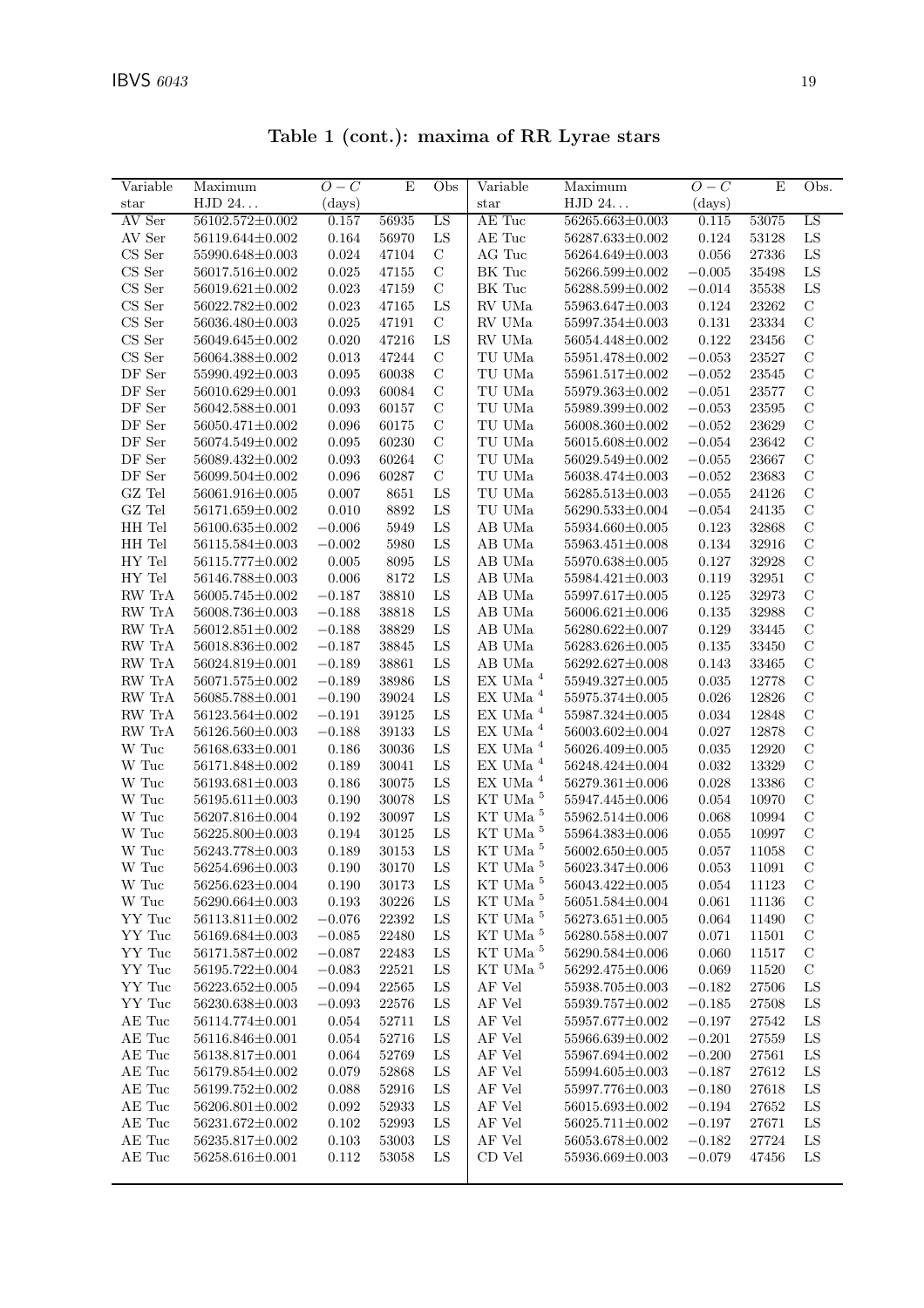**Table 1 (cont.): maxima of RR Lyrae stars**

| Variable star | Maximum HJD 24... | $O-C$ (days) | E | Obs | Variable star | Maximum HJD 24... | $O-C$ (days) | E | Obs. |
|---|---|---|---|---|---|---|---|---|---|
| AV Ser | 56102.572±0.002 | 0.157 | 56935 | LS | AE Tuc | 56265.663±0.003 | 0.115 | 53075 | LS |
| AV Ser | 56119.644±0.002 | 0.164 | 56970 | LS | AE Tuc | 56287.633±0.002 | 0.124 | 53128 | LS |
| CS Ser | 55990.648±0.003 | 0.024 | 47104 | C | AG Tuc | 56264.649±0.003 | 0.056 | 27336 | LS |
| CS Ser | 56017.516±0.002 | 0.025 | 47155 | C | BK Tuc | 56266.599±0.002 | −0.005 | 35498 | LS |
| CS Ser | 56019.621±0.002 | 0.023 | 47159 | C | BK Tuc | 56288.599±0.002 | −0.014 | 35538 | LS |
| CS Ser | 56022.782±0.002 | 0.023 | 47165 | LS | RV UMa | 55963.647±0.003 | 0.124 | 23262 | C |
| CS Ser | 56036.480±0.003 | 0.025 | 47191 | C | RV UMa | 55997.354±0.003 | 0.131 | 23334 | C |
| CS Ser | 56049.645±0.002 | 0.020 | 47216 | LS | RV UMa | 56054.448±0.002 | 0.122 | 23456 | C |
| CS Ser | 56064.388±0.002 | 0.013 | 47244 | C | TU UMa | 55951.478±0.002 | −0.053 | 23527 | C |
| DF Ser | 55990.492±0.003 | 0.095 | 60038 | C | TU UMa | 55961.517±0.002 | −0.052 | 23545 | C |
| DF Ser | 56010.629±0.001 | 0.093 | 60084 | C | TU UMa | 55979.363±0.002 | −0.051 | 23577 | C |
| DF Ser | 56042.588±0.001 | 0.093 | 60157 | C | TU UMa | 55989.399±0.002 | −0.053 | 23595 | C |
| DF Ser | 56050.471±0.002 | 0.096 | 60175 | C | TU UMa | 56008.360±0.002 | −0.052 | 23629 | C |
| DF Ser | 56074.549±0.002 | 0.095 | 60230 | C | TU UMa | 56015.608±0.002 | −0.054 | 23642 | C |
| DF Ser | 56089.432±0.002 | 0.093 | 60264 | C | TU UMa | 56029.549±0.002 | −0.055 | 23667 | C |
| DF Ser | 56099.504±0.002 | 0.096 | 60287 | C | TU UMa | 56038.474±0.003 | −0.052 | 23683 | C |
| GZ Tel | 56061.916±0.005 | 0.007 | 8651 | LS | TU UMa | 56285.513±0.003 | −0.055 | 24126 | C |
| GZ Tel | 56171.659±0.002 | 0.010 | 8892 | LS | TU UMa | 56290.533±0.004 | −0.054 | 24135 | C |
| HH Tel | 56100.635±0.002 | −0.006 | 5949 | LS | AB UMa | 55934.660±0.005 | 0.123 | 32868 | C |
| HH Tel | 56115.584±0.003 | −0.002 | 5980 | LS | AB UMa | 55963.451±0.008 | 0.134 | 32916 | C |
| HY Tel | 56115.777±0.002 | 0.005 | 8095 | LS | AB UMa | 55970.638±0.005 | 0.127 | 32928 | C |
| HY Tel | 56146.788±0.003 | 0.006 | 8172 | LS | AB UMa | 55984.421±0.003 | 0.119 | 32951 | C |
| RW TrA | 56005.745±0.002 | −0.187 | 38810 | LS | AB UMa | 55997.617±0.005 | 0.125 | 32973 | C |
| RW TrA | 56008.736±0.003 | −0.188 | 38818 | LS | AB UMa | 56006.621±0.006 | 0.135 | 32988 | C |
| RW TrA | 56012.851±0.002 | −0.188 | 38829 | LS | AB UMa | 56280.622±0.007 | 0.129 | 33445 | C |
| RW TrA | 56018.836±0.002 | −0.187 | 38845 | LS | AB UMa | 56283.626±0.005 | 0.135 | 33450 | C |
| RW TrA | 56024.819±0.001 | −0.189 | 38861 | LS | AB UMa | 56292.627±0.008 | 0.143 | 33465 | C |
| RW TrA | 56071.575±0.002 | −0.189 | 38986 | LS | EX UMa [4] | 55949.327±0.005 | 0.035 | 12778 | C |
| RW TrA | 56085.788±0.001 | −0.190 | 39024 | LS | EX UMa [4] | 55975.374±0.005 | 0.026 | 12826 | C |
| RW TrA | 56123.564±0.002 | −0.191 | 39125 | LS | EX UMa [4] | 55987.324±0.005 | 0.034 | 12848 | C |
| RW TrA | 56126.560±0.003 | −0.188 | 39133 | LS | EX UMa [4] | 56003.602±0.004 | 0.027 | 12878 | C |
| W Tuc | 56168.633±0.001 | 0.186 | 30036 | LS | EX UMa [4] | 56026.409±0.005 | 0.035 | 12920 | C |
| W Tuc | 56171.848±0.002 | 0.189 | 30041 | LS | EX UMa [4] | 56248.424±0.004 | 0.032 | 13329 | C |
| W Tuc | 56193.681±0.003 | 0.186 | 30075 | LS | EX UMa [4] | 56279.361±0.006 | 0.028 | 13386 | C |
| W Tuc | 56195.611±0.003 | 0.190 | 30078 | LS | KT UMa [5] | 55947.445±0.006 | 0.054 | 10970 | C |
| W Tuc | 56207.816±0.004 | 0.192 | 30097 | LS | KT UMa [5] | 55962.514±0.006 | 0.068 | 10994 | C |
| W Tuc | 56225.800±0.003 | 0.194 | 30125 | LS | KT UMa [5] | 55964.383±0.006 | 0.055 | 10997 | C |
| W Tuc | 56243.778±0.003 | 0.189 | 30153 | LS | KT UMa [5] | 56002.650±0.005 | 0.057 | 11058 | C |
| W Tuc | 56254.696±0.003 | 0.190 | 30170 | LS | KT UMa [5] | 56023.347±0.006 | 0.053 | 11091 | C |
| W Tuc | 56256.623±0.004 | 0.190 | 30173 | LS | KT UMa [5] | 56043.422±0.005 | 0.054 | 11123 | C |
| W Tuc | 56290.664±0.003 | 0.193 | 30226 | LS | KT UMa [5] | 56051.584±0.004 | 0.061 | 11136 | C |
| YY Tuc | 56113.811±0.002 | −0.076 | 22392 | LS | KT UMa [5] | 56273.651±0.005 | 0.064 | 11490 | C |
| YY Tuc | 56169.684±0.003 | −0.085 | 22480 | LS | KT UMa [5] | 56280.558±0.007 | 0.071 | 11501 | C |
| YY Tuc | 56171.587±0.002 | −0.087 | 22483 | LS | KT UMa [5] | 56290.584±0.006 | 0.060 | 11517 | C |
| YY Tuc | 56195.722±0.004 | −0.083 | 22521 | LS | KT UMa [5] | 56292.475±0.006 | 0.069 | 11520 | C |
| YY Tuc | 56223.652±0.005 | −0.094 | 22565 | LS | AF Vel | 55938.705±0.003 | −0.182 | 27506 | LS |
| YY Tuc | 56230.638±0.003 | −0.093 | 22576 | LS | AF Vel | 55939.757±0.002 | −0.185 | 27508 | LS |
| AE Tuc | 56114.774±0.001 | 0.054 | 52711 | LS | AF Vel | 55957.677±0.002 | −0.197 | 27542 | LS |
| AE Tuc | 56116.846±0.001 | 0.054 | 52716 | LS | AF Vel | 55966.639±0.002 | −0.201 | 27559 | LS |
| AE Tuc | 56138.817±0.001 | 0.064 | 52769 | LS | AF Vel | 55967.694±0.002 | −0.200 | 27561 | LS |
| AE Tuc | 56179.854±0.002 | 0.079 | 52868 | LS | AF Vel | 55994.605±0.003 | −0.187 | 27612 | LS |
| AE Tuc | 56199.752±0.002 | 0.088 | 52916 | LS | AF Vel | 55997.776±0.003 | −0.180 | 27618 | LS |
| AE Tuc | 56206.801±0.002 | 0.092 | 52933 | LS | AF Vel | 56015.693±0.002 | −0.194 | 27652 | LS |
| AE Tuc | 56231.672±0.002 | 0.102 | 52993 | LS | AF Vel | 56025.711±0.002 | −0.197 | 27671 | LS |
| AE Tuc | 56235.817±0.002 | 0.103 | 53003 | LS | AF Vel | 56053.678±0.002 | −0.182 | 27724 | LS |
| AE Tuc | 56258.616±0.001 | 0.112 | 53058 | LS | CD Vel | 55936.669±0.003 | −0.079 | 47456 | LS |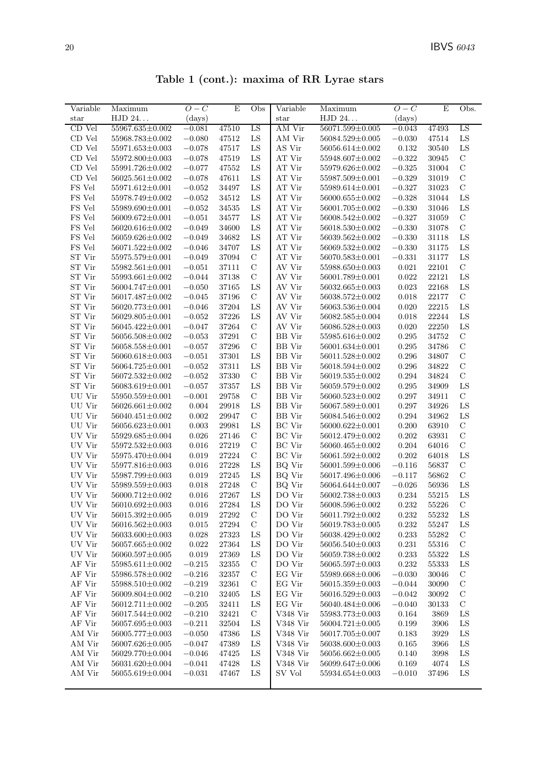**Table 1 (cont.): maxima of RR Lyrae stars**

| Variable star | Maximum HJD 24... | $O-C$ (days) | E | Obs | Variable star | Maximum HJD 24... | $O-C$ (days) | E | Obs. |
|---|---|---|---|---|---|---|---|---|---|
| CD Vel | 55967.635±0.002 | −0.081 | 47510 | LS | AM Vir | 56071.599±0.005 | −0.043 | 47493 | LS |
| CD Vel | 55968.783±0.002 | −0.080 | 47512 | LS | AM Vir | 56084.529±0.005 | −0.030 | 47514 | LS |
| CD Vel | 55971.653±0.003 | −0.078 | 47517 | LS | AS Vir | 56056.614±0.002 | 0.132 | 30540 | LS |
| CD Vel | 55972.800±0.003 | −0.078 | 47519 | LS | AT Vir | 55948.607±0.002 | −0.322 | 30945 | C |
| CD Vel | 55991.726±0.002 | −0.077 | 47552 | LS | AT Vir | 55979.626±0.002 | −0.325 | 31004 | C |
| CD Vel | 56025.561±0.002 | −0.078 | 47611 | LS | AT Vir | 55987.509±0.001 | −0.329 | 31019 | C |
| FS Vel | 55971.612±0.001 | −0.052 | 34497 | LS | AT Vir | 55989.614±0.001 | −0.327 | 31023 | C |
| FS Vel | 55978.749±0.002 | −0.052 | 34512 | LS | AT Vir | 56000.655±0.002 | −0.328 | 31044 | LS |
| FS Vel | 55989.690±0.001 | −0.052 | 34535 | LS | AT Vir | 56001.705±0.002 | −0.330 | 31046 | LS |
| FS Vel | 56009.672±0.001 | −0.051 | 34577 | LS | AT Vir | 56008.542±0.002 | −0.327 | 31059 | C |
| FS Vel | 56020.616±0.002 | −0.049 | 34600 | LS | AT Vir | 56018.530±0.002 | −0.330 | 31078 | C |
| FS Vel | 56059.626±0.002 | −0.049 | 34682 | LS | AT Vir | 56039.562±0.002 | −0.330 | 31118 | LS |
| FS Vel | 56071.522±0.002 | −0.046 | 34707 | LS | AT Vir | 56069.532±0.002 | −0.330 | 31175 | LS |
| ST Vir | 55975.579±0.001 | −0.049 | 37094 | C | AT Vir | 56070.583±0.001 | −0.331 | 31177 | LS |
| ST Vir | 55982.561±0.001 | −0.051 | 37111 | C | AV Vir | 55988.650±0.003 | 0.021 | 22101 | C |
| ST Vir | 55993.661±0.002 | −0.044 | 37138 | C | AV Vir | 56001.789±0.001 | 0.022 | 22121 | LS |
| ST Vir | 56004.747±0.001 | −0.050 | 37165 | LS | AV Vir | 56032.665±0.003 | 0.023 | 22168 | LS |
| ST Vir | 56017.487±0.002 | −0.045 | 37196 | C | AV Vir | 56038.572±0.002 | 0.018 | 22177 | C |
| ST Vir | 56020.773±0.001 | −0.046 | 37204 | LS | AV Vir | 56063.536±0.004 | 0.020 | 22215 | LS |
| ST Vir | 56029.805±0.001 | −0.052 | 37226 | LS | AV Vir | 56082.585±0.004 | 0.018 | 22244 | LS |
| ST Vir | 56045.422±0.001 | −0.047 | 37264 | C | AV Vir | 56086.528±0.003 | 0.020 | 22250 | LS |
| ST Vir | 56056.508±0.002 | −0.053 | 37291 | C | BB Vir | 55985.616±0.002 | 0.295 | 34752 | C |
| ST Vir | 56058.558±0.001 | −0.057 | 37296 | C | BB Vir | 56001.634±0.001 | 0.295 | 34786 | C |
| ST Vir | 56060.618±0.003 | −0.051 | 37301 | LS | BB Vir | 56011.528±0.002 | 0.296 | 34807 | C |
| ST Vir | 56064.725±0.001 | −0.052 | 37311 | LS | BB Vir | 56018.594±0.002 | 0.296 | 34822 | C |
| ST Vir | 56072.532±0.002 | −0.052 | 37330 | C | BB Vir | 56019.535±0.002 | 0.294 | 34824 | C |
| ST Vir | 56083.619±0.001 | −0.057 | 37357 | LS | BB Vir | 56059.579±0.002 | 0.295 | 34909 | LS |
| UU Vir | 55950.559±0.001 | −0.001 | 29758 | C | BB Vir | 56060.523±0.002 | 0.297 | 34911 | C |
| UU Vir | 56026.661±0.002 | 0.004 | 29918 | LS | BB Vir | 56067.589±0.001 | 0.297 | 34926 | LS |
| UU Vir | 56040.451±0.002 | 0.002 | 29947 | C | BB Vir | 56084.546±0.002 | 0.294 | 34962 | LS |
| UU Vir | 56056.623±0.001 | 0.003 | 29981 | LS | BC Vir | 56000.622±0.001 | 0.200 | 63910 | C |
| UV Vir | 55929.685±0.004 | 0.026 | 27146 | C | BC Vir | 56012.479±0.002 | 0.202 | 63931 | C |
| UV Vir | 55972.532±0.003 | 0.016 | 27219 | C | BC Vir | 56060.465±0.002 | 0.204 | 64016 | C |
| UV Vir | 55975.470±0.004 | 0.019 | 27224 | C | BC Vir | 56061.592±0.002 | 0.202 | 64018 | LS |
| UV Vir | 55977.816±0.003 | 0.016 | 27228 | LS | BQ Vir | 56001.599±0.006 | −0.116 | 56837 | C |
| UV Vir | 55987.799±0.003 | 0.019 | 27245 | LS | BQ Vir | 56017.496±0.006 | −0.117 | 56862 | C |
| UV Vir | 55989.559±0.003 | 0.018 | 27248 | C | BQ Vir | 56064.644±0.007 | −0.026 | 56936 | LS |
| UV Vir | 56000.712±0.002 | 0.016 | 27267 | LS | DO Vir | 56002.738±0.003 | 0.234 | 55215 | LS |
| UV Vir | 56010.692±0.003 | 0.016 | 27284 | LS | DO Vir | 56008.596±0.002 | 0.232 | 55226 | C |
| UV Vir | 56015.392±0.005 | 0.019 | 27292 | C | DO Vir | 56011.792±0.002 | 0.232 | 55232 | LS |
| UV Vir | 56016.562±0.003 | 0.015 | 27294 | C | DO Vir | 56019.783±0.005 | 0.232 | 55247 | LS |
| UV Vir | 56033.600±0.003 | 0.028 | 27323 | LS | DO Vir | 56038.429±0.002 | 0.233 | 55282 | C |
| UV Vir | 56057.665±0.002 | 0.022 | 27364 | LS | DO Vir | 56056.540±0.003 | 0.231 | 55316 | C |
| UV Vir | 56060.597±0.005 | 0.019 | 27369 | LS | DO Vir | 56059.738±0.002 | 0.233 | 55322 | LS |
| AF Vir | 55985.611±0.002 | −0.215 | 32355 | C | DO Vir | 56065.597±0.003 | 0.232 | 55333 | LS |
| AF Vir | 55986.578±0.002 | −0.216 | 32357 | C | EG Vir | 55989.668±0.006 | −0.030 | 30046 | C |
| AF Vir | 55988.510±0.002 | −0.219 | 32361 | C | EG Vir | 56015.359±0.003 | −0.044 | 30090 | C |
| AF Vir | 56009.804±0.002 | −0.210 | 32405 | LS | EG Vir | 56016.529±0.003 | −0.042 | 30092 | C |
| AF Vir | 56012.711±0.002 | −0.205 | 32411 | LS | EG Vir | 56040.484±0.006 | −0.040 | 30133 | C |
| AF Vir | 56017.544±0.002 | −0.210 | 32421 | C | V348 Vir | 55983.773±0.003 | 0.164 | 3869 | LS |
| AF Vir | 56057.695±0.003 | −0.211 | 32504 | LS | V348 Vir | 56004.721±0.005 | 0.199 | 3906 | LS |
| AM Vir | 56005.777±0.003 | −0.050 | 47386 | LS | V348 Vir | 56017.705±0.007 | 0.183 | 3929 | LS |
| AM Vir | 56007.626±0.005 | −0.047 | 47389 | LS | V348 Vir | 56038.600±0.003 | 0.165 | 3966 | LS |
| AM Vir | 56029.770±0.004 | −0.046 | 47425 | LS | V348 Vir | 56056.662±0.005 | 0.140 | 3998 | LS |
| AM Vir | 56031.620±0.004 | −0.041 | 47428 | LS | V348 Vir | 56099.647±0.006 | 0.169 | 4074 | LS |
| AM Vir | 56055.619±0.004 | −0.031 | 47467 | LS | SV Vol | 55934.654±0.003 | −0.010 | 37496 | LS |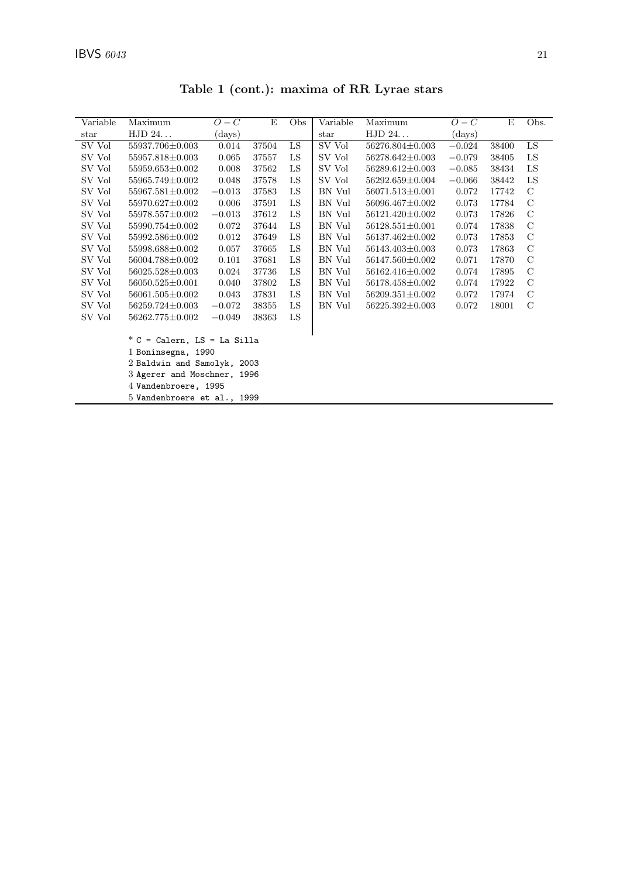**Table 1 (cont.): maxima of RR Lyrae stars**

| Variable star | Maximum HJD 24... | $O-C$ (days) | E | Obs | Variable star | Maximum HJD 24... | $O-C$ (days) | E | Obs. |
|---|---|---|---|---|---|---|---|---|---|
| SV Vol | 55937.706±0.003 | 0.014 | 37504 | LS | SV Vol | 56276.804±0.003 | −0.024 | 38400 | LS |
| SV Vol | 55957.818±0.003 | 0.065 | 37557 | LS | SV Vol | 56278.642±0.003 | −0.079 | 38405 | LS |
| SV Vol | 55959.653±0.002 | 0.008 | 37562 | LS | SV Vol | 56289.612±0.003 | −0.085 | 38434 | LS |
| SV Vol | 55965.749±0.002 | 0.048 | 37578 | LS | SV Vol | 56292.659±0.004 | −0.066 | 38442 | LS |
| SV Vol | 55967.581±0.002 | −0.013 | 37583 | LS | BN Vul | 56071.513±0.001 | 0.072 | 17742 | C |
| SV Vol | 55970.627±0.002 | 0.006 | 37591 | LS | BN Vul | 56096.467±0.002 | 0.073 | 17784 | C |
| SV Vol | 55978.557±0.002 | −0.013 | 37612 | LS | BN Vul | 56121.420±0.002 | 0.073 | 17826 | C |
| SV Vol | 55990.754±0.002 | 0.072 | 37644 | LS | BN Vul | 56128.551±0.001 | 0.074 | 17838 | C |
| SV Vol | 55992.586±0.002 | 0.012 | 37649 | LS | BN Vul | 56137.462±0.002 | 0.073 | 17853 | C |
| SV Vol | 55998.688±0.002 | 0.057 | 37665 | LS | BN Vul | 56143.403±0.003 | 0.073 | 17863 | C |
| SV Vol | 56004.788±0.002 | 0.101 | 37681 | LS | BN Vul | 56147.560±0.002 | 0.071 | 17870 | C |
| SV Vol | 56025.528±0.003 | 0.024 | 37736 | LS | BN Vul | 56162.416±0.002 | 0.074 | 17895 | C |
| SV Vol | 56050.525±0.001 | 0.040 | 37802 | LS | BN Vul | 56178.458±0.002 | 0.074 | 17922 | C |
| SV Vol | 56061.505±0.002 | 0.043 | 37831 | LS | BN Vul | 56209.351±0.002 | 0.072 | 17974 | C |
| SV Vol | 56259.724±0.003 | −0.072 | 38355 | LS | BN Vul | 56225.392±0.003 | 0.072 | 18001 | C |
| SV Vol | 56262.775±0.002 | −0.049 | 38363 | LS | | | | | |

* C = Calern, LS = La Silla

1 Boninsegna, 1990

2 Baldwin and Samolyk, 2003

3 Agerer and Moschner, 1996

4 Vandenbroere, 1995

5 Vandenbroere et al., 1999